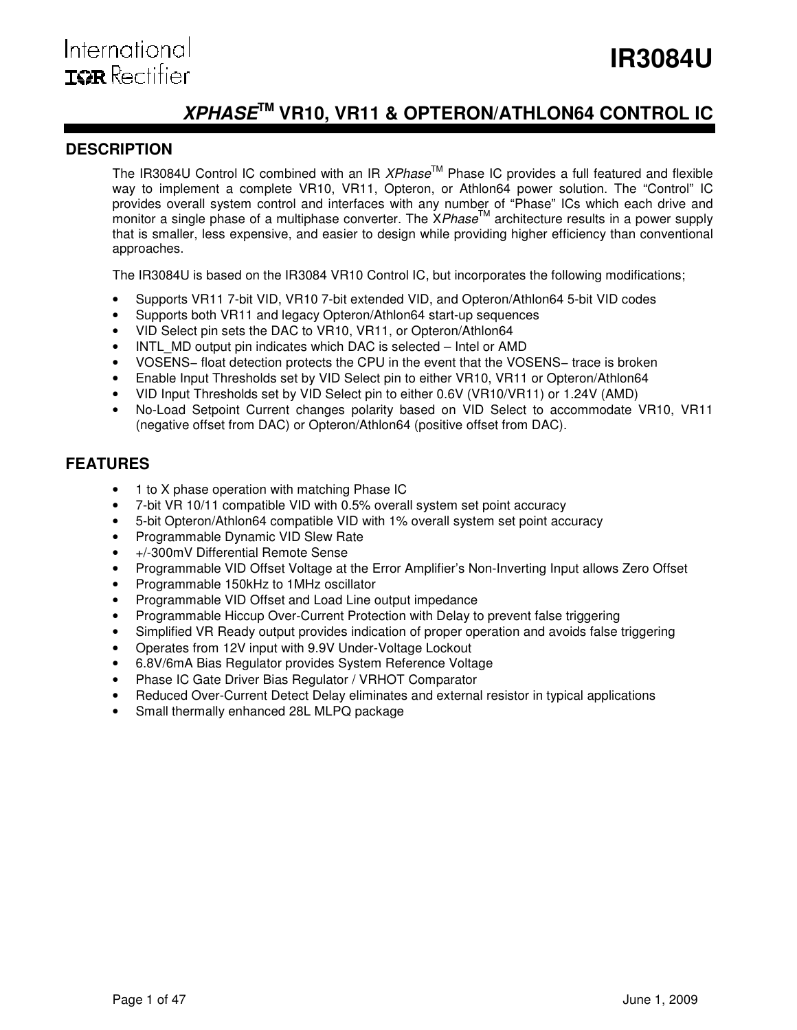# IR3084U

## XPHASE™ VR10, VR11 & OPTERON/ATHLON64 CONTROL IC

### DESCRIPTION

The IR3084U Control IC combined with an IR *XPhase*™ Phase IC provides a full featured and flexible way to implement a complete VR10, VR11, Opteron, or Athlon64 power solution. The "Control" IC provides overall system control and interfaces with any number of "Phase" ICs which each drive and monitor a single phase of a multiphase converter. The X*Phase*™ architecture results in a power supply that is smaller, less expensive, and easier to design while providing higher efficiency than conventional approaches.

The IR3084U is based on the IR3084 VR10 Control IC, but incorporates the following modifications;

- Supports VR11 7-bit VID, VR10 7-bit extended VID, and Opteron/Athlon64 5-bit VID codes
- Supports both VR11 and legacy Opteron/Athlon64 start-up sequences
- VID Select pin sets the DAC to VR10, VR11, or Opteron/Athlon64
- INTL_MD output pin indicates which DAC is selected – Intel or AMD
- VOSENS− float detection protects the CPU in the event that the VOSENS− trace is broken
- Enable Input Thresholds set by VID Select pin to either VR10, VR11 or Opteron/Athlon64
- VID Input Thresholds set by VID Select pin to either 0.6V (VR10/VR11) or 1.24V (AMD)
- No-Load Setpoint Current changes polarity based on VID Select to accommodate VR10, VR11 (negative offset from DAC) or Opteron/Athlon64 (positive offset from DAC).

### FEATURES

- 1 to X phase operation with matching Phase IC
- 7-bit VR 10/11 compatible VID with 0.5% overall system set point accuracy
- 5-bit Opteron/Athlon64 compatible VID with 1% overall system set point accuracy
- Programmable Dynamic VID Slew Rate
- +/-300mV Differential Remote Sense
- Programmable VID Offset Voltage at the Error Amplifier's Non-Inverting Input allows Zero Offset
- Programmable 150kHz to 1MHz oscillator
- Programmable VID Offset and Load Line output impedance
- Programmable Hiccup Over-Current Protection with Delay to prevent false triggering
- Simplified VR Ready output provides indication of proper operation and avoids false triggering
- Operates from 12V input with 9.9V Under-Voltage Lockout
- 6.8V/6mA Bias Regulator provides System Reference Voltage
- Phase IC Gate Driver Bias Regulator / VRHOT Comparator
- Reduced Over-Current Detect Delay eliminates and external resistor in typical applications
- Small thermally enhanced 28L MLPQ package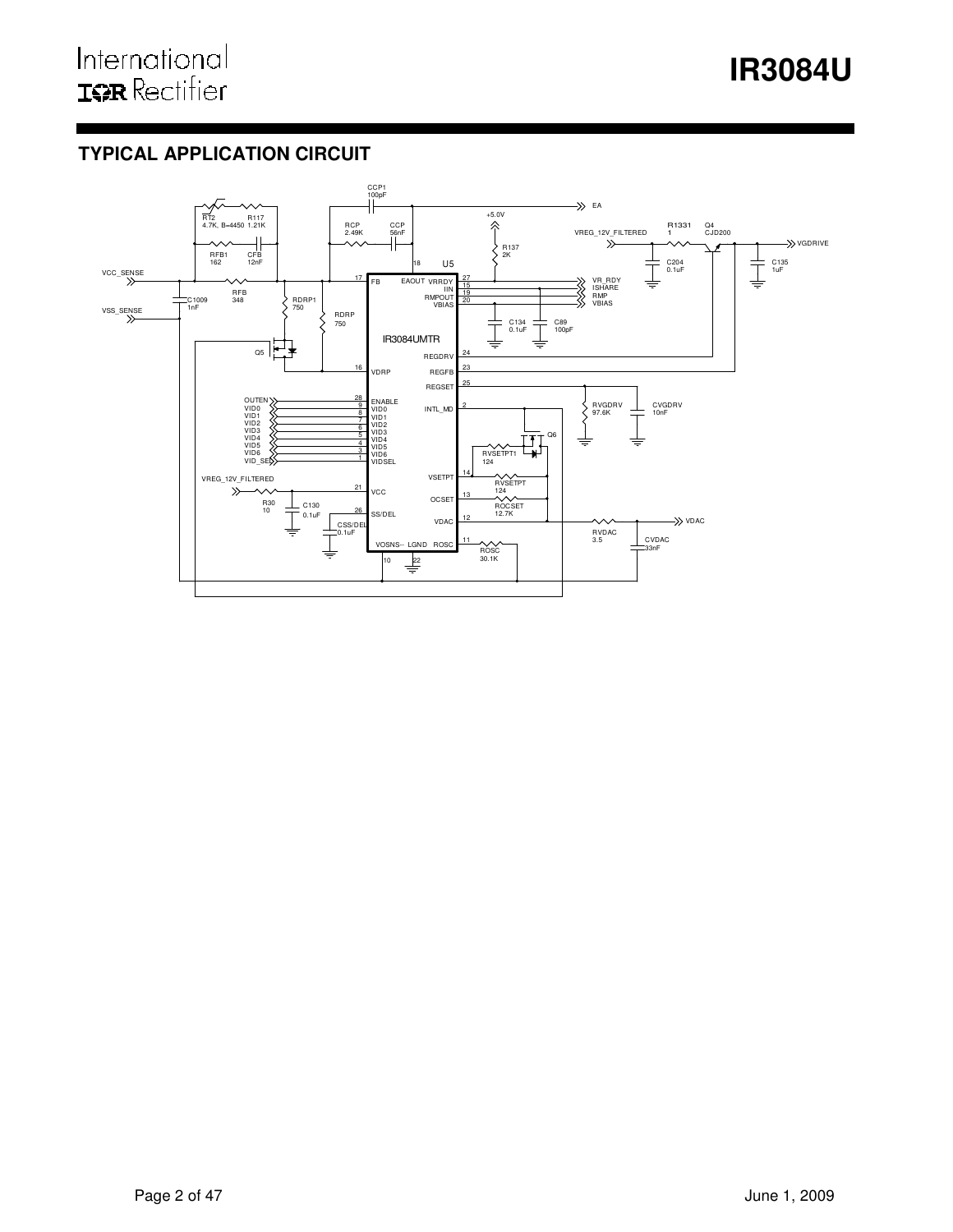## TYPICAL APPLICATION CIRCUIT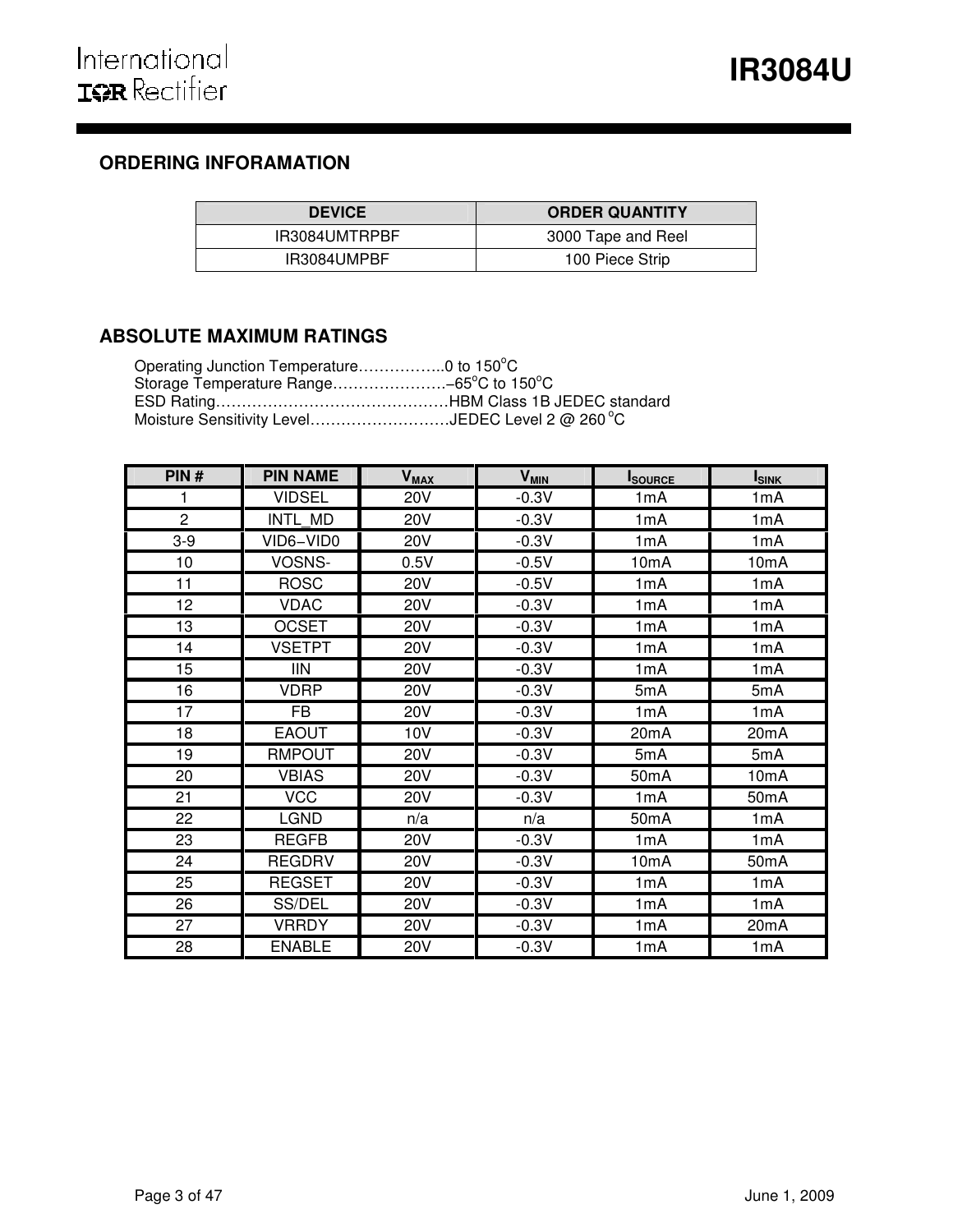## ORDERING INFORAMATION

| DEVICE | ORDER QUANTITY |
|---|---|
| IR3084UMTRPBF | 3000 Tape and Reel |
| IR3084UMPBF | 100 Piece Strip |

## ABSOLUTE MAXIMUM RATINGS

Operating Junction Temperature……………..0 to 150°C
Storage Temperature Range………………….–65°C to 150°C
ESD Rating………………………………………HBM Class 1B JEDEC standard
Moisture Sensitivity Level………………………JEDEC Level 2 @ 260 °C

| PIN # | PIN NAME | $V_{MAX}$ | $V_{MIN}$ | $I_{SOURCE}$ | $I_{SINK}$ |
|---|---|---|---|---|---|
| 1 | VIDSEL | 20V | -0.3V | 1mA | 1mA |
| 2 | INTL_MD | 20V | -0.3V | 1mA | 1mA |
| 3-9 | VID6−VID0 | 20V | -0.3V | 1mA | 1mA |
| 10 | VOSNS- | 0.5V | -0.5V | 10mA | 10mA |
| 11 | ROSC | 20V | -0.5V | 1mA | 1mA |
| 12 | VDAC | 20V | -0.3V | 1mA | 1mA |
| 13 | OCSET | 20V | -0.3V | 1mA | 1mA |
| 14 | VSETPT | 20V | -0.3V | 1mA | 1mA |
| 15 | IIN | 20V | -0.3V | 1mA | 1mA |
| 16 | VDRP | 20V | -0.3V | 5mA | 5mA |
| 17 | FB | 20V | -0.3V | 1mA | 1mA |
| 18 | EAOUT | 10V | -0.3V | 20mA | 20mA |
| 19 | RMPOUT | 20V | -0.3V | 5mA | 5mA |
| 20 | VBIAS | 20V | -0.3V | 50mA | 10mA |
| 21 | VCC | 20V | -0.3V | 1mA | 50mA |
| 22 | LGND | n/a | n/a | 50mA | 1mA |
| 23 | REGFB | 20V | -0.3V | 1mA | 1mA |
| 24 | REGDRV | 20V | -0.3V | 10mA | 50mA |
| 25 | REGSET | 20V | -0.3V | 1mA | 1mA |
| 26 | SS/DEL | 20V | -0.3V | 1mA | 1mA |
| 27 | VRRDY | 20V | -0.3V | 1mA | 20mA |
| 28 | ENABLE | 20V | -0.3V | 1mA | 1mA |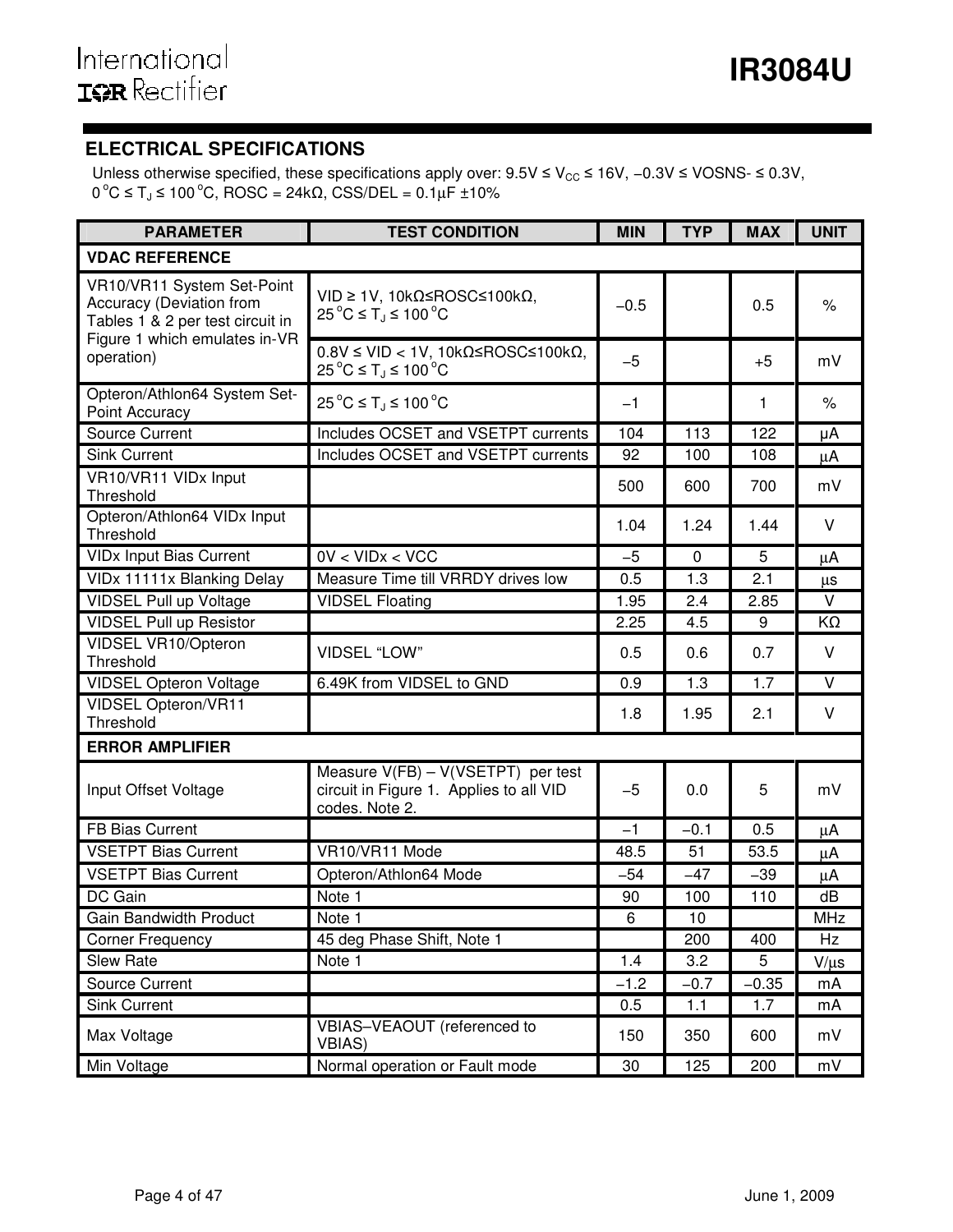## ELECTRICAL SPECIFICATIONS

Unless otherwise specified, these specifications apply over: 9.5V ≤ $V_{CC}$ ≤ 16V, −0.3V ≤ VOSNS- ≤ 0.3V, 0°C ≤ $T_J$ ≤ 100°C, ROSC = 24kΩ, CSS/DEL = 0.1μF ±10%

| PARAMETER | TEST CONDITION | MIN | TYP | MAX | UNIT |
|---|---|---|---|---|---|
| **VDAC REFERENCE** | | | | | |
| VR10/VR11 System Set-Point Accuracy (Deviation from Tables 1 & 2 per test circuit in Figure 1 which emulates in-VR operation) | VID ≥ 1V, 10kΩ≤ROSC≤100kΩ, 25°C ≤ $T_J$ ≤ 100°C | −0.5 | | 0.5 | % |
| | 0.8V ≤ VID < 1V, 10kΩ≤ROSC≤100kΩ, 25°C ≤ $T_J$ ≤ 100°C | −5 | | +5 | mV |
| Opteron/Athlon64 System Set-Point Accuracy | 25°C ≤ $T_J$ ≤ 100°C | −1 | | 1 | % |
| Source Current | Includes OCSET and VSETPT currents | 104 | 113 | 122 | μA |
| Sink Current | Includes OCSET and VSETPT currents | 92 | 100 | 108 | μA |
| VR10/VR11 VIDx Input Threshold | | 500 | 600 | 700 | mV |
| Opteron/Athlon64 VIDx Input Threshold | | 1.04 | 1.24 | 1.44 | V |
| VIDx Input Bias Current | 0V < VIDx < VCC | −5 | 0 | 5 | μA |
| VIDx 11111x Blanking Delay | Measure Time till VRRDY drives low | 0.5 | 1.3 | 2.1 | μs |
| VIDSEL Pull up Voltage | VIDSEL Floating | 1.95 | 2.4 | 2.85 | V |
| VIDSEL Pull up Resistor | | 2.25 | 4.5 | 9 | KΩ |
| VIDSEL VR10/Opteron Threshold | VIDSEL “LOW” | 0.5 | 0.6 | 0.7 | V |
| VIDSEL Opteron Voltage | 6.49K from VIDSEL to GND | 0.9 | 1.3 | 1.7 | V |
| VIDSEL Opteron/VR11 Threshold | | 1.8 | 1.95 | 2.1 | V |
| **ERROR AMPLIFIER** | | | | | |
| Input Offset Voltage | Measure V(FB) – V(VSETPT) per test circuit in Figure 1. Applies to all VID codes. Note 2. | −5 | 0.0 | 5 | mV |
| FB Bias Current | | −1 | −0.1 | 0.5 | μA |
| VSETPT Bias Current | VR10/VR11 Mode | 48.5 | 51 | 53.5 | μA |
| VSETPT Bias Current | Opteron/Athlon64 Mode | −54 | −47 | −39 | μA |
| DC Gain | Note 1 | 90 | 100 | 110 | dB |
| Gain Bandwidth Product | Note 1 | 6 | 10 | | MHz |
| Corner Frequency | 45 deg Phase Shift, Note 1 | | 200 | 400 | Hz |
| Slew Rate | Note 1 | 1.4 | 3.2 | 5 | V/μs |
| Source Current | | −1.2 | −0.7 | −0.35 | mA |
| Sink Current | | 0.5 | 1.1 | 1.7 | mA |
| Max Voltage | VBIAS–VEAOUT (referenced to VBIAS) | 150 | 350 | 600 | mV |
| Min Voltage | Normal operation or Fault mode | 30 | 125 | 200 | mV |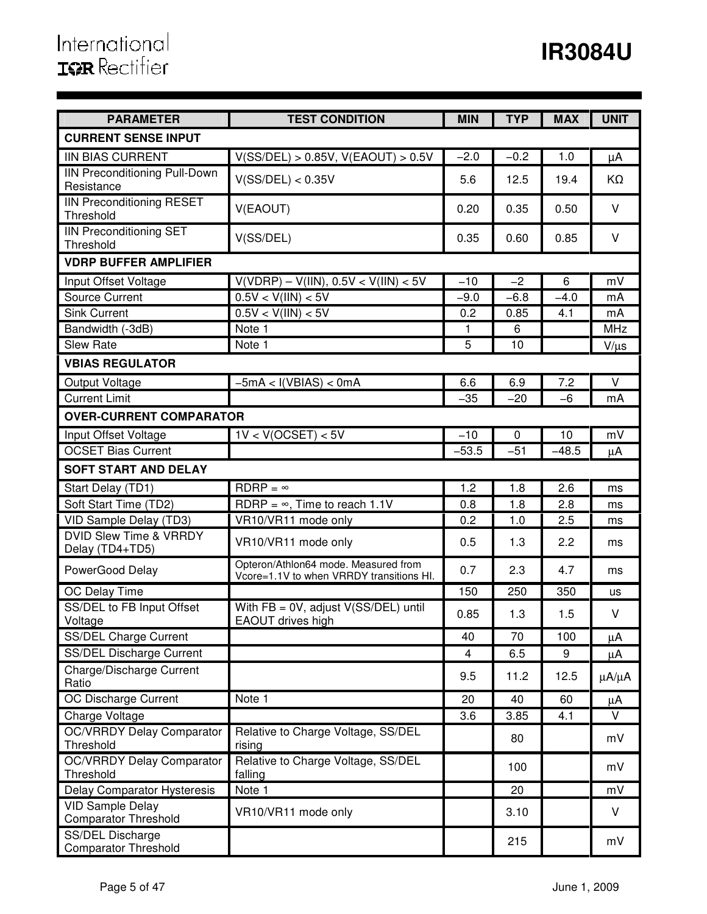| PARAMETER | TEST CONDITION | MIN | TYP | MAX | UNIT |
|---|---|---|---|---|---|
| **CURRENT SENSE INPUT** | | | | | |
| IIN BIAS CURRENT | V(SS/DEL) > 0.85V, V(EAOUT) > 0.5V | –2.0 | –0.2 | 1.0 | μA |
| IIN Preconditioning Pull-Down Resistance | V(SS/DEL) < 0.35V | 5.6 | 12.5 | 19.4 | KΩ |
| IIN Preconditioning RESET Threshold | V(EAOUT) | 0.20 | 0.35 | 0.50 | V |
| IIN Preconditioning SET Threshold | V(SS/DEL) | 0.35 | 0.60 | 0.85 | V |
| **VDRP BUFFER AMPLIFIER** | | | | | |
| Input Offset Voltage | V(VDRP) – V(IIN), 0.5V < V(IIN) < 5V | –10 | –2 | 6 | mV |
| Source Current | 0.5V < V(IIN) < 5V | –9.0 | –6.8 | –4.0 | mA |
| Sink Current | 0.5V < V(IIN) < 5V | 0.2 | 0.85 | 4.1 | mA |
| Bandwidth (-3dB) | Note 1 | 1 | 6 | | MHz |
| Slew Rate | Note 1 | 5 | 10 | | V/μs |
| **VBIAS REGULATOR** | | | | | |
| Output Voltage | –5mA < I(VBIAS) < 0mA | 6.6 | 6.9 | 7.2 | V |
| Current Limit | | –35 | –20 | –6 | mA |
| **OVER-CURRENT COMPARATOR** | | | | | |
| Input Offset Voltage | 1V < V(OCSET) < 5V | –10 | 0 | 10 | mV |
| OCSET Bias Current | | –53.5 | –51 | –48.5 | μA |
| **SOFT START AND DELAY** | | | | | |
| Start Delay (TD1) | RDRP = ∞ | 1.2 | 1.8 | 2.6 | ms |
| Soft Start Time (TD2) | RDRP = ∞, Time to reach 1.1V | 0.8 | 1.8 | 2.8 | ms |
| VID Sample Delay (TD3) | VR10/VR11 mode only | 0.2 | 1.0 | 2.5 | ms |
| DVID Slew Time & VRRDY Delay (TD4+TD5) | VR10/VR11 mode only | 0.5 | 1.3 | 2.2 | ms |
| PowerGood Delay | Opteron/Athlon64 mode. Measured from Vcore=1.1V to when VRRDY transitions HI. | 0.7 | 2.3 | 4.7 | ms |
| OC Delay Time | | 150 | 250 | 350 | us |
| SS/DEL to FB Input Offset Voltage | With FB = 0V, adjust V(SS/DEL) until EAOUT drives high | 0.85 | 1.3 | 1.5 | V |
| SS/DEL Charge Current | | 40 | 70 | 100 | μA |
| SS/DEL Discharge Current | | 4 | 6.5 | 9 | μA |
| Charge/Discharge Current Ratio | | 9.5 | 11.2 | 12.5 | μA/μA |
| OC Discharge Current | Note 1 | 20 | 40 | 60 | μA |
| Charge Voltage | | 3.6 | 3.85 | 4.1 | V |
| OC/VRRDY Delay Comparator Threshold | Relative to Charge Voltage, SS/DEL rising | | 80 | | mV |
| OC/VRRDY Delay Comparator Threshold | Relative to Charge Voltage, SS/DEL falling | | 100 | | mV |
| Delay Comparator Hysteresis | Note 1 | | 20 | | mV |
| VID Sample Delay Comparator Threshold | VR10/VR11 mode only | | 3.10 | | V |
| SS/DEL Discharge Comparator Threshold | | | 215 | | mV |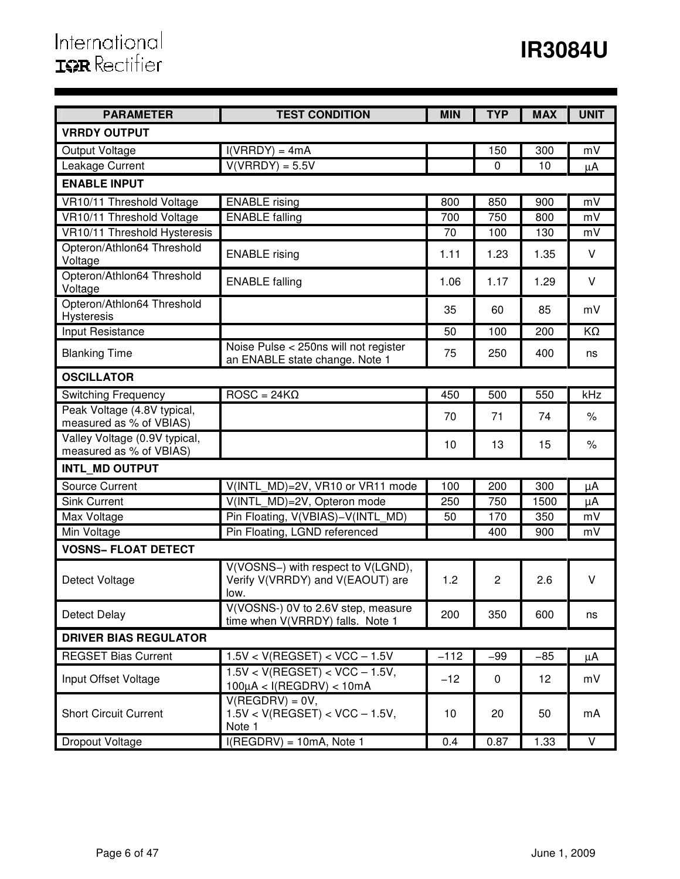| PARAMETER | TEST CONDITION | MIN | TYP | MAX | UNIT |
|---|---|---|---|---|---|
| **VRRDY OUTPUT** | | | | | |
| Output Voltage | I(VRRDY) = 4mA | | 150 | 300 | mV |
| Leakage Current | V(VRRDY) = 5.5V | | 0 | 10 | μA |
| **ENABLE INPUT** | | | | | |
| VR10/11 Threshold Voltage | ENABLE rising | 800 | 850 | 900 | mV |
| VR10/11 Threshold Voltage | ENABLE falling | 700 | 750 | 800 | mV |
| VR10/11 Threshold Hysteresis | | 70 | 100 | 130 | mV |
| Opteron/Athlon64 Threshold Voltage | ENABLE rising | 1.11 | 1.23 | 1.35 | V |
| Opteron/Athlon64 Threshold Voltage | ENABLE falling | 1.06 | 1.17 | 1.29 | V |
| Opteron/Athlon64 Threshold Hysteresis | | 35 | 60 | 85 | mV |
| Input Resistance | | 50 | 100 | 200 | KΩ |
| Blanking Time | Noise Pulse < 250ns will not register an ENABLE state change. Note 1 | 75 | 250 | 400 | ns |
| **OSCILLATOR** | | | | | |
| Switching Frequency | ROSC = 24KΩ | 450 | 500 | 550 | kHz |
| Peak Voltage (4.8V typical, measured as % of VBIAS) | | 70 | 71 | 74 | % |
| Valley Voltage (0.9V typical, measured as % of VBIAS) | | 10 | 13 | 15 | % |
| **INTL_MD OUTPUT** | | | | | |
| Source Current | V(INTL_MD)=2V, VR10 or VR11 mode | 100 | 200 | 300 | μA |
| Sink Current | V(INTL_MD)=2V, Opteron mode | 250 | 750 | 1500 | μA |
| Max Voltage | Pin Floating, V(VBIAS)−V(INTL_MD) | 50 | 170 | 350 | mV |
| Min Voltage | Pin Floating, LGND referenced | | 400 | 900 | mV |
| **VOSNS− FLOAT DETECT** | | | | | |
| Detect Voltage | V(VOSNS−) with respect to V(LGND), Verify V(VRRDY) and V(EAOUT) are low. | 1.2 | 2 | 2.6 | V |
| Detect Delay | V(VOSNS-) 0V to 2.6V step, measure time when V(VRRDY) falls. Note 1 | 200 | 350 | 600 | ns |
| **DRIVER BIAS REGULATOR** | | | | | |
| REGSET Bias Current | 1.5V < V(REGSET) < VCC – 1.5V | −112 | −99 | −85 | μA |
| Input Offset Voltage | 1.5V < V(REGSET) < VCC – 1.5V, 100μA < I(REGDRV) < 10mA | −12 | 0 | 12 | mV |
| Short Circuit Current | V(REGDRV) = 0V, 1.5V < V(REGSET) < VCC – 1.5V, Note 1 | 10 | 20 | 50 | mA |
| Dropout Voltage | I(REGDRV) = 10mA, Note 1 | 0.4 | 0.87 | 1.33 | V |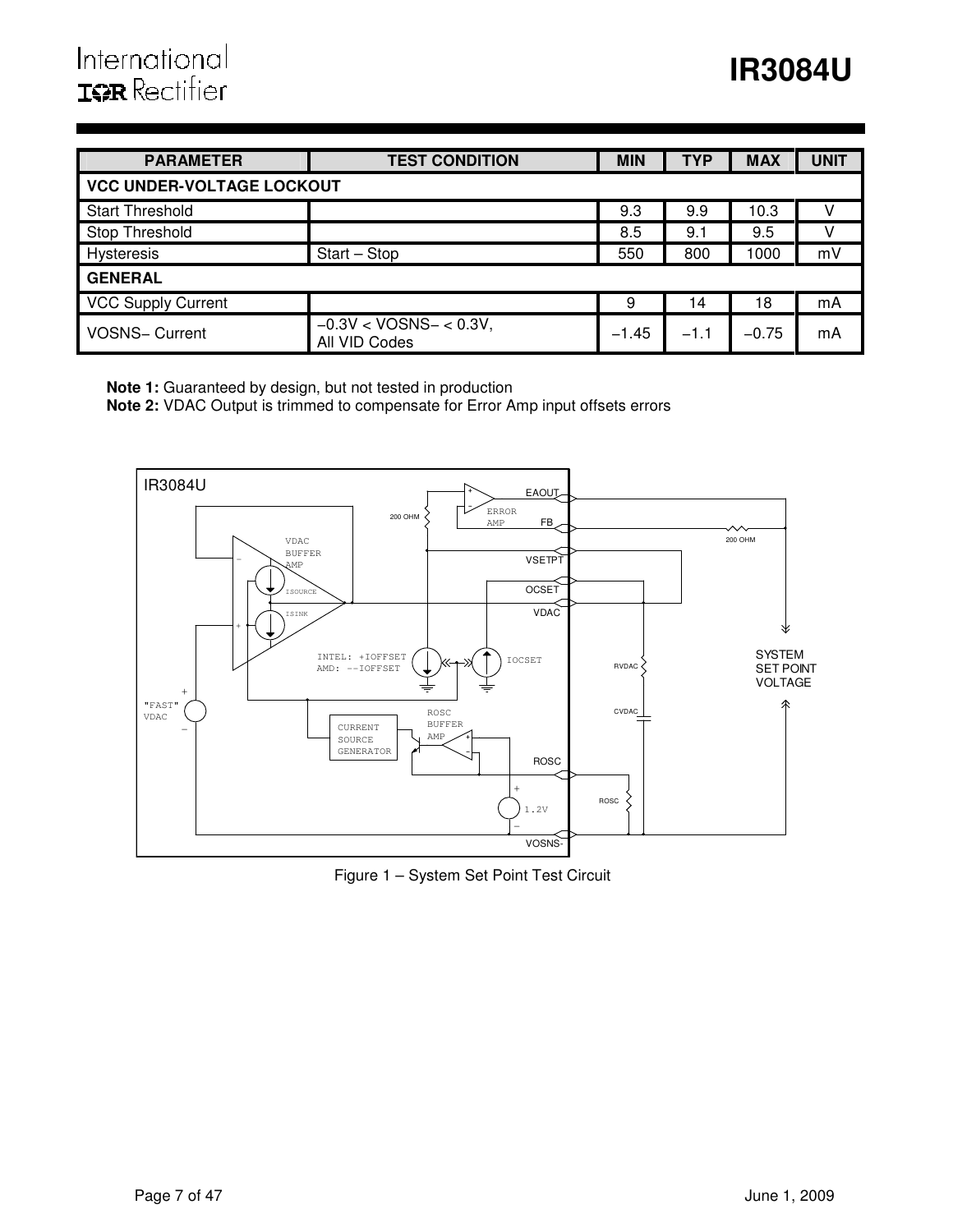| PARAMETER | TEST CONDITION | MIN | TYP | MAX | UNIT |
|---|---|---|---|---|---|
| **VCC UNDER-VOLTAGE LOCKOUT** | | | | | |
| Start Threshold | | 9.3 | 9.9 | 10.3 | V |
| Stop Threshold | | 8.5 | 9.1 | 9.5 | V |
| Hysteresis | Start – Stop | 550 | 800 | 1000 | mV |
| **GENERAL** | | | | | |
| VCC Supply Current | | 9 | 14 | 18 | mA |
| VOSNS− Current | −0.3V < VOSNS− < 0.3V, All VID Codes | −1.45 | −1.1 | −0.75 | mA |

**Note 1:** Guaranteed by design, but not tested in production
**Note 2:** VDAC Output is trimmed to compensate for Error Amp input offsets errors

Figure 1 – System Set Point Test Circuit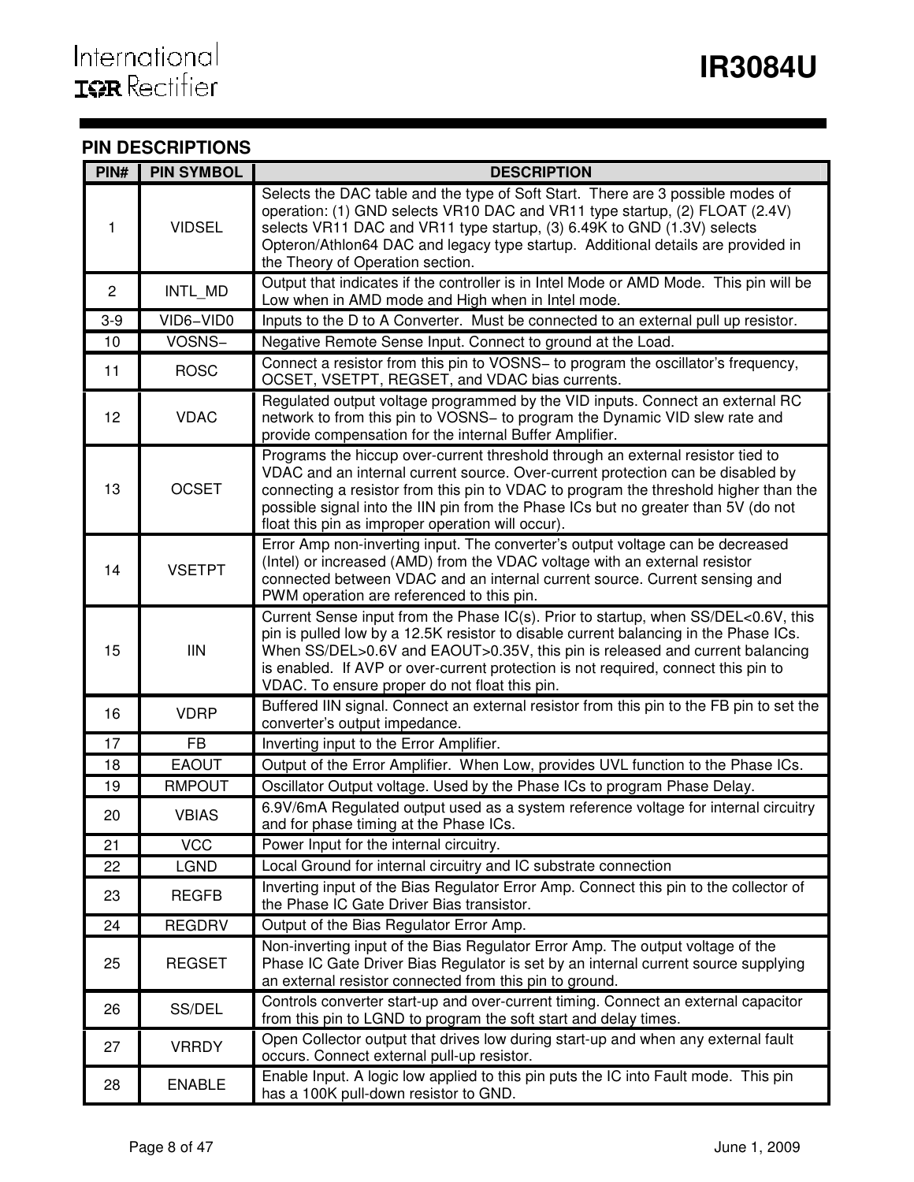## PIN DESCRIPTIONS

| PIN# | PIN SYMBOL | DESCRIPTION |
|---|---|---|
| 1 | VIDSEL | Selects the DAC table and the type of Soft Start. There are 3 possible modes of operation: (1) GND selects VR10 DAC and VR11 type startup, (2) FLOAT (2.4V) selects VR11 DAC and VR11 type startup, (3) 6.49K to GND (1.3V) selects Opteron/Athlon64 DAC and legacy type startup. Additional details are provided in the Theory of Operation section. |
| 2 | INTL_MD | Output that indicates if the controller is in Intel Mode or AMD Mode. This pin will be Low when in AMD mode and High when in Intel mode. |
| 3-9 | VID6−VID0 | Inputs to the D to A Converter. Must be connected to an external pull up resistor. |
| 10 | VOSNS− | Negative Remote Sense Input. Connect to ground at the Load. |
| 11 | ROSC | Connect a resistor from this pin to VOSNS− to program the oscillator's frequency, OCSET, VSETPT, REGSET, and VDAC bias currents. |
| 12 | VDAC | Regulated output voltage programmed by the VID inputs. Connect an external RC network to from this pin to VOSNS− to program the Dynamic VID slew rate and provide compensation for the internal Buffer Amplifier. |
| 13 | OCSET | Programs the hiccup over-current threshold through an external resistor tied to VDAC and an internal current source. Over-current protection can be disabled by connecting a resistor from this pin to VDAC to program the threshold higher than the possible signal into the IIN pin from the Phase ICs but no greater than 5V (do not float this pin as improper operation will occur). |
| 14 | VSETPT | Error Amp non-inverting input. The converter's output voltage can be decreased (Intel) or increased (AMD) from the VDAC voltage with an external resistor connected between VDAC and an internal current source. Current sensing and PWM operation are referenced to this pin. |
| 15 | IIN | Current Sense input from the Phase IC(s). Prior to startup, when SS/DEL<0.6V, this pin is pulled low by a 12.5K resistor to disable current balancing in the Phase ICs. When SS/DEL>0.6V and EAOUT>0.35V, this pin is released and current balancing is enabled. If AVP or over-current protection is not required, connect this pin to VDAC. To ensure proper do not float this pin. |
| 16 | VDRP | Buffered IIN signal. Connect an external resistor from this pin to the FB pin to set the converter's output impedance. |
| 17 | FB | Inverting input to the Error Amplifier. |
| 18 | EAOUT | Output of the Error Amplifier. When Low, provides UVL function to the Phase ICs. |
| 19 | RMPOUT | Oscillator Output voltage. Used by the Phase ICs to program Phase Delay. |
| 20 | VBIAS | 6.9V/6mA Regulated output used as a system reference voltage for internal circuitry and for phase timing at the Phase ICs. |
| 21 | VCC | Power Input for the internal circuitry. |
| 22 | LGND | Local Ground for internal circuitry and IC substrate connection |
| 23 | REGFB | Inverting input of the Bias Regulator Error Amp. Connect this pin to the collector of the Phase IC Gate Driver Bias transistor. |
| 24 | REGDRV | Output of the Bias Regulator Error Amp. |
| 25 | REGSET | Non-inverting input of the Bias Regulator Error Amp. The output voltage of the Phase IC Gate Driver Bias Regulator is set by an internal current source supplying an external resistor connected from this pin to ground. |
| 26 | SS/DEL | Controls converter start-up and over-current timing. Connect an external capacitor from this pin to LGND to program the soft start and delay times. |
| 27 | VRRDY | Open Collector output that drives low during start-up and when any external fault occurs. Connect external pull-up resistor. |
| 28 | ENABLE | Enable Input. A logic low applied to this pin puts the IC into Fault mode. This pin has a 100K pull-down resistor to GND. |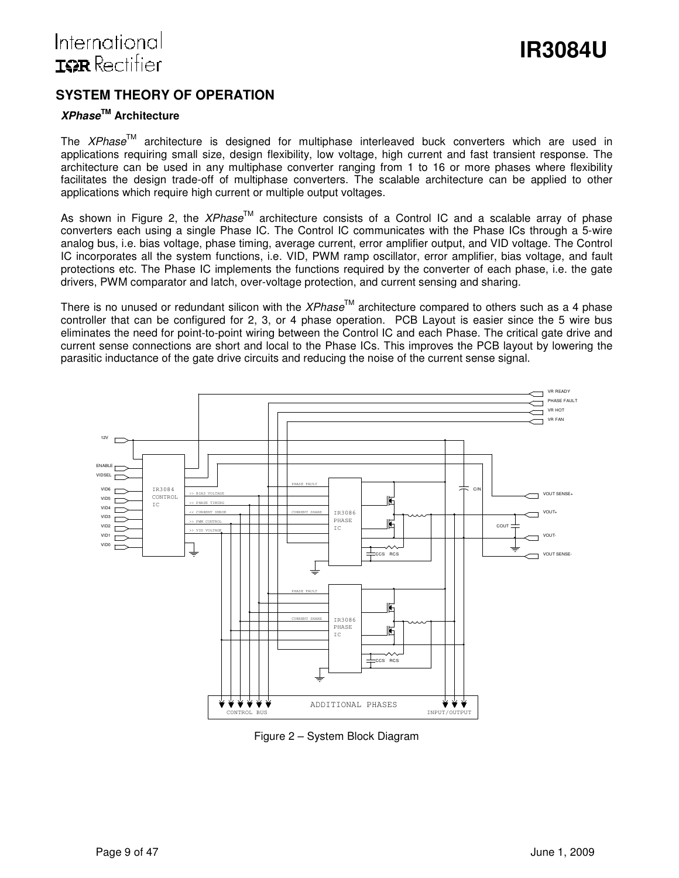## SYSTEM THEORY OF OPERATION

### *XPhase*™ Architecture

The *XPhase*™ architecture is designed for multiphase interleaved buck converters which are used in applications requiring small size, design flexibility, low voltage, high current and fast transient response. The architecture can be used in any multiphase converter ranging from 1 to 16 or more phases where flexibility facilitates the design trade-off of multiphase converters. The scalable architecture can be applied to other applications which require high current or multiple output voltages.

As shown in Figure 2, the *XPhase*™ architecture consists of a Control IC and a scalable array of phase converters each using a single Phase IC. The Control IC communicates with the Phase ICs through a 5-wire analog bus, i.e. bias voltage, phase timing, average current, error amplifier output, and VID voltage. The Control IC incorporates all the system functions, i.e. VID, PWM ramp oscillator, error amplifier, bias voltage, and fault protections etc. The Phase IC implements the functions required by the converter of each phase, i.e. the gate drivers, PWM comparator and latch, over-voltage protection, and current sensing and sharing.

There is no unused or redundant silicon with the *XPhase*™ architecture compared to others such as a 4 phase controller that can be configured for 2, 3, or 4 phase operation. PCB Layout is easier since the 5 wire bus eliminates the need for point-to-point wiring between the Control IC and each Phase. The critical gate drive and current sense connections are short and local to the Phase ICs. This improves the PCB layout by lowering the parasitic inductance of the gate drive circuits and reducing the noise of the current sense signal.

Figure 2 – System Block Diagram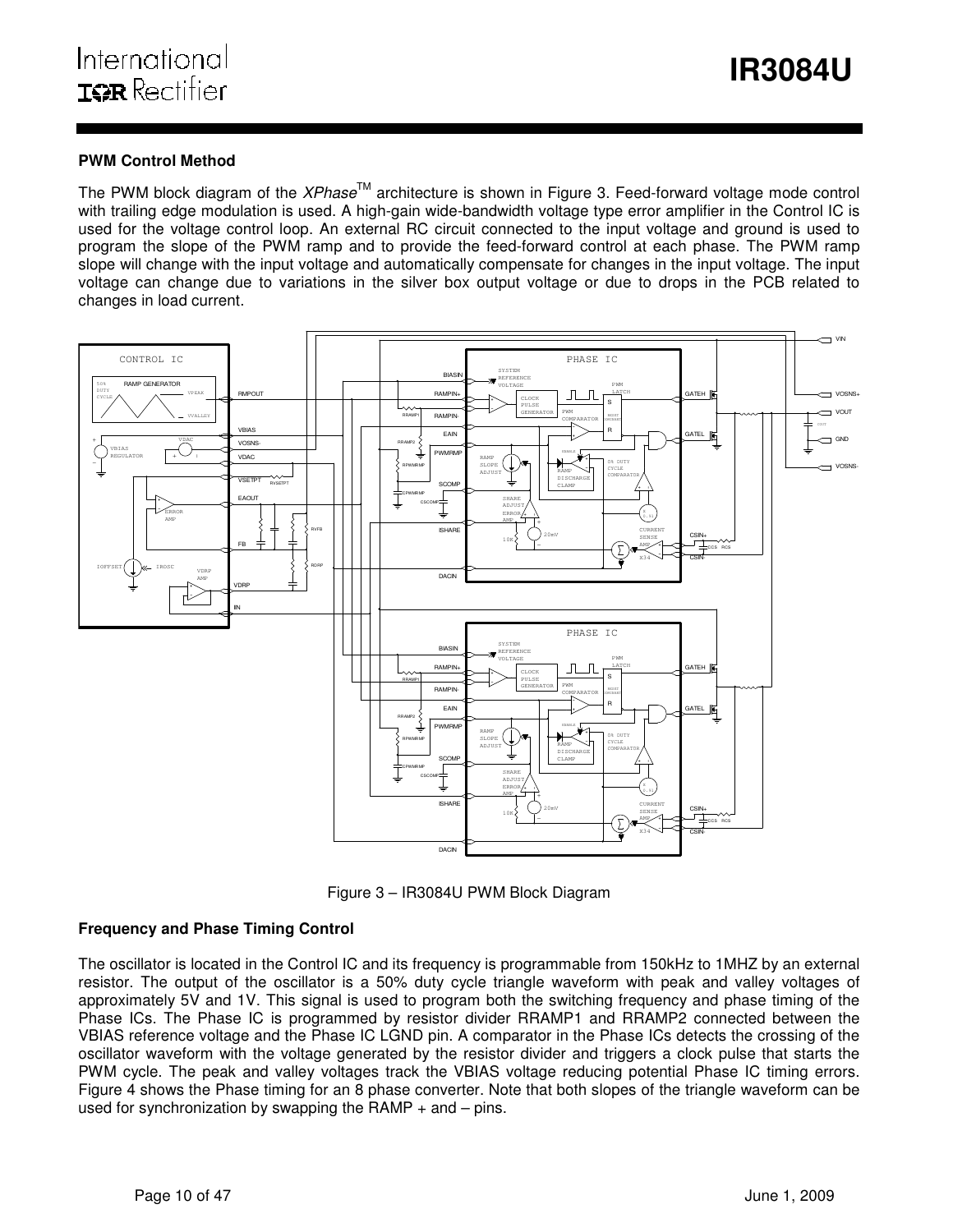## PWM Control Method

The PWM block diagram of the *XPhase*™ architecture is shown in Figure 3. Feed-forward voltage mode control with trailing edge modulation is used. A high-gain wide-bandwidth voltage type error amplifier in the Control IC is used for the voltage control loop. An external RC circuit connected to the input voltage and ground is used to program the slope of the PWM ramp and to provide the feed-forward control at each phase. The PWM ramp slope will change with the input voltage and automatically compensate for changes in the input voltage. The input voltage can change due to variations in the silver box output voltage or due to drops in the PCB related to changes in load current.

Figure 3 – IR3084U PWM Block Diagram

## Frequency and Phase Timing Control

The oscillator is located in the Control IC and its frequency is programmable from 150kHz to 1MHZ by an external resistor. The output of the oscillator is a 50% duty cycle triangle waveform with peak and valley voltages of approximately 5V and 1V. This signal is used to program both the switching frequency and phase timing of the Phase ICs. The Phase IC is programmed by resistor divider RRAMP1 and RRAMP2 connected between the VBIAS reference voltage and the Phase IC LGND pin. A comparator in the Phase ICs detects the crossing of the oscillator waveform with the voltage generated by the resistor divider and triggers a clock pulse that starts the PWM cycle. The peak and valley voltages track the VBIAS voltage reducing potential Phase IC timing errors. Figure 4 shows the Phase timing for an 8 phase converter. Note that both slopes of the triangle waveform can be used for synchronization by swapping the RAMP + and – pins.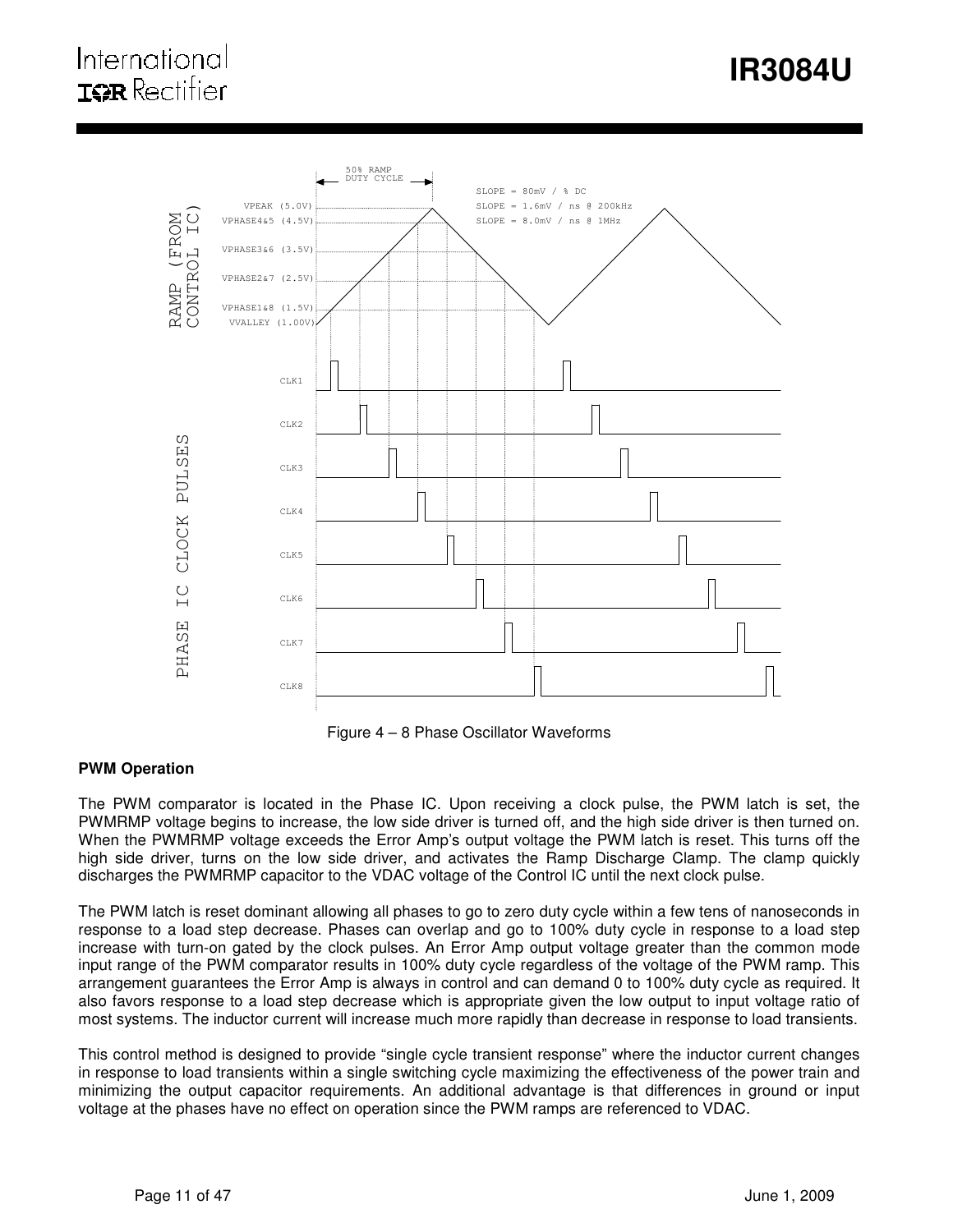Figure 4 – 8 Phase Oscillator Waveforms

**PWM Operation**

The PWM comparator is located in the Phase IC. Upon receiving a clock pulse, the PWM latch is set, the PWMRMP voltage begins to increase, the low side driver is turned off, and the high side driver is then turned on. When the PWMRMP voltage exceeds the Error Amp's output voltage the PWM latch is reset. This turns off the high side driver, turns on the low side driver, and activates the Ramp Discharge Clamp. The clamp quickly discharges the PWMRMP capacitor to the VDAC voltage of the Control IC until the next clock pulse.

The PWM latch is reset dominant allowing all phases to go to zero duty cycle within a few tens of nanoseconds in response to a load step decrease. Phases can overlap and go to 100% duty cycle in response to a load step increase with turn-on gated by the clock pulses. An Error Amp output voltage greater than the common mode input range of the PWM comparator results in 100% duty cycle regardless of the voltage of the PWM ramp. This arrangement guarantees the Error Amp is always in control and can demand 0 to 100% duty cycle as required. It also favors response to a load step decrease which is appropriate given the low output to input voltage ratio of most systems. The inductor current will increase much more rapidly than decrease in response to load transients.

This control method is designed to provide "single cycle transient response" where the inductor current changes in response to load transients within a single switching cycle maximizing the effectiveness of the power train and minimizing the output capacitor requirements. An additional advantage is that differences in ground or input voltage at the phases have no effect on operation since the PWM ramps are referenced to VDAC.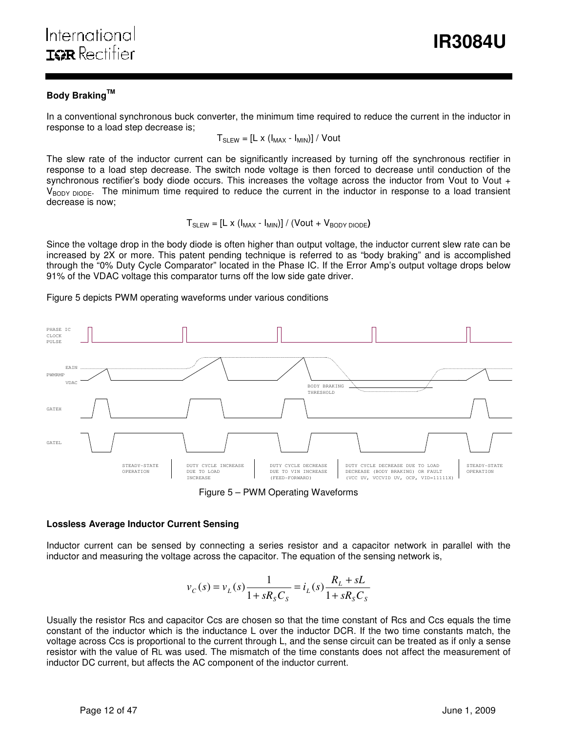### Body Braking™

In a conventional synchronous buck converter, the minimum time required to reduce the current in the inductor in response to a load step decrease is;

$$T_{SLEW} = [L \times (I_{MAX} - I_{MIN})] / Vout$$

The slew rate of the inductor current can be significantly increased by turning off the synchronous rectifier in response to a load step decrease. The switch node voltage is then forced to decrease until conduction of the synchronous rectifier's body diode occurs. This increases the voltage across the inductor from Vout to Vout + $V_{BODY\ DIODE}$. The minimum time required to reduce the current in the inductor in response to a load transient decrease is now;

$$T_{SLEW} = [L \times (I_{MAX} - I_{MIN})] / (Vout + V_{BODY\ DIODE})$$

Since the voltage drop in the body diode is often higher than output voltage, the inductor current slew rate can be increased by 2X or more. This patent pending technique is referred to as "body braking" and is accomplished through the "0% Duty Cycle Comparator" located in the Phase IC. If the Error Amp's output voltage drops below 91% of the VDAC voltage this comparator turns off the low side gate driver.

Figure 5 depicts PWM operating waveforms under various conditions

Figure 5 – PWM Operating Waveforms

### Lossless Average Inductor Current Sensing

Inductor current can be sensed by connecting a series resistor and a capacitor network in parallel with the inductor and measuring the voltage across the capacitor. The equation of the sensing network is,

$$v_C(s) = v_L(s)\frac{1}{1+sR_SC_S} = i_L(s)\frac{R_L + sL}{1+sR_SC_S}$$

Usually the resistor Rcs and capacitor Ccs are chosen so that the time constant of Rcs and Ccs equals the time constant of the inductor which is the inductance L over the inductor DCR. If the two time constants match, the voltage across Ccs is proportional to the current through L, and the sense circuit can be treated as if only a sense resistor with the value of $R_L$ was used. The mismatch of the time constants does not affect the measurement of inductor DC current, but affects the AC component of the inductor current.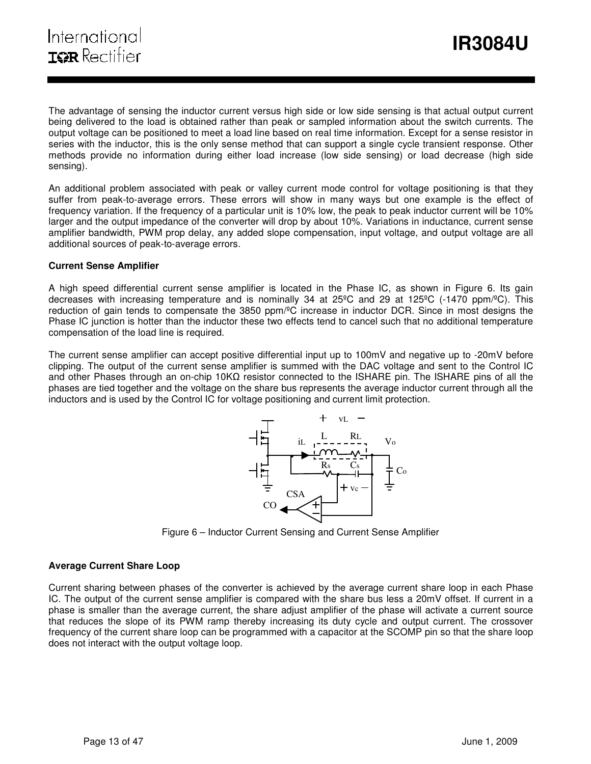The advantage of sensing the inductor current versus high side or low side sensing is that actual output current being delivered to the load is obtained rather than peak or sampled information about the switch currents. The output voltage can be positioned to meet a load line based on real time information. Except for a sense resistor in series with the inductor, this is the only sense method that can support a single cycle transient response. Other methods provide no information during either load increase (low side sensing) or load decrease (high side sensing).

An additional problem associated with peak or valley current mode control for voltage positioning is that they suffer from peak-to-average errors. These errors will show in many ways but one example is the effect of frequency variation. If the frequency of a particular unit is 10% low, the peak to peak inductor current will be 10% larger and the output impedance of the converter will drop by about 10%. Variations in inductance, current sense amplifier bandwidth, PWM prop delay, any added slope compensation, input voltage, and output voltage are all additional sources of peak-to-average errors.

**Current Sense Amplifier**

A high speed differential current sense amplifier is located in the Phase IC, as shown in Figure 6. Its gain decreases with increasing temperature and is nominally 34 at 25ºC and 29 at 125ºC (-1470 ppm/ºC). This reduction of gain tends to compensate the 3850 ppm/ºC increase in inductor DCR. Since in most designs the Phase IC junction is hotter than the inductor these two effects tend to cancel such that no additional temperature compensation of the load line is required.

The current sense amplifier can accept positive differential input up to 100mV and negative up to -20mV before clipping. The output of the current sense amplifier is summed with the DAC voltage and sent to the Control IC and other Phases through an on-chip 10KΩ resistor connected to the ISHARE pin. The ISHARE pins of all the phases are tied together and the voltage on the share bus represents the average inductor current through all the inductors and is used by the Control IC for voltage positioning and current limit protection.

Figure 6 – Inductor Current Sensing and Current Sense Amplifier

**Average Current Share Loop**

Current sharing between phases of the converter is achieved by the average current share loop in each Phase IC. The output of the current sense amplifier is compared with the share bus less a 20mV offset. If current in a phase is smaller than the average current, the share adjust amplifier of the phase will activate a current source that reduces the slope of its PWM ramp thereby increasing its duty cycle and output current. The crossover frequency of the current share loop can be programmed with a capacitor at the SCOMP pin so that the share loop does not interact with the output voltage loop.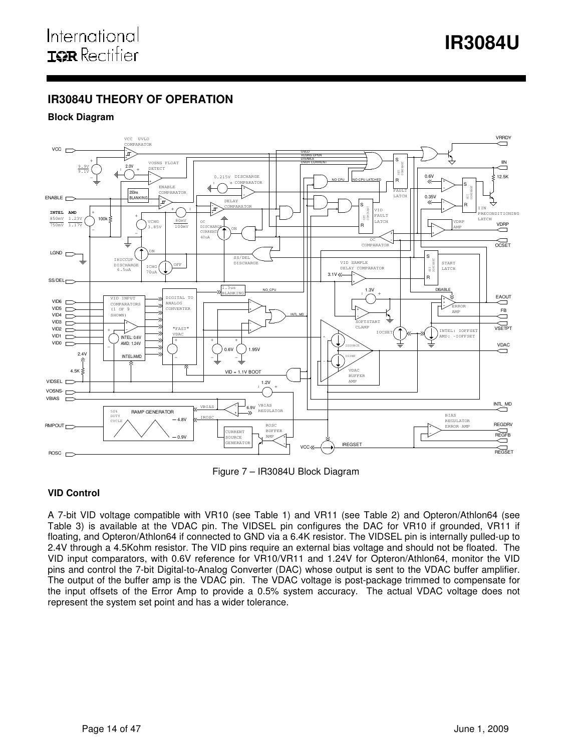## IR3084U THEORY OF OPERATION

### Block Diagram

Figure 7 – IR3084U Block Diagram

### VID Control

A 7-bit VID voltage compatible with VR10 (see Table 1) and VR11 (see Table 2) and Opteron/Athlon64 (see Table 3) is available at the VDAC pin. The VIDSEL pin configures the DAC for VR10 if grounded, VR11 if floating, and Opteron/Athlon64 if connected to GND via a 6.4K resistor. The VIDSEL pin is internally pulled-up to 2.4V through a 4.5Kohm resistor. The VID pins require an external bias voltage and should not be floated. The VID input comparators, with 0.6V reference for VR10/VR11 and 1.24V for Opteron/Athlon64, monitor the VID pins and control the 7-bit Digital-to-Analog Converter (DAC) whose output is sent to the VDAC buffer amplifier. The output of the buffer amp is the VDAC pin. The VDAC voltage is post-package trimmed to compensate for the input offsets of the Error Amp to provide a 0.5% system accuracy. The actual VDAC voltage does not represent the system set point and has a wider tolerance.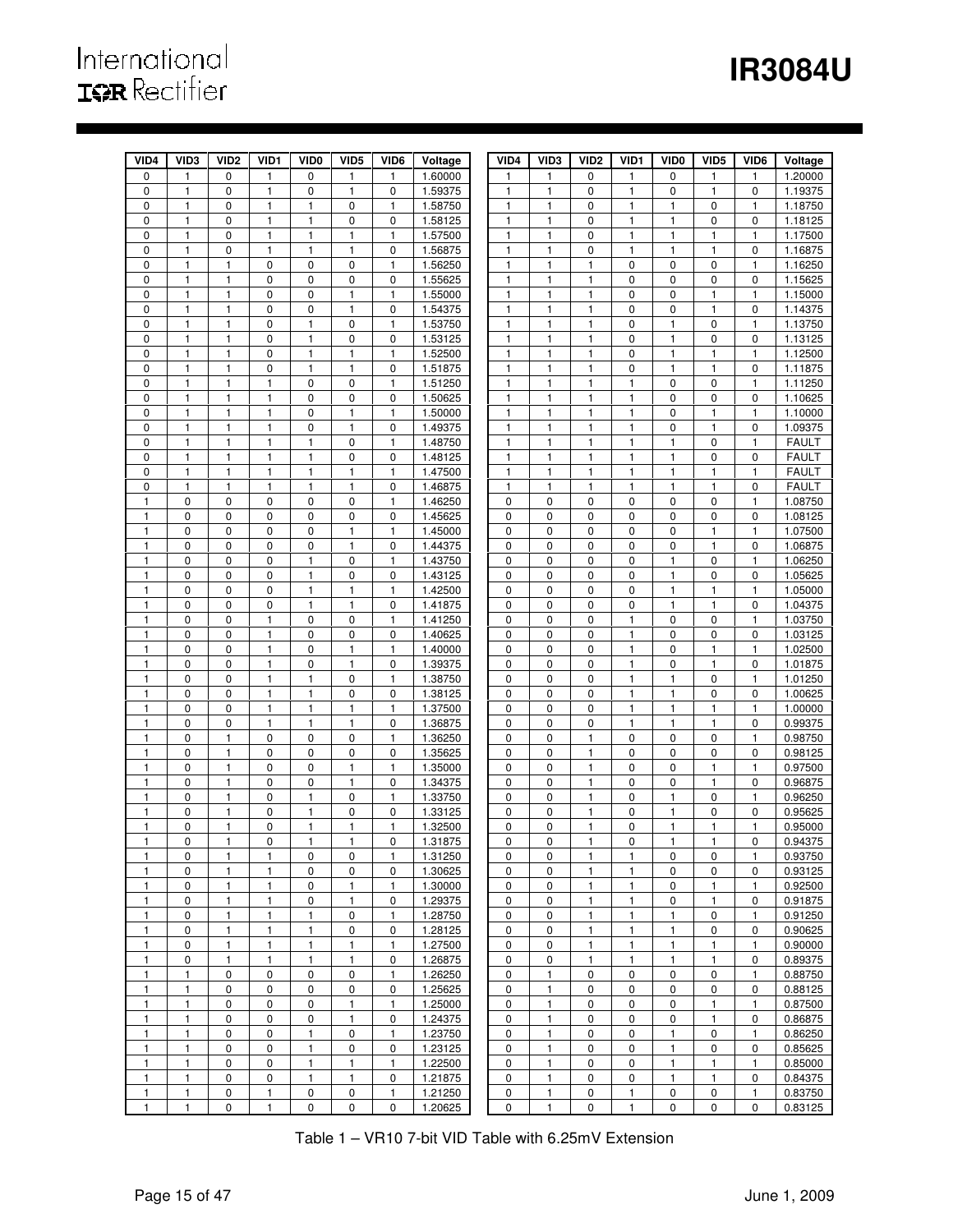| VID4 | VID3 | VID2 | VID1 | VID0 | VID5 | VID6 | Voltage |
|---|---|---|---|---|---|---|---|
| 0 | 1 | 0 | 1 | 0 | 1 | 1 | 1.60000 |
| 0 | 1 | 0 | 1 | 0 | 1 | 0 | 1.59375 |
| 0 | 1 | 0 | 1 | 1 | 0 | 1 | 1.58750 |
| 0 | 1 | 0 | 1 | 1 | 0 | 0 | 1.58125 |
| 0 | 1 | 0 | 1 | 1 | 1 | 1 | 1.57500 |
| 0 | 1 | 0 | 1 | 1 | 1 | 0 | 1.56875 |
| 0 | 1 | 1 | 0 | 0 | 0 | 1 | 1.56250 |
| 0 | 1 | 1 | 0 | 0 | 0 | 0 | 1.55625 |
| 0 | 1 | 1 | 0 | 0 | 1 | 1 | 1.55000 |
| 0 | 1 | 1 | 0 | 0 | 1 | 0 | 1.54375 |
| 0 | 1 | 1 | 0 | 1 | 0 | 1 | 1.53750 |
| 0 | 1 | 1 | 0 | 1 | 0 | 0 | 1.53125 |
| 0 | 1 | 1 | 0 | 1 | 1 | 1 | 1.52500 |
| 0 | 1 | 1 | 0 | 1 | 1 | 0 | 1.51875 |
| 0 | 1 | 1 | 1 | 0 | 0 | 1 | 1.51250 |
| 0 | 1 | 1 | 1 | 0 | 0 | 0 | 1.50625 |
| 0 | 1 | 1 | 1 | 0 | 1 | 1 | 1.50000 |
| 0 | 1 | 1 | 1 | 0 | 1 | 0 | 1.49375 |
| 0 | 1 | 1 | 1 | 1 | 0 | 1 | 1.48750 |
| 0 | 1 | 1 | 1 | 1 | 0 | 0 | 1.48125 |
| 0 | 1 | 1 | 1 | 1 | 1 | 1 | 1.47500 |
| 0 | 1 | 1 | 1 | 1 | 1 | 0 | 1.46875 |
| 1 | 0 | 0 | 0 | 0 | 0 | 1 | 1.46250 |
| 1 | 0 | 0 | 0 | 0 | 0 | 0 | 1.45625 |
| 1 | 0 | 0 | 0 | 0 | 1 | 1 | 1.45000 |
| 1 | 0 | 0 | 0 | 0 | 1 | 0 | 1.44375 |
| 1 | 0 | 0 | 0 | 1 | 0 | 1 | 1.43750 |
| 1 | 0 | 0 | 0 | 1 | 0 | 0 | 1.43125 |
| 1 | 0 | 0 | 0 | 1 | 1 | 1 | 1.42500 |
| 1 | 0 | 0 | 0 | 1 | 1 | 0 | 1.41875 |
| 1 | 0 | 0 | 1 | 0 | 0 | 1 | 1.41250 |
| 1 | 0 | 0 | 1 | 0 | 0 | 0 | 1.40625 |
| 1 | 0 | 0 | 1 | 0 | 1 | 1 | 1.40000 |
| 1 | 0 | 0 | 1 | 0 | 1 | 0 | 1.39375 |
| 1 | 0 | 0 | 1 | 1 | 0 | 1 | 1.38750 |
| 1 | 0 | 0 | 1 | 1 | 0 | 0 | 1.38125 |
| 1 | 0 | 0 | 1 | 1 | 1 | 1 | 1.37500 |
| 1 | 0 | 0 | 1 | 1 | 1 | 0 | 1.36875 |
| 1 | 0 | 1 | 0 | 0 | 0 | 1 | 1.36250 |
| 1 | 0 | 1 | 0 | 0 | 0 | 0 | 1.35625 |
| 1 | 0 | 1 | 0 | 0 | 1 | 1 | 1.35000 |
| 1 | 0 | 1 | 0 | 0 | 1 | 0 | 1.34375 |
| 1 | 0 | 1 | 0 | 1 | 0 | 1 | 1.33750 |
| 1 | 0 | 1 | 0 | 1 | 0 | 0 | 1.33125 |
| 1 | 0 | 1 | 0 | 1 | 1 | 1 | 1.32500 |
| 1 | 0 | 1 | 0 | 1 | 1 | 0 | 1.31875 |
| 1 | 0 | 1 | 1 | 0 | 0 | 1 | 1.31250 |
| 1 | 0 | 1 | 1 | 0 | 0 | 0 | 1.30625 |
| 1 | 0 | 1 | 1 | 0 | 1 | 1 | 1.30000 |
| 1 | 0 | 1 | 1 | 0 | 1 | 0 | 1.29375 |
| 1 | 0 | 1 | 1 | 1 | 0 | 1 | 1.28750 |
| 1 | 0 | 1 | 1 | 1 | 0 | 0 | 1.28125 |
| 1 | 0 | 1 | 1 | 1 | 1 | 1 | 1.27500 |
| 1 | 0 | 1 | 1 | 1 | 1 | 0 | 1.26875 |
| 1 | 1 | 0 | 0 | 0 | 0 | 1 | 1.26250 |
| 1 | 1 | 0 | 0 | 0 | 0 | 0 | 1.25625 |
| 1 | 1 | 0 | 0 | 0 | 1 | 1 | 1.25000 |
| 1 | 1 | 0 | 0 | 0 | 1 | 0 | 1.24375 |
| 1 | 1 | 0 | 0 | 1 | 0 | 1 | 1.23750 |
| 1 | 1 | 0 | 0 | 1 | 0 | 0 | 1.23125 |
| 1 | 1 | 0 | 0 | 1 | 1 | 1 | 1.22500 |
| 1 | 1 | 0 | 0 | 1 | 1 | 0 | 1.21875 |
| 1 | 1 | 0 | 1 | 0 | 0 | 1 | 1.21250 |
| 1 | 1 | 0 | 1 | 0 | 0 | 0 | 1.20625 |

| VID4 | VID3 | VID2 | VID1 | VID0 | VID5 | VID6 | Voltage |
|---|---|---|---|---|---|---|---|
| 1 | 1 | 0 | 1 | 0 | 1 | 1 | 1.20000 |
| 1 | 1 | 0 | 1 | 0 | 1 | 0 | 1.19375 |
| 1 | 1 | 0 | 1 | 1 | 0 | 1 | 1.18750 |
| 1 | 1 | 0 | 1 | 1 | 0 | 0 | 1.18125 |
| 1 | 1 | 0 | 1 | 1 | 1 | 1 | 1.17500 |
| 1 | 1 | 0 | 1 | 1 | 1 | 0 | 1.16875 |
| 1 | 1 | 1 | 0 | 0 | 0 | 1 | 1.16250 |
| 1 | 1 | 1 | 0 | 0 | 0 | 0 | 1.15625 |
| 1 | 1 | 1 | 0 | 0 | 1 | 1 | 1.15000 |
| 1 | 1 | 1 | 0 | 0 | 1 | 0 | 1.14375 |
| 1 | 1 | 1 | 0 | 1 | 0 | 1 | 1.13750 |
| 1 | 1 | 1 | 0 | 1 | 0 | 0 | 1.13125 |
| 1 | 1 | 1 | 0 | 1 | 1 | 1 | 1.12500 |
| 1 | 1 | 1 | 0 | 1 | 1 | 0 | 1.11875 |
| 1 | 1 | 1 | 1 | 0 | 0 | 1 | 1.11250 |
| 1 | 1 | 1 | 1 | 0 | 0 | 0 | 1.10625 |
| 1 | 1 | 1 | 1 | 0 | 1 | 1 | 1.10000 |
| 1 | 1 | 1 | 1 | 0 | 1 | 0 | 1.09375 |
| 1 | 1 | 1 | 1 | 1 | 0 | 1 | FAULT |
| 1 | 1 | 1 | 1 | 1 | 0 | 0 | FAULT |
| 1 | 1 | 1 | 1 | 1 | 1 | 1 | FAULT |
| 1 | 1 | 1 | 1 | 1 | 1 | 0 | FAULT |
| 0 | 0 | 0 | 0 | 0 | 0 | 1 | 1.08750 |
| 0 | 0 | 0 | 0 | 0 | 0 | 0 | 1.08125 |
| 0 | 0 | 0 | 0 | 0 | 1 | 1 | 1.07500 |
| 0 | 0 | 0 | 0 | 0 | 1 | 0 | 1.06875 |
| 0 | 0 | 0 | 0 | 1 | 0 | 1 | 1.06250 |
| 0 | 0 | 0 | 0 | 1 | 0 | 0 | 1.05625 |
| 0 | 0 | 0 | 0 | 1 | 1 | 1 | 1.05000 |
| 0 | 0 | 0 | 0 | 1 | 1 | 0 | 1.04375 |
| 0 | 0 | 0 | 1 | 0 | 0 | 1 | 1.03750 |
| 0 | 0 | 0 | 1 | 0 | 0 | 0 | 1.03125 |
| 0 | 0 | 0 | 1 | 0 | 1 | 1 | 1.02500 |
| 0 | 0 | 0 | 1 | 0 | 1 | 0 | 1.01875 |
| 0 | 0 | 0 | 1 | 1 | 0 | 1 | 1.01250 |
| 0 | 0 | 0 | 1 | 1 | 0 | 0 | 1.00625 |
| 0 | 0 | 0 | 1 | 1 | 1 | 1 | 1.00000 |
| 0 | 0 | 0 | 1 | 1 | 1 | 0 | 0.99375 |
| 0 | 0 | 1 | 0 | 0 | 0 | 1 | 0.98750 |
| 0 | 0 | 1 | 0 | 0 | 0 | 0 | 0.98125 |
| 0 | 0 | 1 | 0 | 0 | 1 | 1 | 0.97500 |
| 0 | 0 | 1 | 0 | 0 | 1 | 0 | 0.96875 |
| 0 | 0 | 1 | 0 | 1 | 0 | 1 | 0.96250 |
| 0 | 0 | 1 | 0 | 1 | 0 | 0 | 0.95625 |
| 0 | 0 | 1 | 0 | 1 | 1 | 1 | 0.95000 |
| 0 | 0 | 1 | 0 | 1 | 1 | 0 | 0.94375 |
| 0 | 0 | 1 | 1 | 0 | 0 | 1 | 0.93750 |
| 0 | 0 | 1 | 1 | 0 | 0 | 0 | 0.93125 |
| 0 | 0 | 1 | 1 | 0 | 1 | 1 | 0.92500 |
| 0 | 0 | 1 | 1 | 0 | 1 | 0 | 0.91875 |
| 0 | 0 | 1 | 1 | 1 | 0 | 1 | 0.91250 |
| 0 | 0 | 1 | 1 | 1 | 0 | 0 | 0.90625 |
| 0 | 0 | 1 | 1 | 1 | 1 | 1 | 0.90000 |
| 0 | 0 | 1 | 1 | 1 | 1 | 0 | 0.89375 |
| 0 | 1 | 0 | 0 | 0 | 0 | 1 | 0.88750 |
| 0 | 1 | 0 | 0 | 0 | 0 | 0 | 0.88125 |
| 0 | 1 | 0 | 0 | 0 | 1 | 1 | 0.87500 |
| 0 | 1 | 0 | 0 | 0 | 1 | 0 | 0.86875 |
| 0 | 1 | 0 | 0 | 1 | 0 | 1 | 0.86250 |
| 0 | 1 | 0 | 0 | 1 | 0 | 0 | 0.85625 |
| 0 | 1 | 0 | 0 | 1 | 1 | 1 | 0.85000 |
| 0 | 1 | 0 | 0 | 1 | 1 | 0 | 0.84375 |
| 0 | 1 | 0 | 1 | 0 | 0 | 1 | 0.83750 |
| 0 | 1 | 0 | 1 | 0 | 0 | 0 | 0.83125 |

Table 1 – VR10 7-bit VID Table with 6.25mV Extension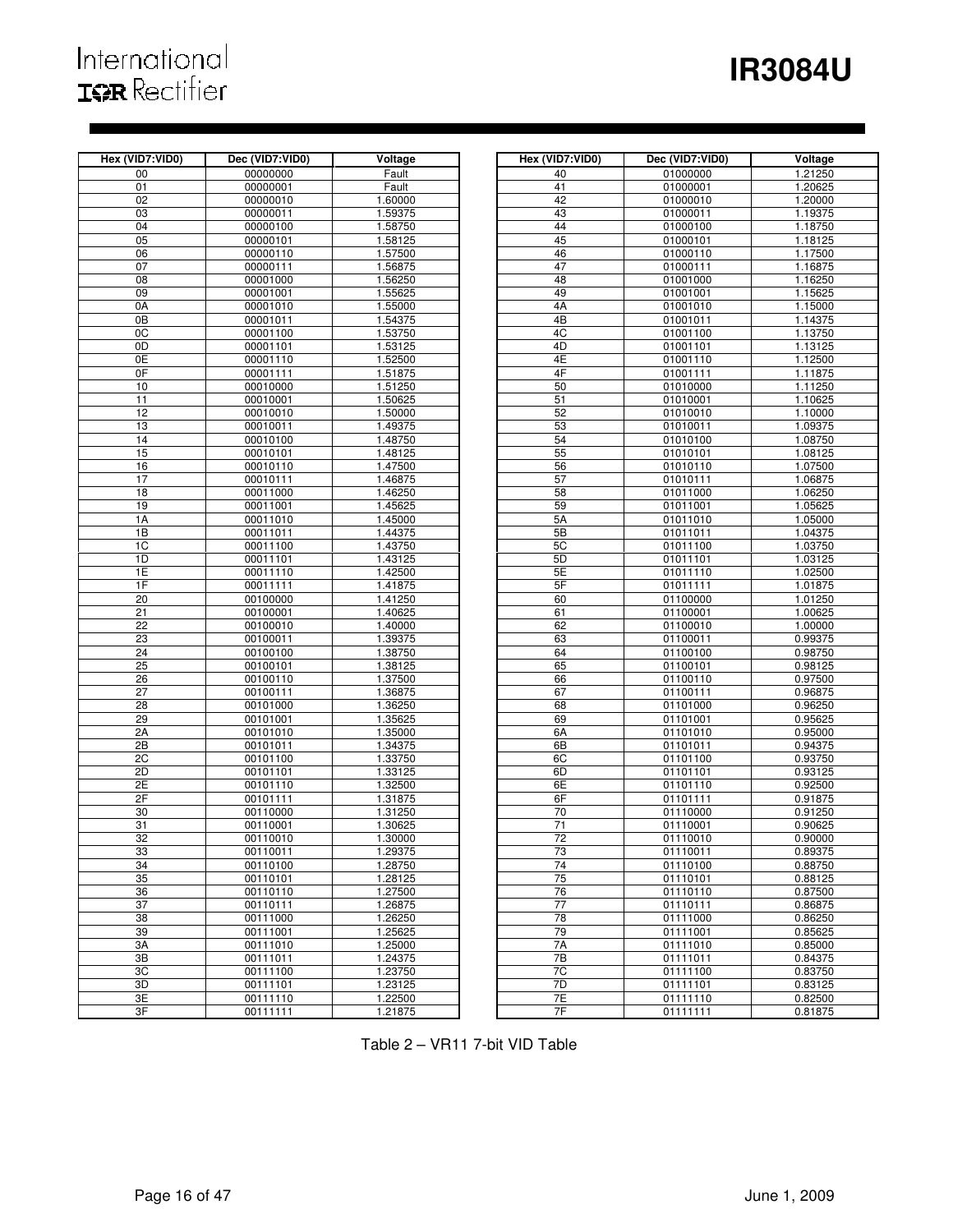| Hex (VID7:VID0) | Dec (VID7:VID0) | Voltage | | Hex (VID7:VID0) | Dec (VID7:VID0) | Voltage |
|---|---|---|---|---|---|---|
| 00 | 00000000 | Fault | | 40 | 01000000 | 1.21250 |
| 01 | 00000001 | Fault | | 41 | 01000001 | 1.20625 |
| 02 | 00000010 | 1.60000 | | 42 | 01000010 | 1.20000 |
| 03 | 00000011 | 1.59375 | | 43 | 01000011 | 1.19375 |
| 04 | 00000100 | 1.58750 | | 44 | 01000100 | 1.18750 |
| 05 | 00000101 | 1.58125 | | 45 | 01000101 | 1.18125 |
| 06 | 00000110 | 1.57500 | | 46 | 01000110 | 1.17500 |
| 07 | 00000111 | 1.56875 | | 47 | 01000111 | 1.16875 |
| 08 | 00001000 | 1.56250 | | 48 | 01001000 | 1.16250 |
| 09 | 00001001 | 1.55625 | | 49 | 01001001 | 1.15625 |
| 0A | 00001010 | 1.55000 | | 4A | 01001010 | 1.15000 |
| 0B | 00001011 | 1.54375 | | 4B | 01001011 | 1.14375 |
| 0C | 00001100 | 1.53750 | | 4C | 01001100 | 1.13750 |
| 0D | 00001101 | 1.53125 | | 4D | 01001101 | 1.13125 |
| 0E | 00001110 | 1.52500 | | 4E | 01001110 | 1.12500 |
| 0F | 00001111 | 1.51875 | | 4F | 01001111 | 1.11875 |
| 10 | 00010000 | 1.51250 | | 50 | 01010000 | 1.11250 |
| 11 | 00010001 | 1.50625 | | 51 | 01010001 | 1.10625 |
| 12 | 00010010 | 1.50000 | | 52 | 01010010 | 1.10000 |
| 13 | 00010011 | 1.49375 | | 53 | 01010011 | 1.09375 |
| 14 | 00010100 | 1.48750 | | 54 | 01010100 | 1.08750 |
| 15 | 00010101 | 1.48125 | | 55 | 01010101 | 1.08125 |
| 16 | 00010110 | 1.47500 | | 56 | 01010110 | 1.07500 |
| 17 | 00010111 | 1.46875 | | 57 | 01010111 | 1.06875 |
| 18 | 00011000 | 1.46250 | | 58 | 01011000 | 1.06250 |
| 19 | 00011001 | 1.45625 | | 59 | 01011001 | 1.05625 |
| 1A | 00011010 | 1.45000 | | 5A | 01011010 | 1.05000 |
| 1B | 00011011 | 1.44375 | | 5B | 01011011 | 1.04375 |
| 1C | 00011100 | 1.43750 | | 5C | 01011100 | 1.03750 |
| 1D | 00011101 | 1.43125 | | 5D | 01011101 | 1.03125 |
| 1E | 00011110 | 1.42500 | | 5E | 01011110 | 1.02500 |
| 1F | 00011111 | 1.41875 | | 5F | 01011111 | 1.01875 |
| 20 | 00100000 | 1.41250 | | 60 | 01100000 | 1.01250 |
| 21 | 00100001 | 1.40625 | | 61 | 01100001 | 1.00625 |
| 22 | 00100010 | 1.40000 | | 62 | 01100010 | 1.00000 |
| 23 | 00100011 | 1.39375 | | 63 | 01100011 | 0.99375 |
| 24 | 00100100 | 1.38750 | | 64 | 01100100 | 0.98750 |
| 25 | 00100101 | 1.38125 | | 65 | 01100101 | 0.98125 |
| 26 | 00100110 | 1.37500 | | 66 | 01100110 | 0.97500 |
| 27 | 00100111 | 1.36875 | | 67 | 01100111 | 0.96875 |
| 28 | 00101000 | 1.36250 | | 68 | 01101000 | 0.96250 |
| 29 | 00101001 | 1.35625 | | 69 | 01101001 | 0.95625 |
| 2A | 00101010 | 1.35000 | | 6A | 01101010 | 0.95000 |
| 2B | 00101011 | 1.34375 | | 6B | 01101011 | 0.94375 |
| 2C | 00101100 | 1.33750 | | 6C | 01101100 | 0.93750 |
| 2D | 00101101 | 1.33125 | | 6D | 01101101 | 0.93125 |
| 2E | 00101110 | 1.32500 | | 6E | 01101110 | 0.92500 |
| 2F | 00101111 | 1.31875 | | 6F | 01101111 | 0.91875 |
| 30 | 00110000 | 1.31250 | | 70 | 01110000 | 0.91250 |
| 31 | 00110001 | 1.30625 | | 71 | 01110001 | 0.90625 |
| 32 | 00110010 | 1.30000 | | 72 | 01110010 | 0.90000 |
| 33 | 00110011 | 1.29375 | | 73 | 01110011 | 0.89375 |
| 34 | 00110100 | 1.28750 | | 74 | 01110100 | 0.88750 |
| 35 | 00110101 | 1.28125 | | 75 | 01110101 | 0.88125 |
| 36 | 00110110 | 1.27500 | | 76 | 01110110 | 0.87500 |
| 37 | 00110111 | 1.26875 | | 77 | 01110111 | 0.86875 |
| 38 | 00111000 | 1.26250 | | 78 | 01111000 | 0.86250 |
| 39 | 00111001 | 1.25625 | | 79 | 01111001 | 0.85625 |
| 3A | 00111010 | 1.25000 | | 7A | 01111010 | 0.85000 |
| 3B | 00111011 | 1.24375 | | 7B | 01111011 | 0.84375 |
| 3C | 00111100 | 1.23750 | | 7C | 01111100 | 0.83750 |
| 3D | 00111101 | 1.23125 | | 7D | 01111101 | 0.83125 |
| 3E | 00111110 | 1.22500 | | 7E | 01111110 | 0.82500 |
| 3F | 00111111 | 1.21875 | | 7F | 01111111 | 0.81875 |

Table 2 – VR11 7-bit VID Table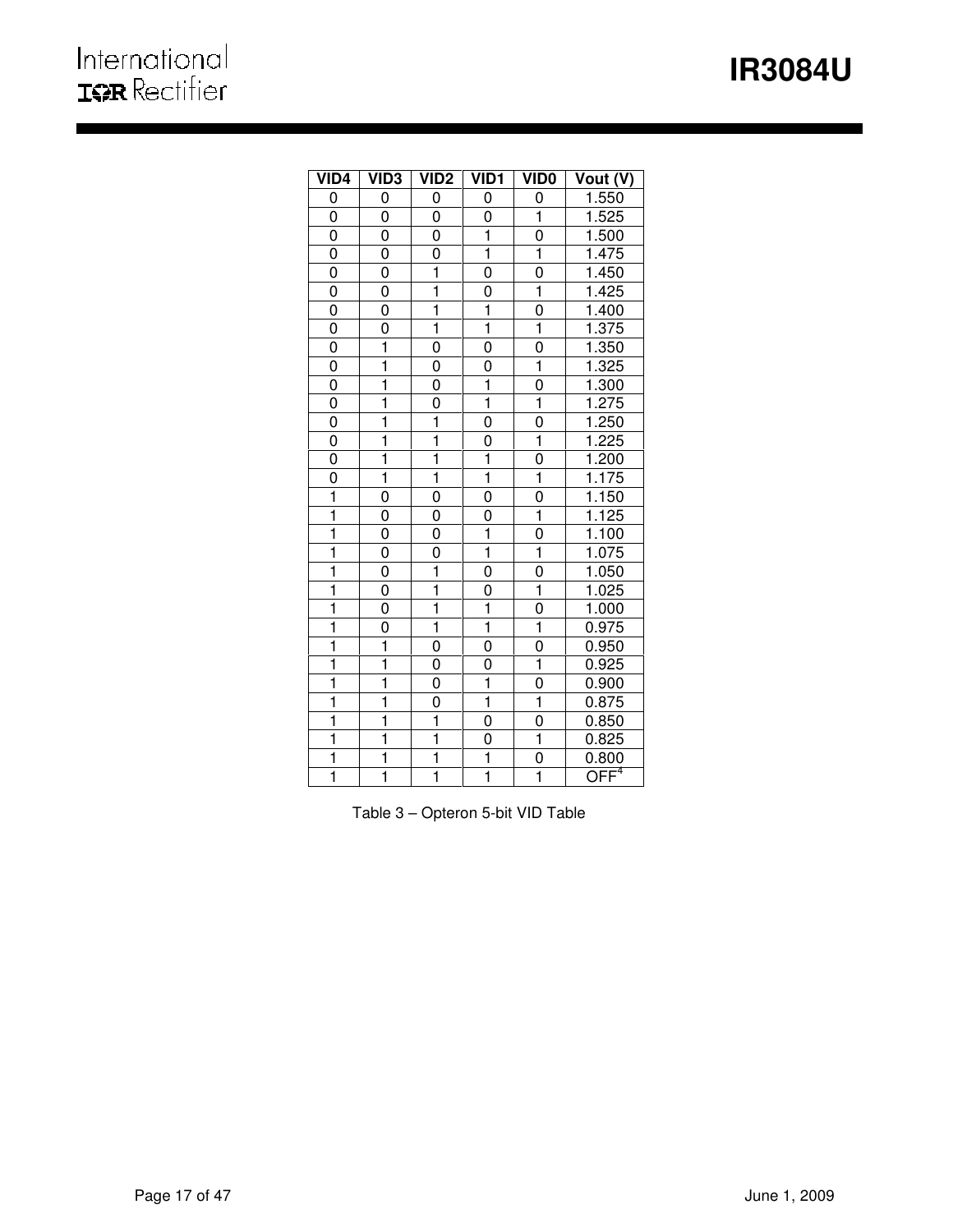| VID4 | VID3 | VID2 | VID1 | VID0 | Vout (V) |
|---|---|---|---|---|---|
| 0 | 0 | 0 | 0 | 0 | 1.550 |
| 0 | 0 | 0 | 0 | 1 | 1.525 |
| 0 | 0 | 0 | 1 | 0 | 1.500 |
| 0 | 0 | 0 | 1 | 1 | 1.475 |
| 0 | 0 | 1 | 0 | 0 | 1.450 |
| 0 | 0 | 1 | 0 | 1 | 1.425 |
| 0 | 0 | 1 | 1 | 0 | 1.400 |
| 0 | 0 | 1 | 1 | 1 | 1.375 |
| 0 | 1 | 0 | 0 | 0 | 1.350 |
| 0 | 1 | 0 | 0 | 1 | 1.325 |
| 0 | 1 | 0 | 1 | 0 | 1.300 |
| 0 | 1 | 0 | 1 | 1 | 1.275 |
| 0 | 1 | 1 | 0 | 0 | 1.250 |
| 0 | 1 | 1 | 0 | 1 | 1.225 |
| 0 | 1 | 1 | 1 | 0 | 1.200 |
| 0 | 1 | 1 | 1 | 1 | 1.175 |
| 1 | 0 | 0 | 0 | 0 | 1.150 |
| 1 | 0 | 0 | 0 | 1 | 1.125 |
| 1 | 0 | 0 | 1 | 0 | 1.100 |
| 1 | 0 | 0 | 1 | 1 | 1.075 |
| 1 | 0 | 1 | 0 | 0 | 1.050 |
| 1 | 0 | 1 | 0 | 1 | 1.025 |
| 1 | 0 | 1 | 1 | 0 | 1.000 |
| 1 | 0 | 1 | 1 | 1 | 0.975 |
| 1 | 1 | 0 | 0 | 0 | 0.950 |
| 1 | 1 | 0 | 0 | 1 | 0.925 |
| 1 | 1 | 0 | 1 | 0 | 0.900 |
| 1 | 1 | 0 | 1 | 1 | 0.875 |
| 1 | 1 | 1 | 0 | 0 | 0.850 |
| 1 | 1 | 1 | 0 | 1 | 0.825 |
| 1 | 1 | 1 | 1 | 0 | 0.800 |
| 1 | 1 | 1 | 1 | 1 | OFF[4] |

Table 3 – Opteron 5-bit VID Table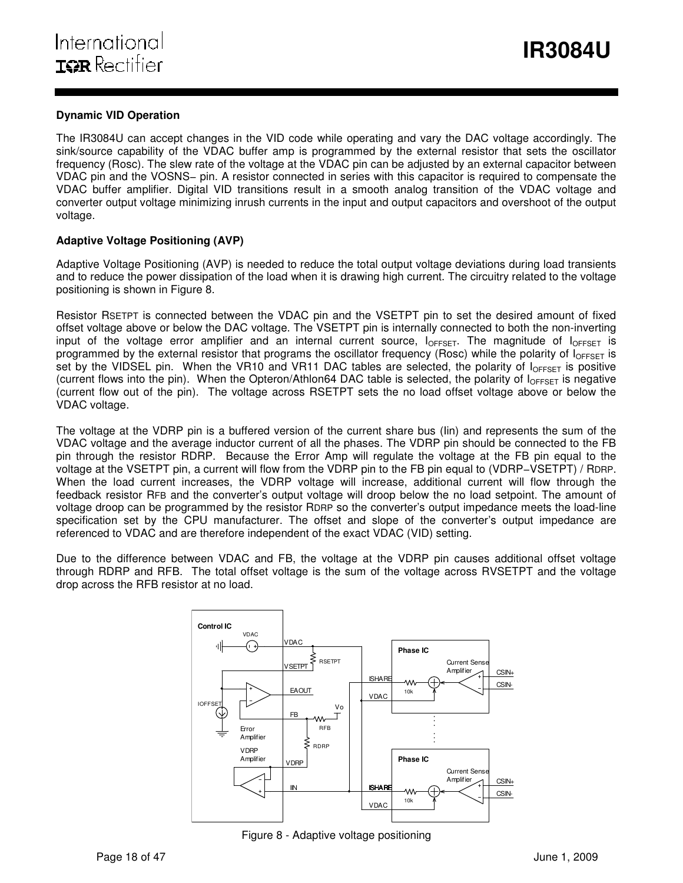### Dynamic VID Operation

The IR3084U can accept changes in the VID code while operating and vary the DAC voltage accordingly. The sink/source capability of the VDAC buffer amp is programmed by the external resistor that sets the oscillator frequency (Rosc). The slew rate of the voltage at the VDAC pin can be adjusted by an external capacitor between VDAC pin and the VOSNS− pin. A resistor connected in series with this capacitor is required to compensate the VDAC buffer amplifier. Digital VID transitions result in a smooth analog transition of the VDAC voltage and converter output voltage minimizing inrush currents in the input and output capacitors and overshoot of the output voltage.

### Adaptive Voltage Positioning (AVP)

Adaptive Voltage Positioning (AVP) is needed to reduce the total output voltage deviations during load transients and to reduce the power dissipation of the load when it is drawing high current. The circuitry related to the voltage positioning is shown in Figure 8.

Resistor $R_{SETPT}$ is connected between the VDAC pin and the VSETPT pin to set the desired amount of fixed offset voltage above or below the DAC voltage. The VSETPT pin is internally connected to both the non-inverting input of the voltage error amplifier and an internal current source, $I_{OFFSET}$. The magnitude of $I_{OFFSET}$ is programmed by the external resistor that programs the oscillator frequency (Rosc) while the polarity of $I_{OFFSET}$ is set by the VIDSEL pin. When the VR10 and VR11 DAC tables are selected, the polarity of $I_{OFFSET}$ is positive (current flows into the pin). When the Opteron/Athlon64 DAC table is selected, the polarity of $I_{OFFSET}$ is negative (current flow out of the pin). The voltage across RSETPT sets the no load offset voltage above or below the VDAC voltage.

The voltage at the VDRP pin is a buffered version of the current share bus (Iin) and represents the sum of the VDAC voltage and the average inductor current of all the phases. The VDRP pin should be connected to the FB pin through the resistor RDRP. Because the Error Amp will regulate the voltage at the FB pin equal to the voltage at the VSETPT pin, a current will flow from the VDRP pin to the FB pin equal to (VDRP−VSETPT) / $R_{DRP}$. When the load current increases, the VDRP voltage will increase, additional current will flow through the feedback resistor $R_{FB}$ and the converter's output voltage will droop below the no load setpoint. The amount of voltage droop can be programmed by the resistor $R_{DRP}$ so the converter's output impedance meets the load-line specification set by the CPU manufacturer. The offset and slope of the converter's output impedance are referenced to VDAC and are therefore independent of the exact VDAC (VID) setting.

Due to the difference between VDAC and FB, the voltage at the VDRP pin causes additional offset voltage through RDRP and RFB. The total offset voltage is the sum of the voltage across RVSETPT and the voltage drop across the RFB resistor at no load.

Figure 8 - Adaptive voltage positioning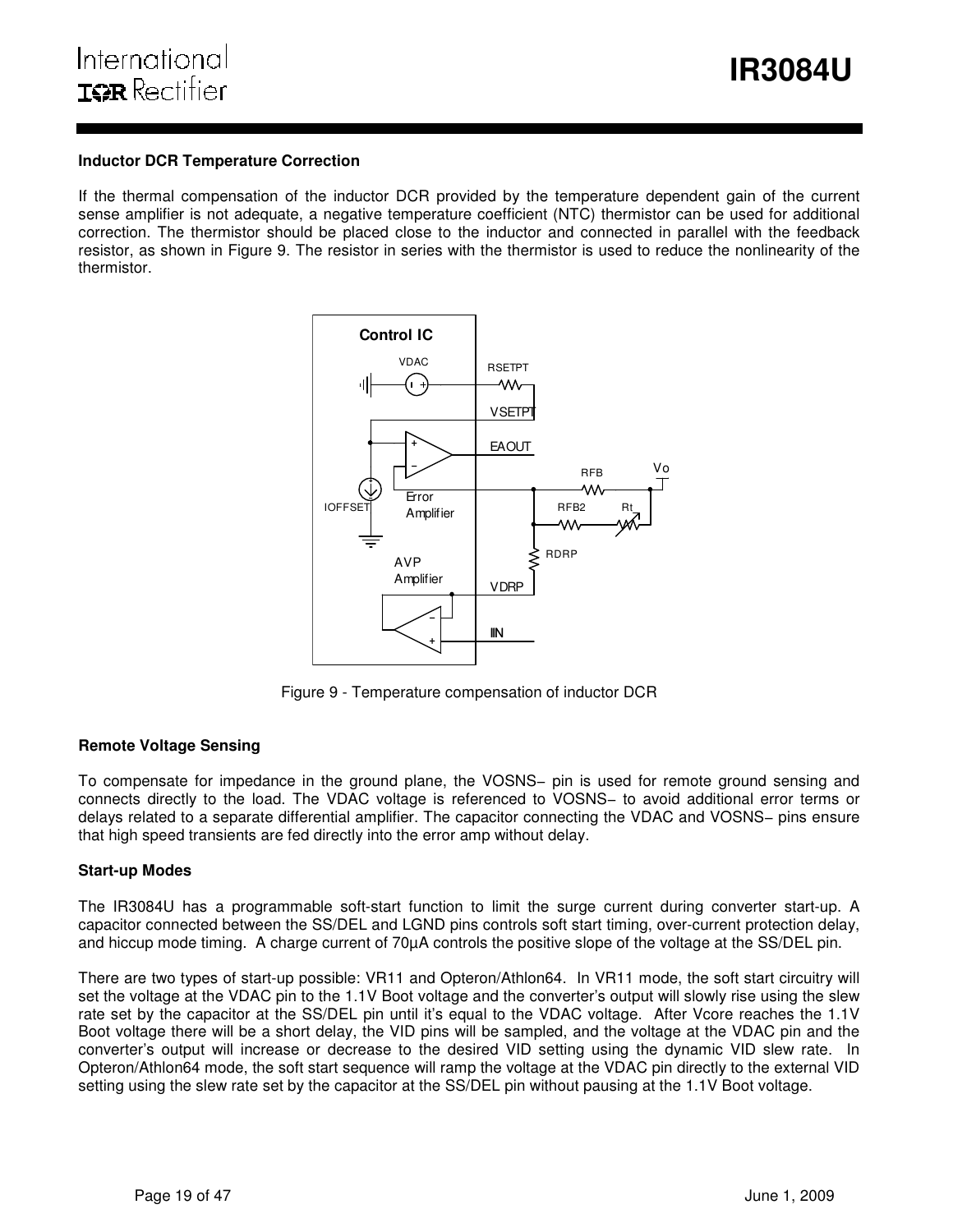## Inductor DCR Temperature Correction

If the thermal compensation of the inductor DCR provided by the temperature dependent gain of the current sense amplifier is not adequate, a negative temperature coefficient (NTC) thermistor can be used for additional correction. The thermistor should be placed close to the inductor and connected in parallel with the feedback resistor, as shown in Figure 9. The resistor in series with the thermistor is used to reduce the nonlinearity of the thermistor.

Figure 9 - Temperature compensation of inductor DCR

## Remote Voltage Sensing

To compensate for impedance in the ground plane, the VOSNS− pin is used for remote ground sensing and connects directly to the load. The VDAC voltage is referenced to VOSNS− to avoid additional error terms or delays related to a separate differential amplifier. The capacitor connecting the VDAC and VOSNS− pins ensure that high speed transients are fed directly into the error amp without delay.

## Start-up Modes

The IR3084U has a programmable soft-start function to limit the surge current during converter start-up. A capacitor connected between the SS/DEL and LGND pins controls soft start timing, over-current protection delay, and hiccup mode timing. A charge current of 70µA controls the positive slope of the voltage at the SS/DEL pin.

There are two types of start-up possible: VR11 and Opteron/Athlon64. In VR11 mode, the soft start circuitry will set the voltage at the VDAC pin to the 1.1V Boot voltage and the converter's output will slowly rise using the slew rate set by the capacitor at the SS/DEL pin until it's equal to the VDAC voltage. After Vcore reaches the 1.1V Boot voltage there will be a short delay, the VID pins will be sampled, and the voltage at the VDAC pin and the converter's output will increase or decrease to the desired VID setting using the dynamic VID slew rate. In Opteron/Athlon64 mode, the soft start sequence will ramp the voltage at the VDAC pin directly to the external VID setting using the slew rate set by the capacitor at the SS/DEL pin without pausing at the 1.1V Boot voltage.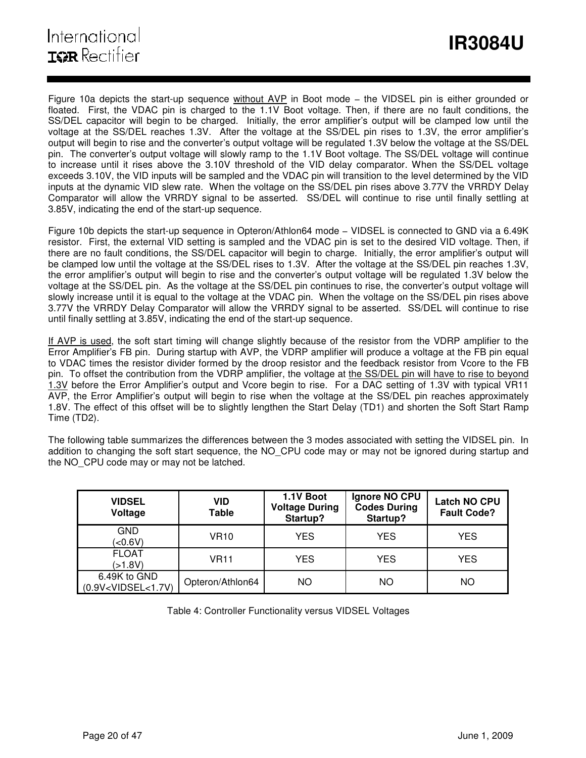Figure 10a depicts the start-up sequence without AVP in Boot mode – the VIDSEL pin is either grounded or floated. First, the VDAC pin is charged to the 1.1V Boot voltage. Then, if there are no fault conditions, the SS/DEL capacitor will begin to be charged. Initially, the error amplifier's output will be clamped low until the voltage at the SS/DEL reaches 1.3V. After the voltage at the SS/DEL pin rises to 1.3V, the error amplifier's output will begin to rise and the converter's output voltage will be regulated 1.3V below the voltage at the SS/DEL pin. The converter's output voltage will slowly ramp to the 1.1V Boot voltage. The SS/DEL voltage will continue to increase until it rises above the 3.10V threshold of the VID delay comparator. When the SS/DEL voltage exceeds 3.10V, the VID inputs will be sampled and the VDAC pin will transition to the level determined by the VID inputs at the dynamic VID slew rate. When the voltage on the SS/DEL pin rises above 3.77V the VRRDY Delay Comparator will allow the VRRDY signal to be asserted. SS/DEL will continue to rise until finally settling at 3.85V, indicating the end of the start-up sequence.

Figure 10b depicts the start-up sequence in Opteron/Athlon64 mode – VIDSEL is connected to GND via a 6.49K resistor. First, the external VID setting is sampled and the VDAC pin is set to the desired VID voltage. Then, if there are no fault conditions, the SS/DEL capacitor will begin to charge. Initially, the error amplifier's output will be clamped low until the voltage at the SS/DEL rises to 1.3V. After the voltage at the SS/DEL pin reaches 1.3V, the error amplifier's output will begin to rise and the converter's output voltage will be regulated 1.3V below the voltage at the SS/DEL pin. As the voltage at the SS/DEL pin continues to rise, the converter's output voltage will slowly increase until it is equal to the voltage at the VDAC pin. When the voltage on the SS/DEL pin rises above 3.77V the VRRDY Delay Comparator will allow the VRRDY signal to be asserted. SS/DEL will continue to rise until finally settling at 3.85V, indicating the end of the start-up sequence.

If AVP is used, the soft start timing will change slightly because of the resistor from the VDRP amplifier to the Error Amplifier's FB pin. During startup with AVP, the VDRP amplifier will produce a voltage at the FB pin equal to VDAC times the resistor divider formed by the droop resistor and the feedback resistor from Vcore to the FB pin. To offset the contribution from the VDRP amplifier, the voltage at the SS/DEL pin will have to rise to beyond 1.3V before the Error Amplifier's output and Vcore begin to rise. For a DAC setting of 1.3V with typical VR11 AVP, the Error Amplifier's output will begin to rise when the voltage at the SS/DEL pin reaches approximately 1.8V. The effect of this offset will be to slightly lengthen the Start Delay (TD1) and shorten the Soft Start Ramp Time (TD2).

The following table summarizes the differences between the 3 modes associated with setting the VIDSEL pin. In addition to changing the soft start sequence, the NO_CPU code may or may not be ignored during startup and the NO_CPU code may or may not be latched.

| VIDSEL Voltage | VID Table | 1.1V Boot Voltage During Startup? | Ignore NO CPU Codes During Startup? | Latch NO CPU Fault Code? |
|---|---|---|---|---|
| GND (<0.6V) | VR10 | YES | YES | YES |
| FLOAT (>1.8V) | VR11 | YES | YES | YES |
| 6.49K to GND (0.9V<VIDSEL<1.7V) | Opteron/Athlon64 | NO | NO | NO |

Table 4: Controller Functionality versus VIDSEL Voltages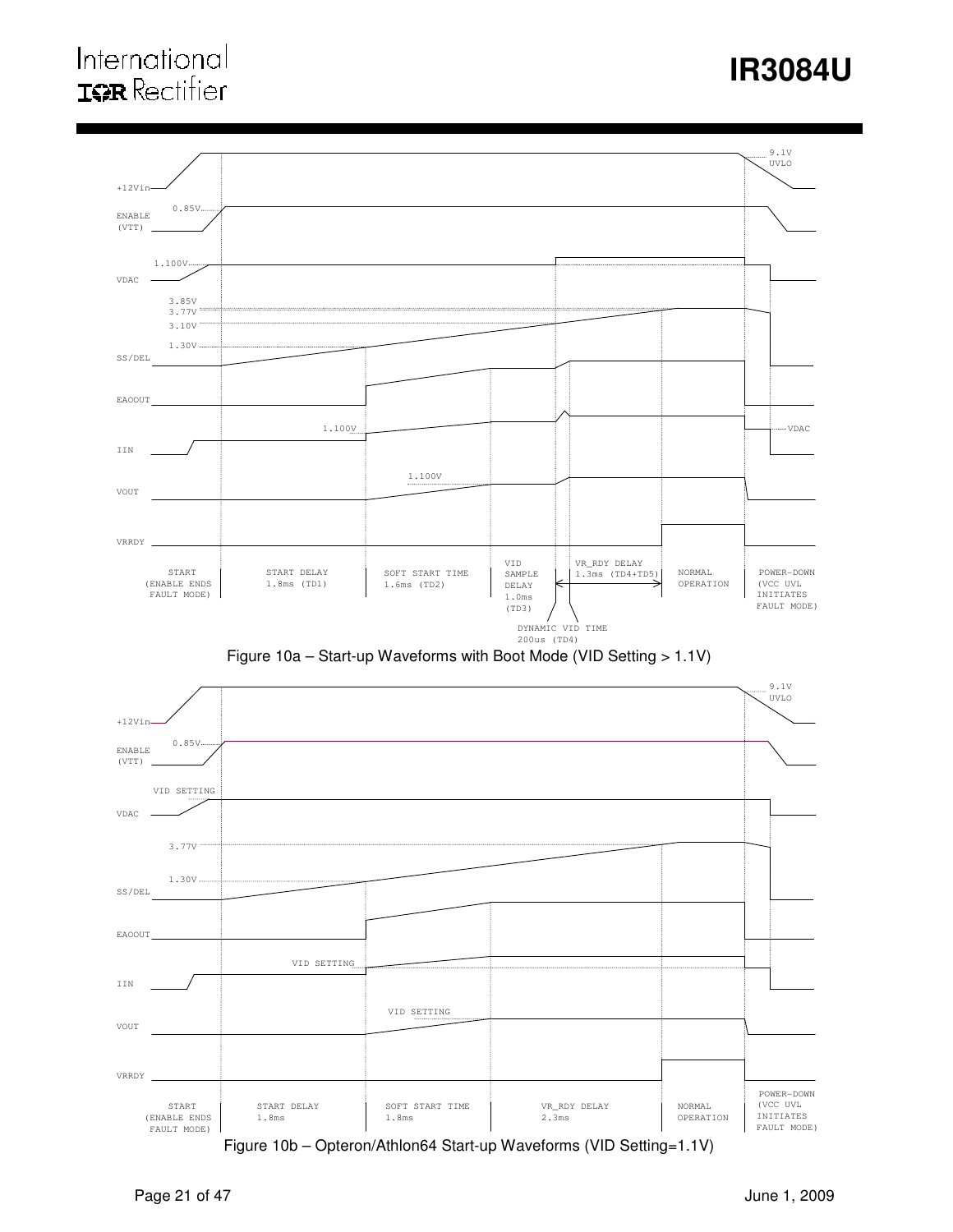+12Vin

ENABLE (VTT)

VDAC

SS/DEL

EAOOUT

IIN

VOUT

VRRDY

9.1V UVLO

0.85V

1.100V

3.85V
3.77V
3.10V
1.30V

1.100V

1.100V

VDAC

START (ENABLE ENDS FAULT MODE) | START DELAY 1.8ms (TD1) | SOFT START TIME 1.6ms (TD2) | VID SAMPLE DELAY 1.0ms (TD3) | VR_RDY DELAY 1.3ms (TD4+TD5) | NORMAL OPERATION | POWER-DOWN (VCC UVL INITIATES FAULT MODE)

DYNAMIC VID TIME 200us (TD4)

Figure 10a – Start-up Waveforms with Boot Mode (VID Setting > 1.1V)

+12Vin

ENABLE (VTT)

VDAC

SS/DEL

EAOOUT

IIN

VOUT

VRRDY

9.1V UVLO

0.85V

VID SETTING

3.77V

1.30V

VID SETTING

VID SETTING

START (ENABLE ENDS FAULT MODE) | START DELAY 1.8ms | SOFT START TIME 1.8ms | VR_RDY DELAY 2.3ms | NORMAL OPERATION | POWER-DOWN (VCC UVL INITIATES FAULT MODE)

Figure 10b – Opteron/Athlon64 Start-up Waveforms (VID Setting=1.1V)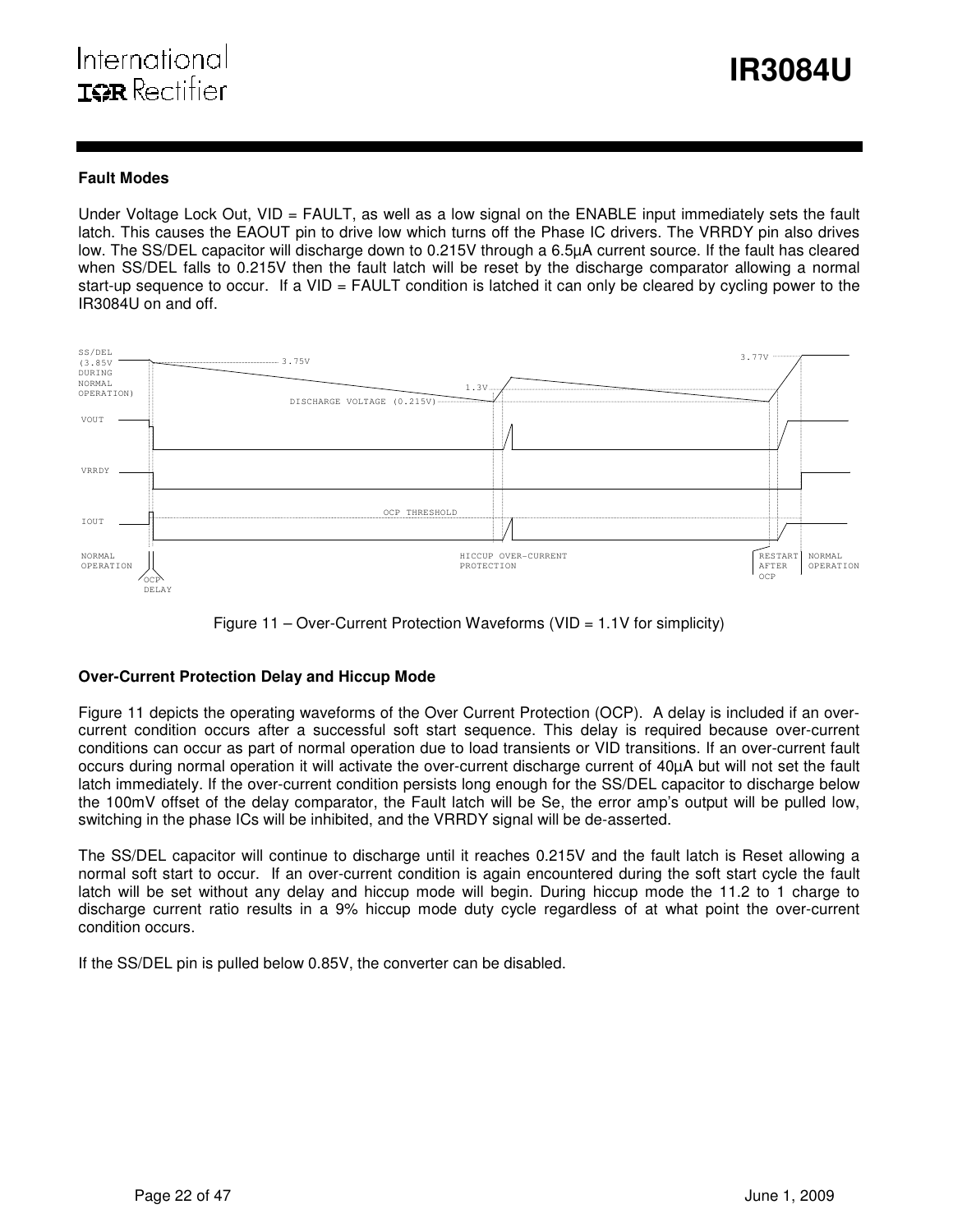## Fault Modes

Under Voltage Lock Out, VID = FAULT, as well as a low signal on the ENABLE input immediately sets the fault latch. This causes the EAOUT pin to drive low which turns off the Phase IC drivers. The VRRDY pin also drives low. The SS/DEL capacitor will discharge down to 0.215V through a 6.5µA current source. If the fault has cleared when SS/DEL falls to 0.215V then the fault latch will be reset by the discharge comparator allowing a normal start-up sequence to occur. If a VID = FAULT condition is latched it can only be cleared by cycling power to the IR3084U on and off.

Figure 11 – Over-Current Protection Waveforms (VID = 1.1V for simplicity)

## Over-Current Protection Delay and Hiccup Mode

Figure 11 depicts the operating waveforms of the Over Current Protection (OCP). A delay is included if an over-current condition occurs after a successful soft start sequence. This delay is required because over-current conditions can occur as part of normal operation due to load transients or VID transitions. If an over-current fault occurs during normal operation it will activate the over-current discharge current of 40µA but will not set the fault latch immediately. If the over-current condition persists long enough for the SS/DEL capacitor to discharge below the 100mV offset of the delay comparator, the Fault latch will be Se, the error amp's output will be pulled low, switching in the phase ICs will be inhibited, and the VRRDY signal will be de-asserted.

The SS/DEL capacitor will continue to discharge until it reaches 0.215V and the fault latch is Reset allowing a normal soft start to occur. If an over-current condition is again encountered during the soft start cycle the fault latch will be set without any delay and hiccup mode will begin. During hiccup mode the 11.2 to 1 charge to discharge current ratio results in a 9% hiccup mode duty cycle regardless of at what point the over-current condition occurs.

If the SS/DEL pin is pulled below 0.85V, the converter can be disabled.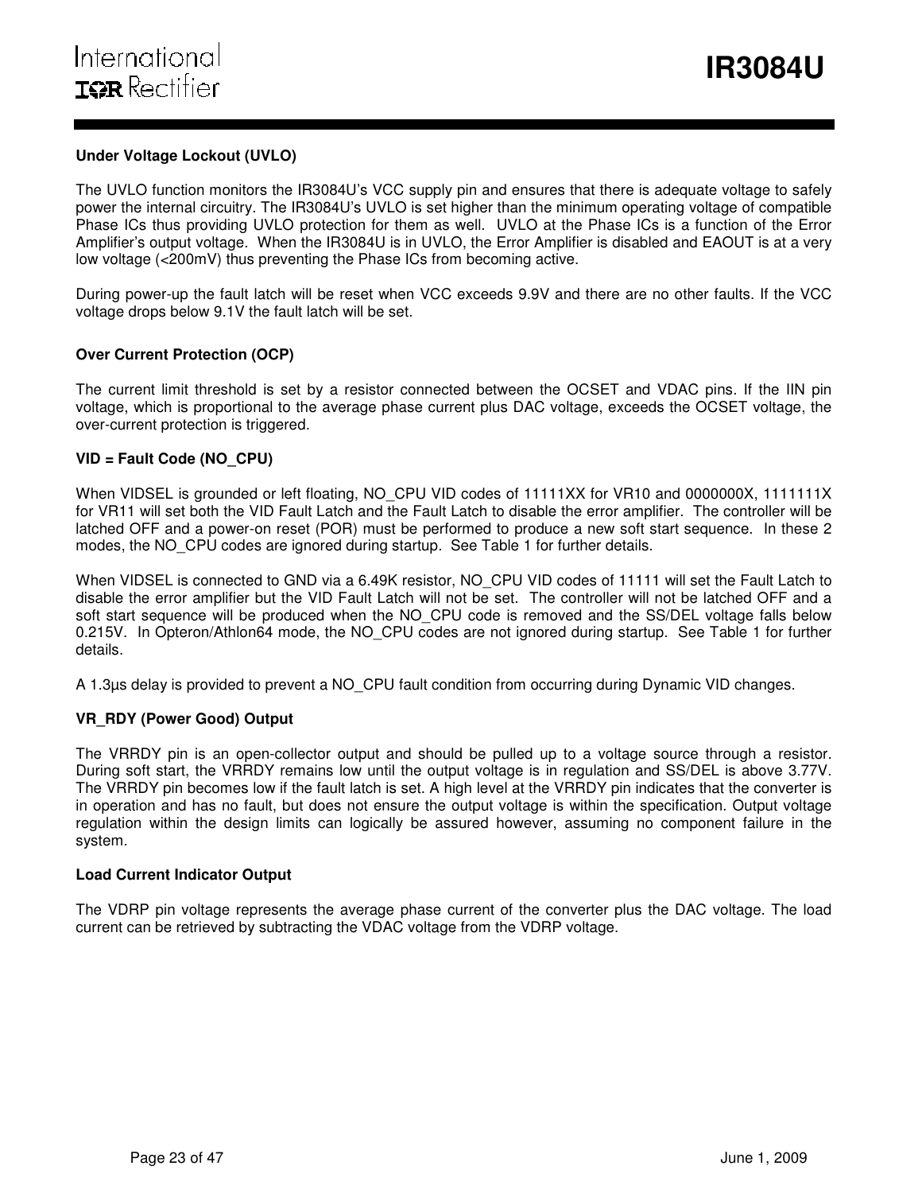### Under Voltage Lockout (UVLO)

The UVLO function monitors the IR3084U's VCC supply pin and ensures that there is adequate voltage to safely power the internal circuitry. The IR3084U's UVLO is set higher than the minimum operating voltage of compatible Phase ICs thus providing UVLO protection for them as well. UVLO at the Phase ICs is a function of the Error Amplifier's output voltage. When the IR3084U is in UVLO, the Error Amplifier is disabled and EAOUT is at a very low voltage (<200mV) thus preventing the Phase ICs from becoming active.

During power-up the fault latch will be reset when VCC exceeds 9.9V and there are no other faults. If the VCC voltage drops below 9.1V the fault latch will be set.

### Over Current Protection (OCP)

The current limit threshold is set by a resistor connected between the OCSET and VDAC pins. If the IIN pin voltage, which is proportional to the average phase current plus DAC voltage, exceeds the OCSET voltage, the over-current protection is triggered.

### VID = Fault Code (NO_CPU)

When VIDSEL is grounded or left floating, NO_CPU VID codes of 11111XX for VR10 and 0000000X, 1111111X for VR11 will set both the VID Fault Latch and the Fault Latch to disable the error amplifier. The controller will be latched OFF and a power-on reset (POR) must be performed to produce a new soft start sequence. In these 2 modes, the NO_CPU codes are ignored during startup. See Table 1 for further details.

When VIDSEL is connected to GND via a 6.49K resistor, NO_CPU VID codes of 11111 will set the Fault Latch to disable the error amplifier but the VID Fault Latch will not be set. The controller will not be latched OFF and a soft start sequence will be produced when the NO_CPU code is removed and the SS/DEL voltage falls below 0.215V. In Opteron/Athlon64 mode, the NO_CPU codes are not ignored during startup. See Table 1 for further details.

A 1.3µs delay is provided to prevent a NO_CPU fault condition from occurring during Dynamic VID changes.

### VR_RDY (Power Good) Output

The VRRDY pin is an open-collector output and should be pulled up to a voltage source through a resistor. During soft start, the VRRDY remains low until the output voltage is in regulation and SS/DEL is above 3.77V. The VRRDY pin becomes low if the fault latch is set. A high level at the VRRDY pin indicates that the converter is in operation and has no fault, but does not ensure the output voltage is within the specification. Output voltage regulation within the design limits can logically be assured however, assuming no component failure in the system.

### Load Current Indicator Output

The VDRP pin voltage represents the average phase current of the converter plus the DAC voltage. The load current can be retrieved by subtracting the VDAC voltage from the VDRP voltage.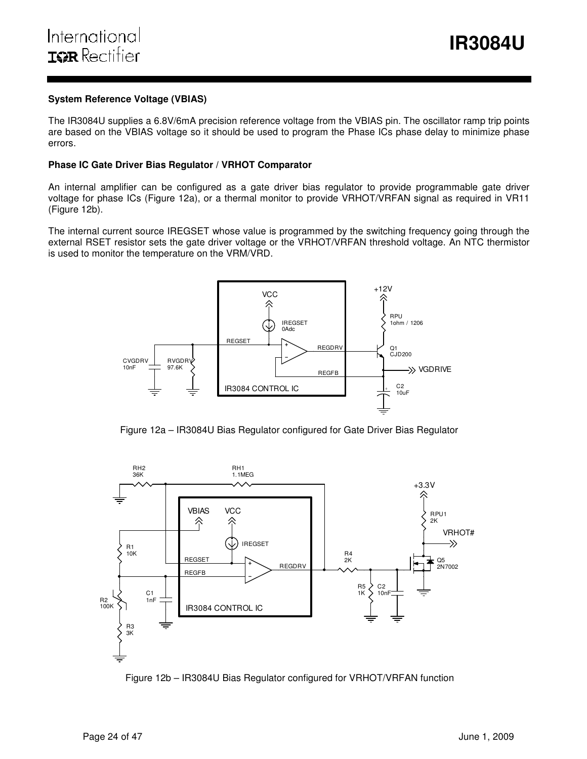**System Reference Voltage (VBIAS)**

The IR3084U supplies a 6.8V/6mA precision reference voltage from the VBIAS pin. The oscillator ramp trip points are based on the VBIAS voltage so it should be used to program the Phase ICs phase delay to minimize phase errors.

**Phase IC Gate Driver Bias Regulator / VRHOT Comparator**

An internal amplifier can be configured as a gate driver bias regulator to provide programmable gate driver voltage for phase ICs (Figure 12a), or a thermal monitor to provide VRHOT/VRFAN signal as required in VR11 (Figure 12b).

The internal current source IREGSET whose value is programmed by the switching frequency going through the external RSET resistor sets the gate driver voltage or the VRHOT/VRFAN threshold voltage. An NTC thermistor is used to monitor the temperature on the VRM/VRD.

Figure 12a – IR3084U Bias Regulator configured for Gate Driver Bias Regulator

Figure 12b – IR3084U Bias Regulator configured for VRHOT/VRFAN function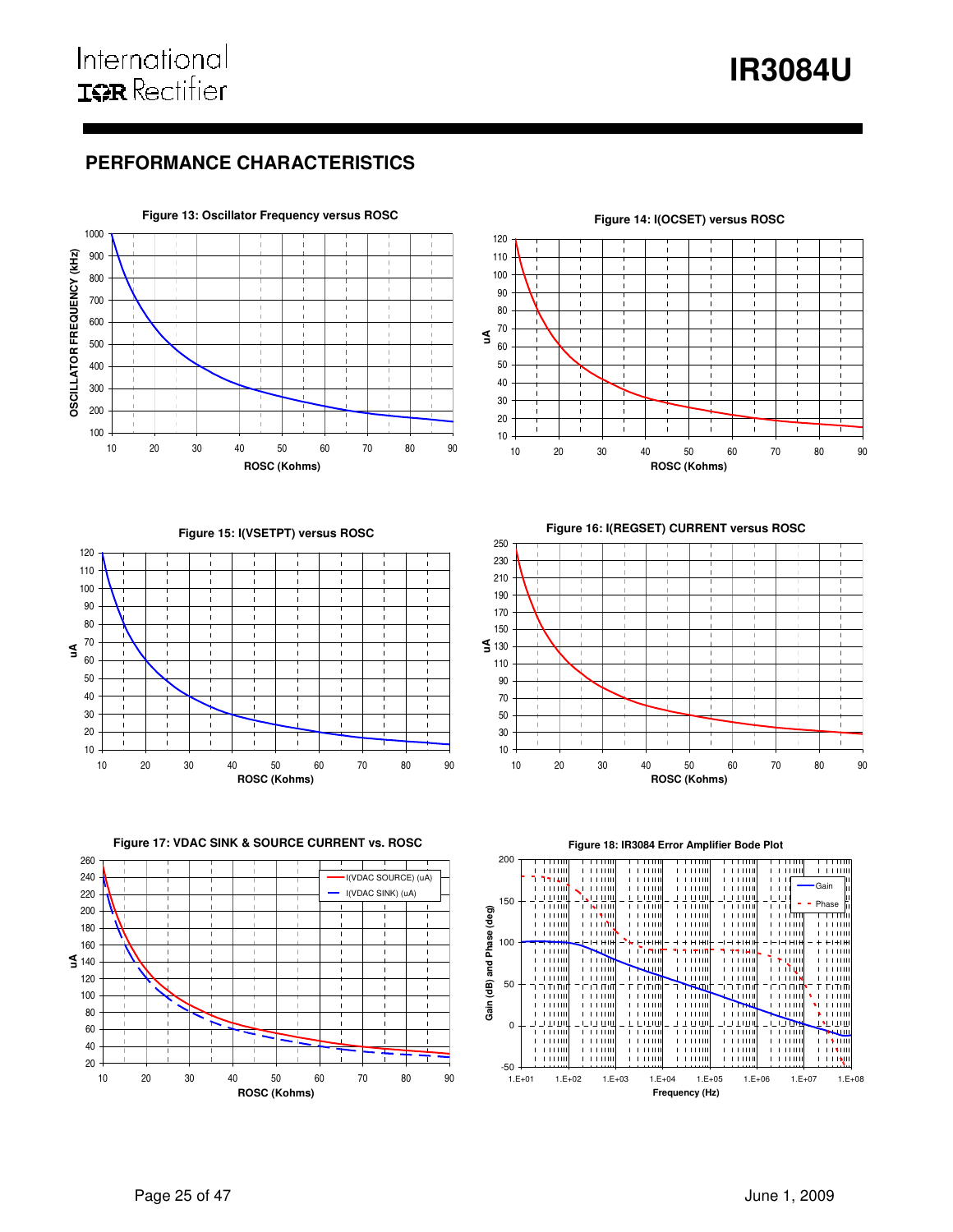## PERFORMANCE CHARACTERISTICS

Figure 13: Oscillator Frequency versus ROSC

Figure 14: I(OCSET) versus ROSC

Figure 15: I(VSETPT) versus ROSC

Figure 16: I(REGSET) CURRENT versus ROSC

Figure 17: VDAC SINK & SOURCE CURRENT vs. ROSC

Figure 18: IR3084 Error Amplifier Bode Plot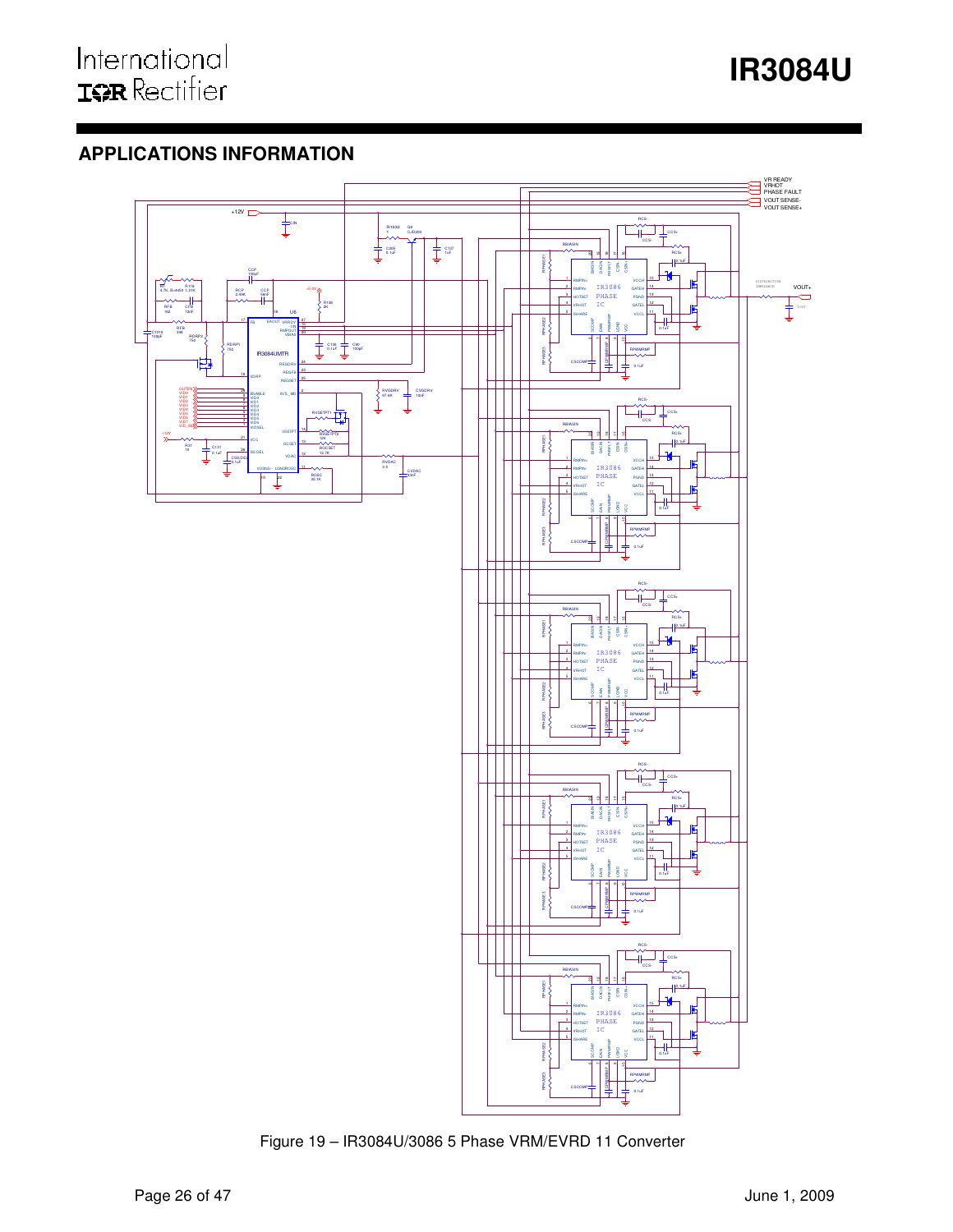## APPLICATIONS INFORMATION

Figure 19 – IR3084U/3086 5 Phase VRM/EVRD 11 Converter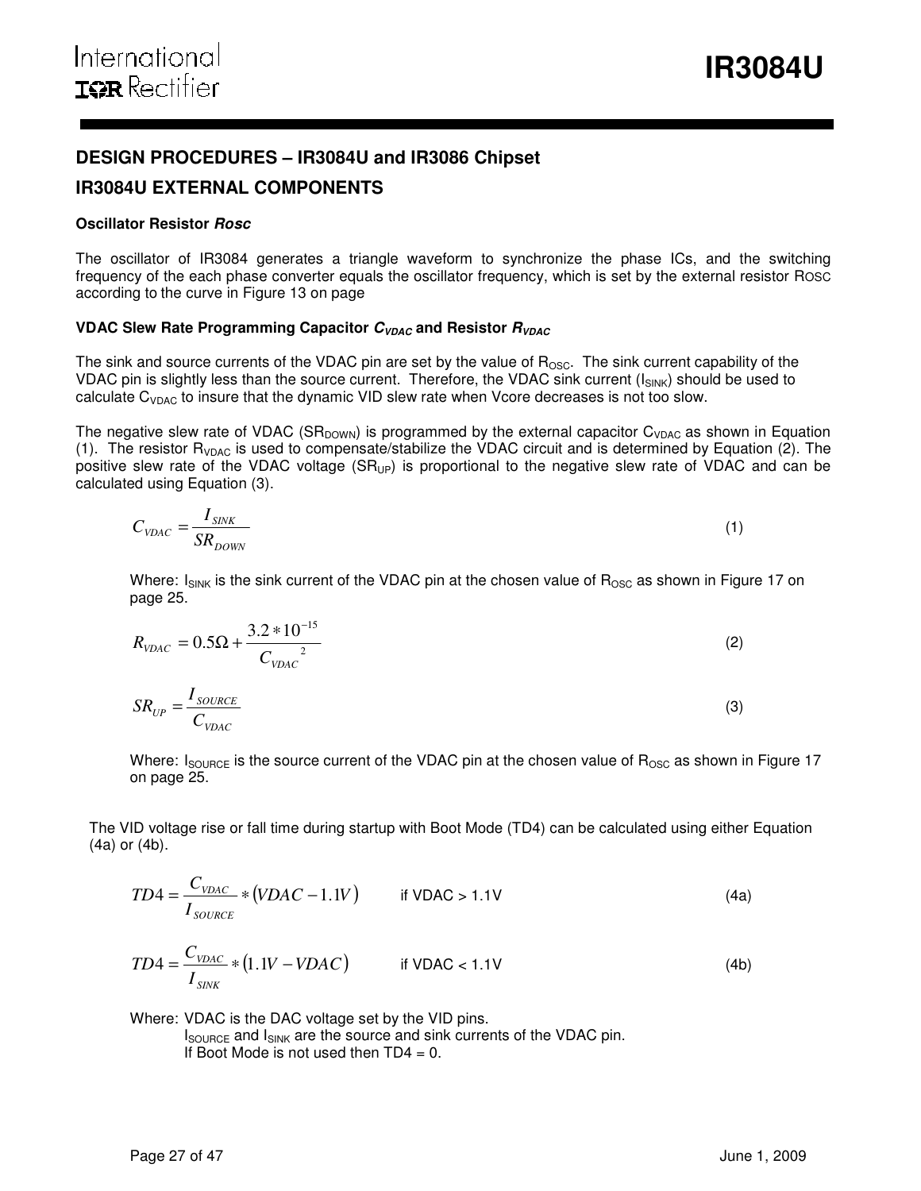## DESIGN PROCEDURES – IR3084U and IR3086 Chipset

## IR3084U EXTERNAL COMPONENTS

#### Oscillator Resistor *Rosc*

The oscillator of IR3084 generates a triangle waveform to synchronize the phase ICs, and the switching frequency of the each phase converter equals the oscillator frequency, which is set by the external resistor $R_{OSC}$ according to the curve in Figure 13 on page

#### VDAC Slew Rate Programming Capacitor $C_{VDAC}$ and Resistor $R_{VDAC}$

The sink and source currents of the VDAC pin are set by the value of $R_{OSC}$. The sink current capability of the VDAC pin is slightly less than the source current. Therefore, the VDAC sink current ($I_{SINK}$) should be used to calculate $C_{VDAC}$ to insure that the dynamic VID slew rate when Vcore decreases is not too slow.

The negative slew rate of VDAC ($SR_{DOWN}$) is programmed by the external capacitor $C_{VDAC}$ as shown in Equation (1). The resistor $R_{VDAC}$ is used to compensate/stabilize the VDAC circuit and is determined by Equation (2). The positive slew rate of the VDAC voltage ($SR_{UP}$) is proportional to the negative slew rate of VDAC and can be calculated using Equation (3).

$$C_{VDAC} = \frac{I_{SINK}}{SR_{DOWN}} \tag{1}$$

Where: $I_{SINK}$ is the sink current of the VDAC pin at the chosen value of $R_{OSC}$ as shown in Figure 17 on page 25.

$$R_{VDAC} = 0.5\Omega + \frac{3.2 * 10^{-15}}{C_{VDAC}{}^{2}} \tag{2}$$

$$SR_{UP} = \frac{I_{SOURCE}}{C_{VDAC}} \tag{3}$$

Where: $I_{SOURCE}$ is the source current of the VDAC pin at the chosen value of $R_{OSC}$ as shown in Figure 17 on page 25.

The VID voltage rise or fall time during startup with Boot Mode (TD4) can be calculated using either Equation (4a) or (4b).

$$TD4 = \frac{C_{VDAC}}{I_{SOURCE}} * (VDAC - 1.1V) \qquad \text{if VDAC > 1.1V} \tag{4a}$$

$$TD4 = \frac{C_{VDAC}}{I_{SINK}} * (1.1V - VDAC) \qquad \text{if VDAC < 1.1V} \tag{4b}$$

Where: VDAC is the DAC voltage set by the VID pins.
$I_{SOURCE}$ and $I_{SINK}$ are the source and sink currents of the VDAC pin.
If Boot Mode is not used then TD4 = 0.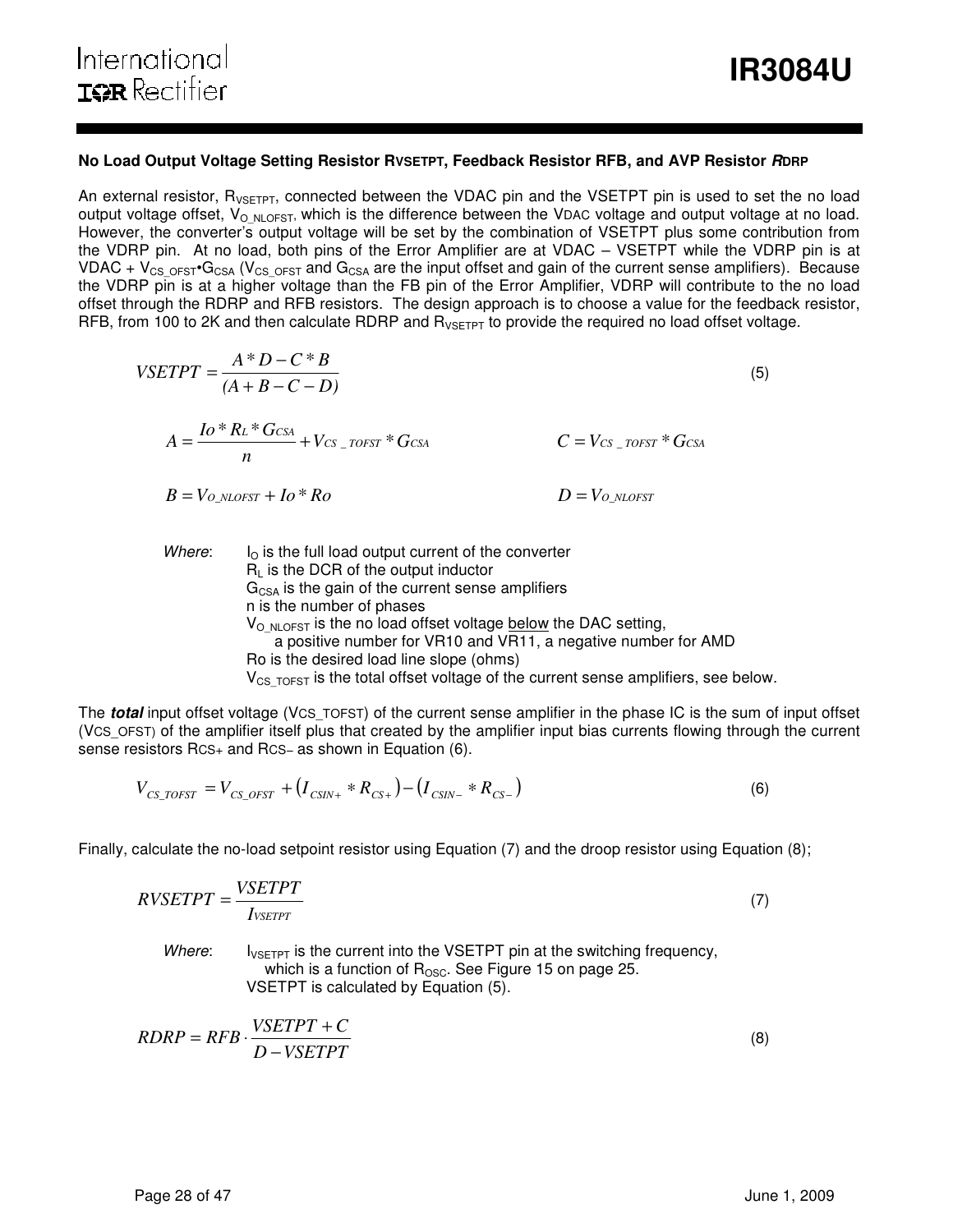### No Load Output Voltage Setting Resistor $R_{VSETPT}$, Feedback Resistor RFB, and AVP Resistor *RDRP*

An external resistor, $R_{VSETPT}$, connected between the VDAC pin and the VSETPT pin is used to set the no load output voltage offset, $V_{O\_NLOFST}$, which is the difference between the VDAC voltage and output voltage at no load. However, the converter's output voltage will be set by the combination of VSETPT plus some contribution from the VDRP pin. At no load, both pins of the Error Amplifier are at VDAC – VSETPT while the VDRP pin is at VDAC + $V_{CS\_OFST}$•$G_{CSA}$ ($V_{CS\_OFST}$ and $G_{CSA}$ are the input offset and gain of the current sense amplifiers). Because the VDRP pin is at a higher voltage than the FB pin of the Error Amplifier, VDRP will contribute to the no load offset through the RDRP and RFB resistors. The design approach is to choose a value for the feedback resistor, RFB, from 100 to 2K and then calculate RDRP and $R_{VSETPT}$ to provide the required no load offset voltage.

$$VSETPT = \frac{A * D - C * B}{(A + B - C - D)} \tag{5}$$

$$A = \frac{Io * R_L * G_{CSA}}{n} + V_{CS\_TOFST} * G_{CSA} \qquad C = V_{CS\_TOFST} * G_{CSA}$$

$$B = V_{O\_NLOFST} + Io * Ro \qquad D = V_{O\_NLOFST}$$

*Where*:
- $I_O$ is the full load output current of the converter
- $R_L$ is the DCR of the output inductor
- $G_{CSA}$ is the gain of the current sense amplifiers
- n is the number of phases
- $V_{O\_NLOFST}$ is the no load offset voltage below the DAC setting, a positive number for VR10 and VR11, a negative number for AMD
- Ro is the desired load line slope (ohms)
- $V_{CS\_TOFST}$ is the total offset voltage of the current sense amplifiers, see below.

The ***total*** input offset voltage ($V_{CS\_TOFST}$) of the current sense amplifier in the phase IC is the sum of input offset ($V_{CS\_OFST}$) of the amplifier itself plus that created by the amplifier input bias currents flowing through the current sense resistors $R_{CS+}$ and $R_{CS-}$ as shown in Equation (6).

$$V_{CS\_TOFST} = V_{CS\_OFST} + \left(I_{CSIN+} * R_{CS+}\right) - \left(I_{CSIN-} * R_{CS-}\right) \tag{6}$$

Finally, calculate the no-load setpoint resistor using Equation (7) and the droop resistor using Equation (8);

$$RVSETPT = \frac{VSETPT}{I_{VSETPT}} \tag{7}$$

*Where*:
- $I_{VSETPT}$ is the current into the VSETPT pin at the switching frequency, which is a function of $R_{OSC}$. See Figure 15 on page 25.
- VSETPT is calculated by Equation (5).

$$RDRP = RFB \cdot \frac{VSETPT + C}{D - VSETPT} \tag{8}$$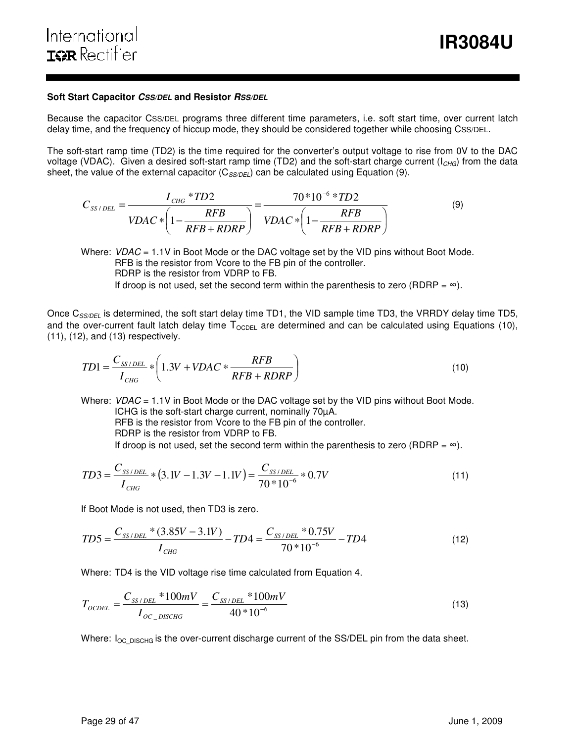### Soft Start Capacitor $C_{SS/DEL}$ and Resistor $R_{SS/DEL}$

Because the capacitor $C_{SS/DEL}$ programs three different time parameters, i.e. soft start time, over current latch delay time, and the frequency of hiccup mode, they should be considered together while choosing $C_{SS/DEL}$.

The soft-start ramp time (TD2) is the time required for the converter's output voltage to rise from 0V to the DAC voltage (VDAC). Given a desired soft-start ramp time (TD2) and the soft-start charge current ($I_{CHG}$) from the data sheet, the value of the external capacitor ($C_{SS/DEL}$) can be calculated using Equation (9).

$$C_{SS/DEL} = \frac{I_{CHG} * TD2}{VDAC * \left(1 - \frac{RFB}{RFB + RDRP}\right)} = \frac{70 * 10^{-6} * TD2}{VDAC * \left(1 - \frac{RFB}{RFB + RDRP}\right)} \tag{9}$$

Where: *VDAC* = 1.1V in Boot Mode or the DAC voltage set by the VID pins without Boot Mode.
RFB is the resistor from Vcore to the FB pin of the controller.
RDRP is the resistor from VDRP to FB.
If droop is not used, set the second term within the parenthesis to zero (RDRP = ∞).

Once $C_{SS/DEL}$ is determined, the soft start delay time TD1, the VID sample time TD3, the VRRDY delay time TD5, and the over-current fault latch delay time $T_{OCDEL}$ are determined and can be calculated using Equations (10), (11), (12), and (13) respectively.

$$TD1 = \frac{C_{SS/DEL}}{I_{CHG}} * \left(1.3V + VDAC * \frac{RFB}{RFB + RDRP}\right) \tag{10}$$

Where: *VDAC* = 1.1V in Boot Mode or the DAC voltage set by the VID pins without Boot Mode.
ICHG is the soft-start charge current, nominally 70µA.
RFB is the resistor from Vcore to the FB pin of the controller.
RDRP is the resistor from VDRP to FB.
If droop is not used, set the second term within the parenthesis to zero (RDRP = ∞).

$$TD3 = \frac{C_{SS/DEL}}{I_{CHG}} * \left(3.1V - 1.3V - 1.1V\right) = \frac{C_{SS/DEL}}{70 * 10^{-6}} * 0.7V \tag{11}$$

If Boot Mode is not used, then TD3 is zero.

$$TD5 = \frac{C_{SS/DEL} * (3.85V - 3.1V)}{I_{CHG}} - TD4 = \frac{C_{SS/DEL} * 0.75V}{70 * 10^{-6}} - TD4 \tag{12}$$

Where: TD4 is the VID voltage rise time calculated from Equation 4.

$$T_{OCDEL} = \frac{C_{SS/DEL} * 100mV}{I_{OC\_DISCHG}} = \frac{C_{SS/DEL} * 100mV}{40 * 10^{-6}} \tag{13}$$

Where: $I_{OC\_DISCHG}$ is the over-current discharge current of the SS/DEL pin from the data sheet.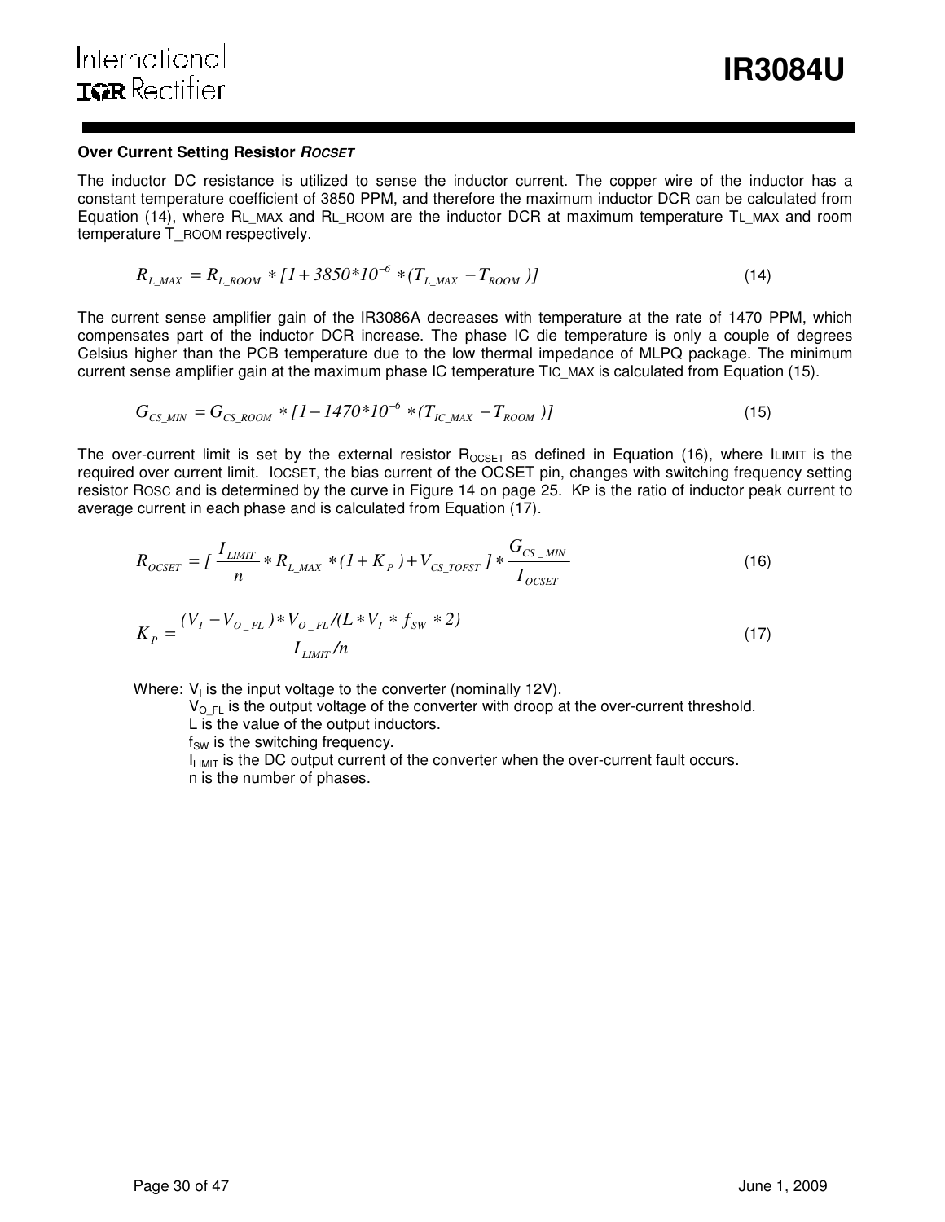### Over Current Setting Resistor $R_{OCSET}$

The inductor DC resistance is utilized to sense the inductor current. The copper wire of the inductor has a constant temperature coefficient of 3850 PPM, and therefore the maximum inductor DCR can be calculated from Equation (14), where $R_{L\_MAX}$ and $R_{L\_ROOM}$ are the inductor DCR at maximum temperature $T_{L\_MAX}$ and room temperature $T_{\_ROOM}$ respectively.

$$R_{L\_MAX} = R_{L\_ROOM} * [1 + 3850*10^{-6} * (T_{L\_MAX} - T_{ROOM})] \tag{14}$$

The current sense amplifier gain of the IR3086A decreases with temperature at the rate of 1470 PPM, which compensates part of the inductor DCR increase. The phase IC die temperature is only a couple of degrees Celsius higher than the PCB temperature due to the low thermal impedance of MLPQ package. The minimum current sense amplifier gain at the maximum phase IC temperature $T_{IC\_MAX}$ is calculated from Equation (15).

$$G_{CS\_MIN} = G_{CS\_ROOM} * [1 - 1470*10^{-6} * (T_{IC\_MAX} - T_{ROOM})] \tag{15}$$

The over-current limit is set by the external resistor $R_{OCSET}$ as defined in Equation (16), where $I_{LIMIT}$ is the required over current limit. $I_{OCSET}$, the bias current of the OCSET pin, changes with switching frequency setting resistor $R_{OSC}$ and is determined by the curve in Figure 14 on page 25. $K_P$ is the ratio of inductor peak current to average current in each phase and is calculated from Equation (17).

$$R_{OCSET} = [\frac{I_{LIMIT}}{n} * R_{L\_MAX} * (1 + K_P) + V_{CS\_TOFST}] * \frac{G_{CS\_MIN}}{I_{OCSET}} \tag{16}$$

$$K_P = \frac{(V_I - V_{O\_FL}) * V_{O\_FL} / (L * V_I * f_{SW} * 2)}{I_{LIMIT} / n} \tag{17}$$

Where: $V_I$ is the input voltage to the converter (nominally 12V).
$V_{O\_FL}$ is the output voltage of the converter with droop at the over-current threshold.
L is the value of the output inductors.
$f_{SW}$ is the switching frequency.
$I_{LIMIT}$ is the DC output current of the converter when the over-current fault occurs.
n is the number of phases.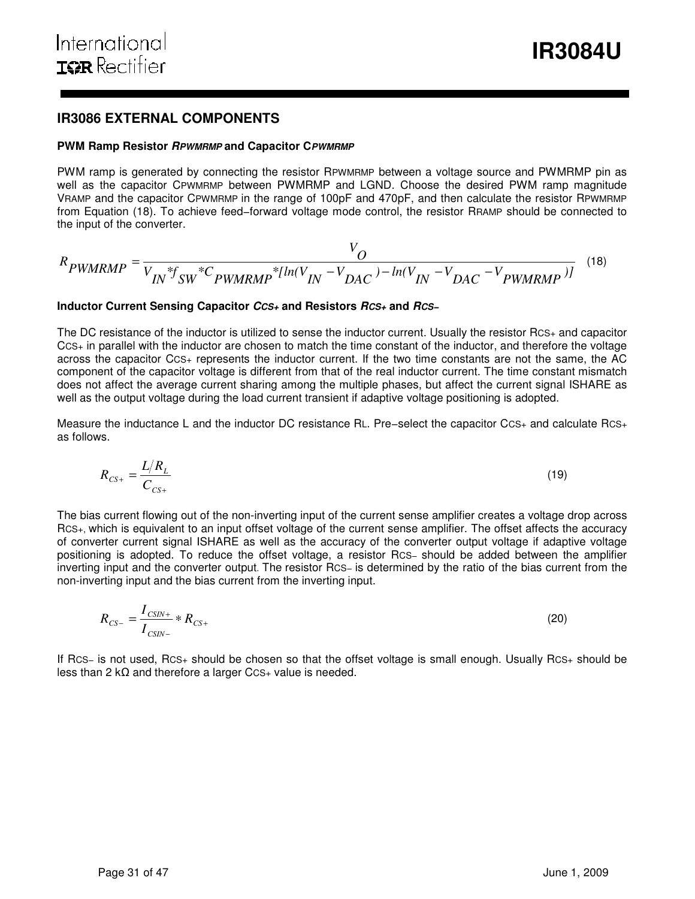## IR3086 EXTERNAL COMPONENTS

### PWM Ramp Resistor $R_{PWMRMP}$ and Capacitor $C_{PWMRMP}$

PWM ramp is generated by connecting the resistor $R_{PWMRMP}$ between a voltage source and PWMRMP pin as well as the capacitor $C_{PWMRMP}$ between PWMRMP and LGND. Choose the desired PWM ramp magnitude $V_{RAMP}$ and the capacitor $C_{PWMRMP}$ in the range of 100pF and 470pF, and then calculate the resistor $R_{PWMRMP}$ from Equation (18). To achieve feed−forward voltage mode control, the resistor $R_{RAMP}$ should be connected to the input of the converter.

$$R_{PWMRMP} = \frac{V_O}{V_{IN} * f_{SW} * C_{PWMRMP} * [\ln(V_{IN} - V_{DAC}) - \ln(V_{IN} - V_{DAC} - V_{PWMRMP})]} \quad (18)$$

### Inductor Current Sensing Capacitor $C_{CS+}$ and Resistors $R_{CS+}$ and $R_{CS-}$

The DC resistance of the inductor is utilized to sense the inductor current. Usually the resistor $R_{CS+}$ and capacitor $C_{CS+}$ in parallel with the inductor are chosen to match the time constant of the inductor, and therefore the voltage across the capacitor $C_{CS+}$ represents the inductor current. If the two time constants are not the same, the AC component of the capacitor voltage is different from that of the real inductor current. The time constant mismatch does not affect the average current sharing among the multiple phases, but affect the current signal ISHARE as well as the output voltage during the load current transient if adaptive voltage positioning is adopted.

Measure the inductance L and the inductor DC resistance $R_L$. Pre−select the capacitor $C_{CS+}$ and calculate $R_{CS+}$ as follows.

$$R_{CS+} = \frac{L/R_L}{C_{CS+}} \quad (19)$$

The bias current flowing out of the non-inverting input of the current sense amplifier creates a voltage drop across $R_{CS+}$, which is equivalent to an input offset voltage of the current sense amplifier. The offset affects the accuracy of converter current signal ISHARE as well as the accuracy of the converter output voltage if adaptive voltage positioning is adopted. To reduce the offset voltage, a resistor $R_{CS-}$ should be added between the amplifier inverting input and the converter output. The resistor $R_{CS-}$ is determined by the ratio of the bias current from the non-inverting input and the bias current from the inverting input.

$$R_{CS-} = \frac{I_{CSIN+}}{I_{CSIN-}} * R_{CS+} \quad (20)$$

If $R_{CS-}$ is not used, $R_{CS+}$ should be chosen so that the offset voltage is small enough. Usually $R_{CS+}$ should be less than 2 kΩ and therefore a larger $C_{CS+}$ value is needed.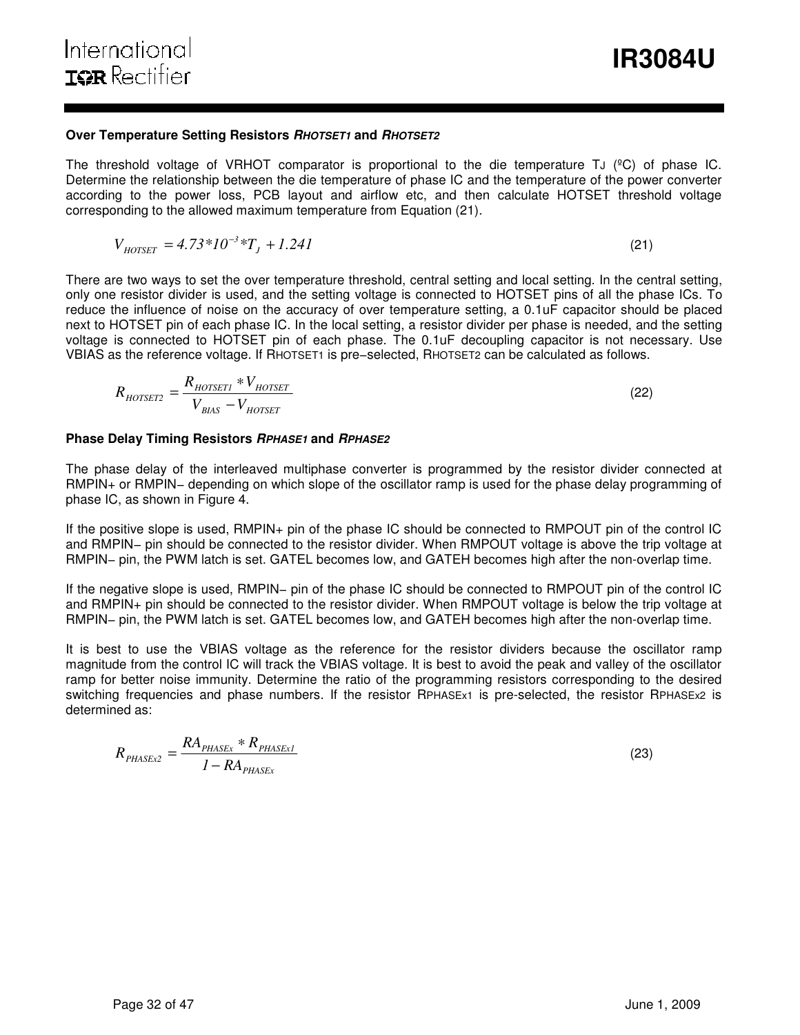### Over Temperature Setting Resistors $R_{HOTSET1}$ and $R_{HOTSET2}$

The threshold voltage of VRHOT comparator is proportional to the die temperature $T_J$ (ºC) of phase IC. Determine the relationship between the die temperature of phase IC and the temperature of the power converter according to the power loss, PCB layout and airflow etc, and then calculate HOTSET threshold voltage corresponding to the allowed maximum temperature from Equation (21).

$$V_{HOTSET} = 4.73*10^{-3}*T_J + 1.241 \tag{21}$$

There are two ways to set the over temperature threshold, central setting and local setting. In the central setting, only one resistor divider is used, and the setting voltage is connected to HOTSET pins of all the phase ICs. To reduce the influence of noise on the accuracy of over temperature setting, a 0.1uF capacitor should be placed next to HOTSET pin of each phase IC. In the local setting, a resistor divider per phase is needed, and the setting voltage is connected to HOTSET pin of each phase. The 0.1uF decoupling capacitor is not necessary. Use VBIAS as the reference voltage. If $R_{HOTSET1}$ is pre−selected, $R_{HOTSET2}$ can be calculated as follows.

$$R_{HOTSET2} = \frac{R_{HOTSET1} * V_{HOTSET}}{V_{BIAS} - V_{HOTSET}} \tag{22}$$

### Phase Delay Timing Resistors $R_{PHASE1}$ and $R_{PHASE2}$

The phase delay of the interleaved multiphase converter is programmed by the resistor divider connected at RMPIN+ or RMPIN− depending on which slope of the oscillator ramp is used for the phase delay programming of phase IC, as shown in Figure 4.

If the positive slope is used, RMPIN+ pin of the phase IC should be connected to RMPOUT pin of the control IC and RMPIN− pin should be connected to the resistor divider. When RMPOUT voltage is above the trip voltage at RMPIN− pin, the PWM latch is set. GATEL becomes low, and GATEH becomes high after the non-overlap time.

If the negative slope is used, RMPIN− pin of the phase IC should be connected to RMPOUT pin of the control IC and RMPIN+ pin should be connected to the resistor divider. When RMPOUT voltage is below the trip voltage at RMPIN− pin, the PWM latch is set. GATEL becomes low, and GATEH becomes high after the non-overlap time.

It is best to use the VBIAS voltage as the reference for the resistor dividers because the oscillator ramp magnitude from the control IC will track the VBIAS voltage. It is best to avoid the peak and valley of the oscillator ramp for better noise immunity. Determine the ratio of the programming resistors corresponding to the desired switching frequencies and phase numbers. If the resistor $R_{PHASEx1}$ is pre-selected, the resistor $R_{PHASEx2}$ is determined as:

$$R_{PHASEx2} = \frac{RA_{PHASEx} * R_{PHASEx1}}{1 - RA_{PHASEx}} \tag{23}$$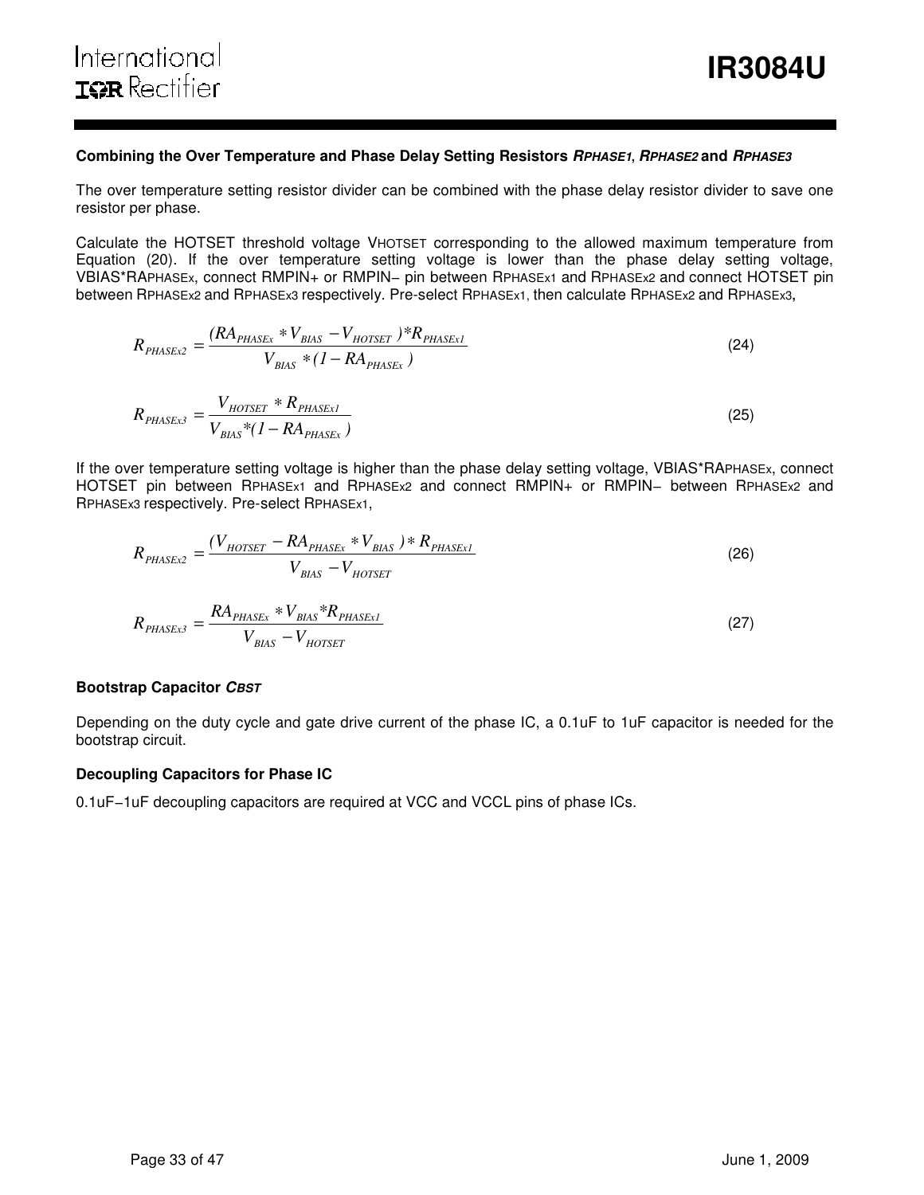### Combining the Over Temperature and Phase Delay Setting Resistors $R_{PHASE1}$, $R_{PHASE2}$ and $R_{PHASE3}$

The over temperature setting resistor divider can be combined with the phase delay resistor divider to save one resistor per phase.

Calculate the HOTSET threshold voltage $V_{HOTSET}$ corresponding to the allowed maximum temperature from Equation (20). If the over temperature setting voltage is lower than the phase delay setting voltage, $V_{BIAS}*RA_{PHASEx}$, connect RMPIN+ or RMPIN− pin between $R_{PHASEx1}$ and $R_{PHASEx2}$ and connect HOTSET pin between $R_{PHASEx2}$ and $R_{PHASEx3}$ respectively. Pre-select $R_{PHASEx1}$, then calculate $R_{PHASEx2}$ and $R_{PHASEx3}$,

$$R_{PHASEx2} = \frac{(RA_{PHASEx} * V_{BIAS} - V_{HOTSET})*R_{PHASEx1}}{V_{BIAS} * (1 - RA_{PHASEx})} \tag{24}$$

$$R_{PHASEx3} = \frac{V_{HOTSET} * R_{PHASEx1}}{V_{BIAS}*(1 - RA_{PHASEx})} \tag{25}$$

If the over temperature setting voltage is higher than the phase delay setting voltage, $V_{BIAS}*RA_{PHASEx}$, connect HOTSET pin between $R_{PHASEx1}$ and $R_{PHASEx2}$ and connect RMPIN+ or RMPIN− between $R_{PHASEx2}$ and $R_{PHASEx3}$ respectively. Pre-select $R_{PHASEx1}$,

$$R_{PHASEx2} = \frac{(V_{HOTSET} - RA_{PHASEx} * V_{BIAS}) * R_{PHASEx1}}{V_{BIAS} - V_{HOTSET}} \tag{26}$$

$$R_{PHASEx3} = \frac{RA_{PHASEx} * V_{BIAS} * R_{PHASEx1}}{V_{BIAS} - V_{HOTSET}} \tag{27}$$

### Bootstrap Capacitor $C_{BST}$

Depending on the duty cycle and gate drive current of the phase IC, a 0.1uF to 1uF capacitor is needed for the bootstrap circuit.

### Decoupling Capacitors for Phase IC

0.1uF−1uF decoupling capacitors are required at VCC and VCCL pins of phase ICs.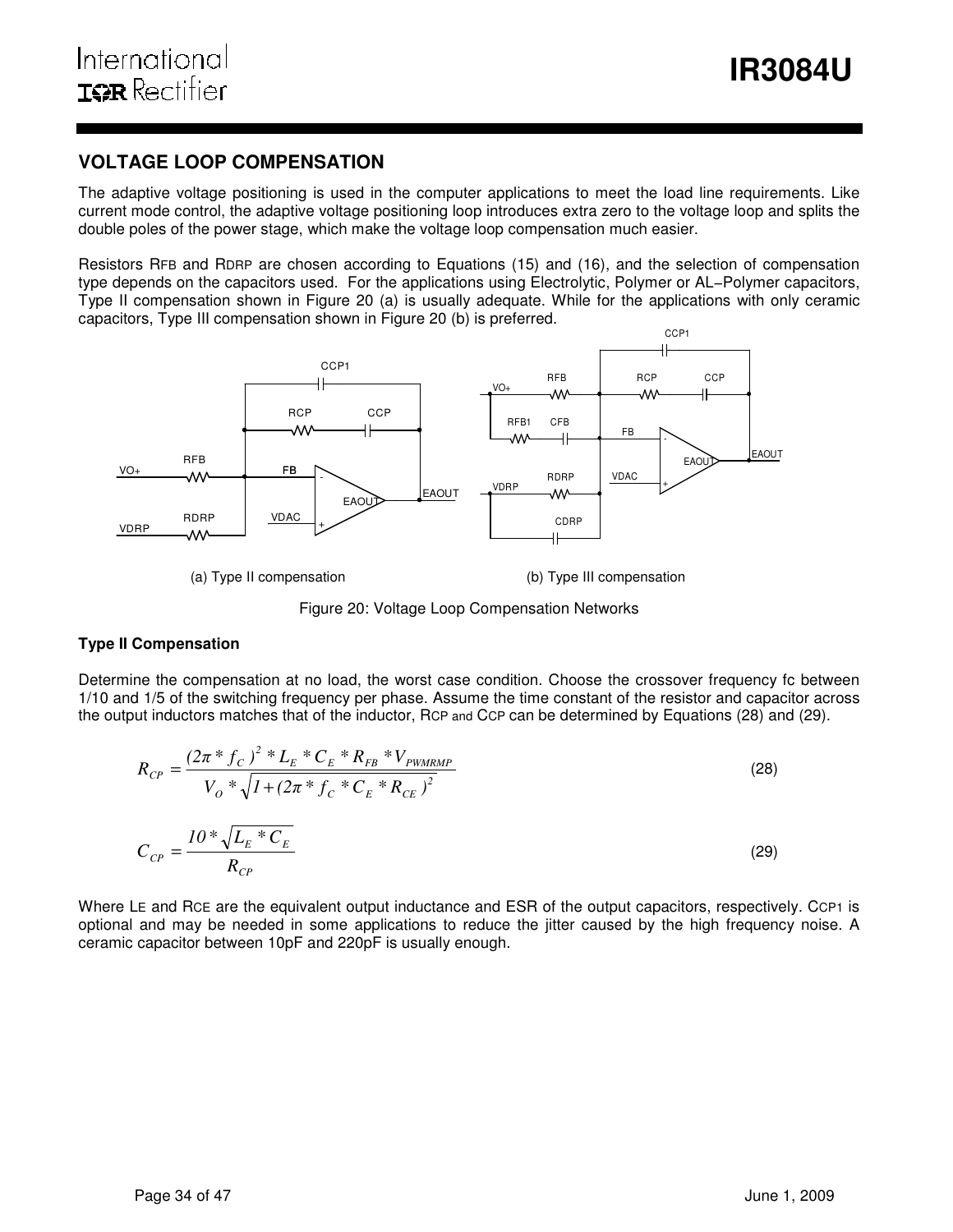## VOLTAGE LOOP COMPENSATION

The adaptive voltage positioning is used in the computer applications to meet the load line requirements. Like current mode control, the adaptive voltage positioning loop introduces extra zero to the voltage loop and splits the double poles of the power stage, which make the voltage loop compensation much easier.

Resistors $R_{FB}$ and $R_{DRP}$ are chosen according to Equations (15) and (16), and the selection of compensation type depends on the capacitors used. For the applications using Electrolytic, Polymer or AL−Polymer capacitors, Type II compensation shown in Figure 20 (a) is usually adequate. While for the applications with only ceramic capacitors, Type III compensation shown in Figure 20 (b) is preferred.

(a) Type II compensation

(b) Type III compensation

Figure 20: Voltage Loop Compensation Networks

**Type II Compensation**

Determine the compensation at no load, the worst case condition. Choose the crossover frequency fc between 1/10 and 1/5 of the switching frequency per phase. Assume the time constant of the resistor and capacitor across the output inductors matches that of the inductor, $R_{CP}$ and $C_{CP}$ can be determined by Equations (28) and (29).

$$R_{CP} = \frac{(2\pi * f_C)^2 * L_E * C_E * R_{FB} * V_{PWMRMP}}{V_O * \sqrt{1 + (2\pi * f_C * C_E * R_{CE})^2}} \tag{28}$$

$$C_{CP} = \frac{10 * \sqrt{L_E * C_E}}{R_{CP}} \tag{29}$$

Where $L_E$ and $R_{CE}$ are the equivalent output inductance and ESR of the output capacitors, respectively. $C_{CP1}$ is optional and may be needed in some applications to reduce the jitter caused by the high frequency noise. A ceramic capacitor between 10pF and 220pF is usually enough.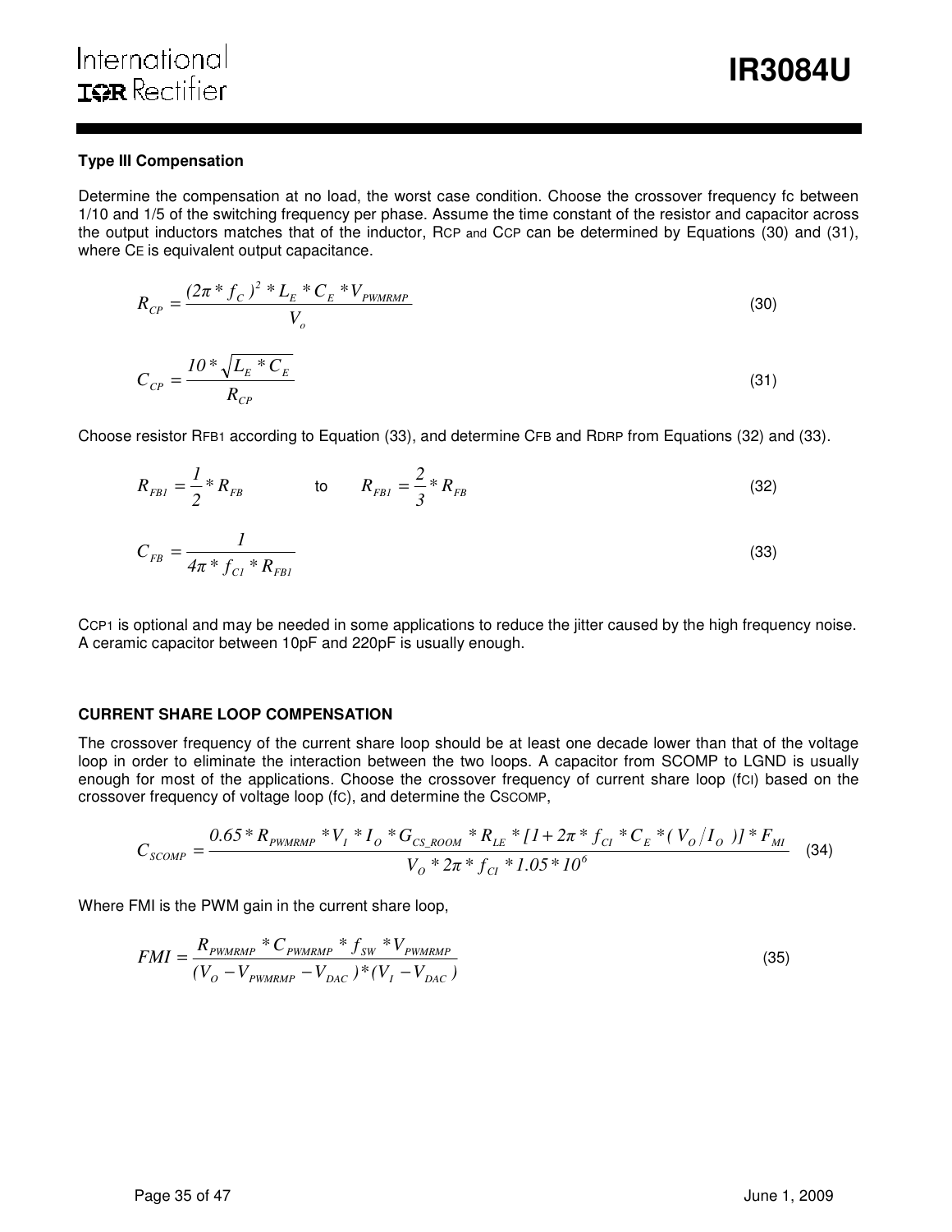### Type III Compensation

Determine the compensation at no load, the worst case condition. Choose the crossover frequency fc between 1/10 and 1/5 of the switching frequency per phase. Assume the time constant of the resistor and capacitor across the output inductors matches that of the inductor, $R_{CP}$ and $C_{CP}$ can be determined by Equations (30) and (31), where $C_E$ is equivalent output capacitance.

$$R_{CP} = \frac{(2\pi * f_C)^2 * L_E * C_E * V_{PWMRMP}}{V_o} \tag{30}$$

$$C_{CP} = \frac{10 * \sqrt{L_E * C_E}}{R_{CP}} \tag{31}$$

Choose resistor $R_{FB1}$ according to Equation (33), and determine $C_{FB}$ and $R_{DRP}$ from Equations (32) and (33).

$$R_{FB1} = \frac{1}{2} * R_{FB} \quad \text{to} \quad R_{FB1} = \frac{2}{3} * R_{FB} \tag{32}$$

$$C_{FB} = \frac{1}{4\pi * f_{C1} * R_{FB1}} \tag{33}$$

$C_{CP1}$ is optional and may be needed in some applications to reduce the jitter caused by the high frequency noise. A ceramic capacitor between 10pF and 220pF is usually enough.

### CURRENT SHARE LOOP COMPENSATION

The crossover frequency of the current share loop should be at least one decade lower than that of the voltage loop in order to eliminate the interaction between the two loops. A capacitor from SCOMP to LGND is usually enough for most of the applications. Choose the crossover frequency of current share loop ($f_{CI}$) based on the crossover frequency of voltage loop ($f_C$), and determine the $C_{SCOMP}$,

$$C_{SCOMP} = \frac{0.65 * R_{PWMRMP} * V_I * I_O * G_{CS\_ROOM} * R_{LE} * [1 + 2\pi * f_{CI} * C_E * (V_O / I_O)] * F_{MI}}{V_O * 2\pi * f_{CI} * 1.05 * 10^6} \tag{34}$$

Where FMI is the PWM gain in the current share loop,

$$FMI = \frac{R_{PWMRMP} * C_{PWMRMP} * f_{SW} * V_{PWMRMP}}{(V_O - V_{PWMRMP} - V_{DAC}) * (V_I - V_{DAC})} \tag{35}$$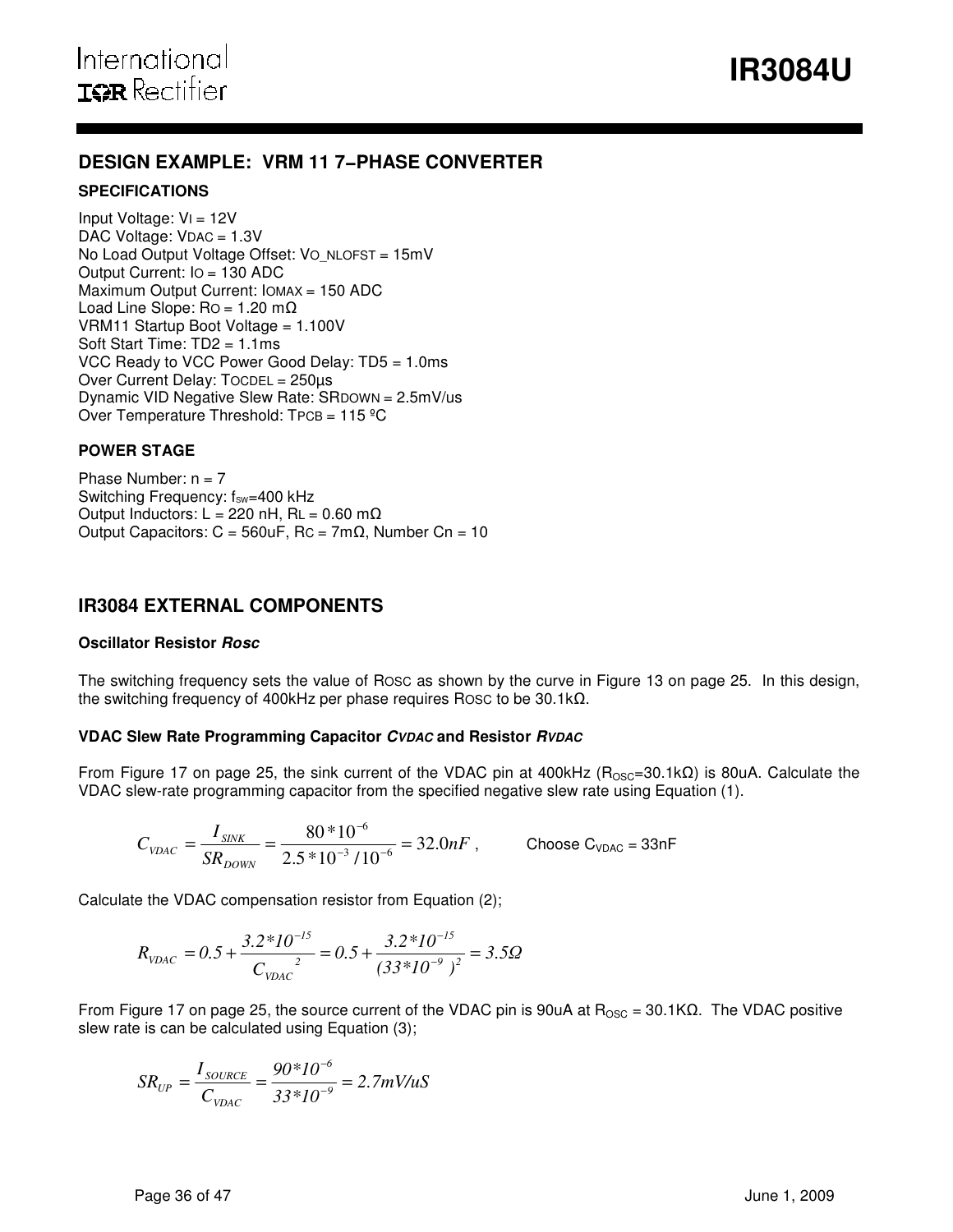## DESIGN EXAMPLE: VRM 11 7–PHASE CONVERTER

### SPECIFICATIONS

Input Voltage: $V_I$ = 12V
DAC Voltage: $V_{DAC}$ = 1.3V
No Load Output Voltage Offset: $V_{O\_NLOFST}$ = 15mV
Output Current: $I_O$ = 130 ADC
Maximum Output Current: $I_{OMAX}$ = 150 ADC
Load Line Slope: $R_O$ = 1.20 mΩ
VRM11 Startup Boot Voltage = 1.100V
Soft Start Time: TD2 = 1.1ms
VCC Ready to VCC Power Good Delay: TD5 = 1.0ms
Over Current Delay: $T_{OCDEL}$ = 250µs
Dynamic VID Negative Slew Rate: $SR_{DOWN}$ = 2.5mV/us
Over Temperature Threshold: $T_{PCB}$ = 115 ºC

### POWER STAGE

Phase Number: n = 7
Switching Frequency: $f_{SW}$=400 kHz
Output Inductors: L = 220 nH, $R_L$ = 0.60 mΩ
Output Capacitors: C = 560uF, $R_C$ = 7mΩ, Number Cn = 10

## IR3084 EXTERNAL COMPONENTS

### Oscillator Resistor *Rosc*

The switching frequency sets the value of $R_{OSC}$ as shown by the curve in Figure 13 on page 25. In this design, the switching frequency of 400kHz per phase requires $R_{OSC}$ to be 30.1kΩ.

### VDAC Slew Rate Programming Capacitor *CVDAC* and Resistor *RVDAC*

From Figure 17 on page 25, the sink current of the VDAC pin at 400kHz ($R_{OSC}$=30.1kΩ) is 80uA. Calculate the VDAC slew-rate programming capacitor from the specified negative slew rate using Equation (1).

$$C_{VDAC} = \frac{I_{SINK}}{SR_{DOWN}} = \frac{80*10^{-6}}{2.5*10^{-3}/10^{-6}} = 32.0nF$$ 

Choose $C_{VDAC}$ = 33nF

Calculate the VDAC compensation resistor from Equation (2);

$$R_{VDAC} = 0.5 + \frac{3.2*10^{-15}}{C_{VDAC}{}^{2}} = 0.5 + \frac{3.2*10^{-15}}{(33*10^{-9})^2} = 3.5\Omega$$

From Figure 17 on page 25, the source current of the VDAC pin is 90uA at $R_{OSC}$ = 30.1KΩ. The VDAC positive slew rate is can be calculated using Equation (3);

$$SR_{UP} = \frac{I_{SOURCE}}{C_{VDAC}} = \frac{90*10^{-6}}{33*10^{-9}} = 2.7mV/uS$$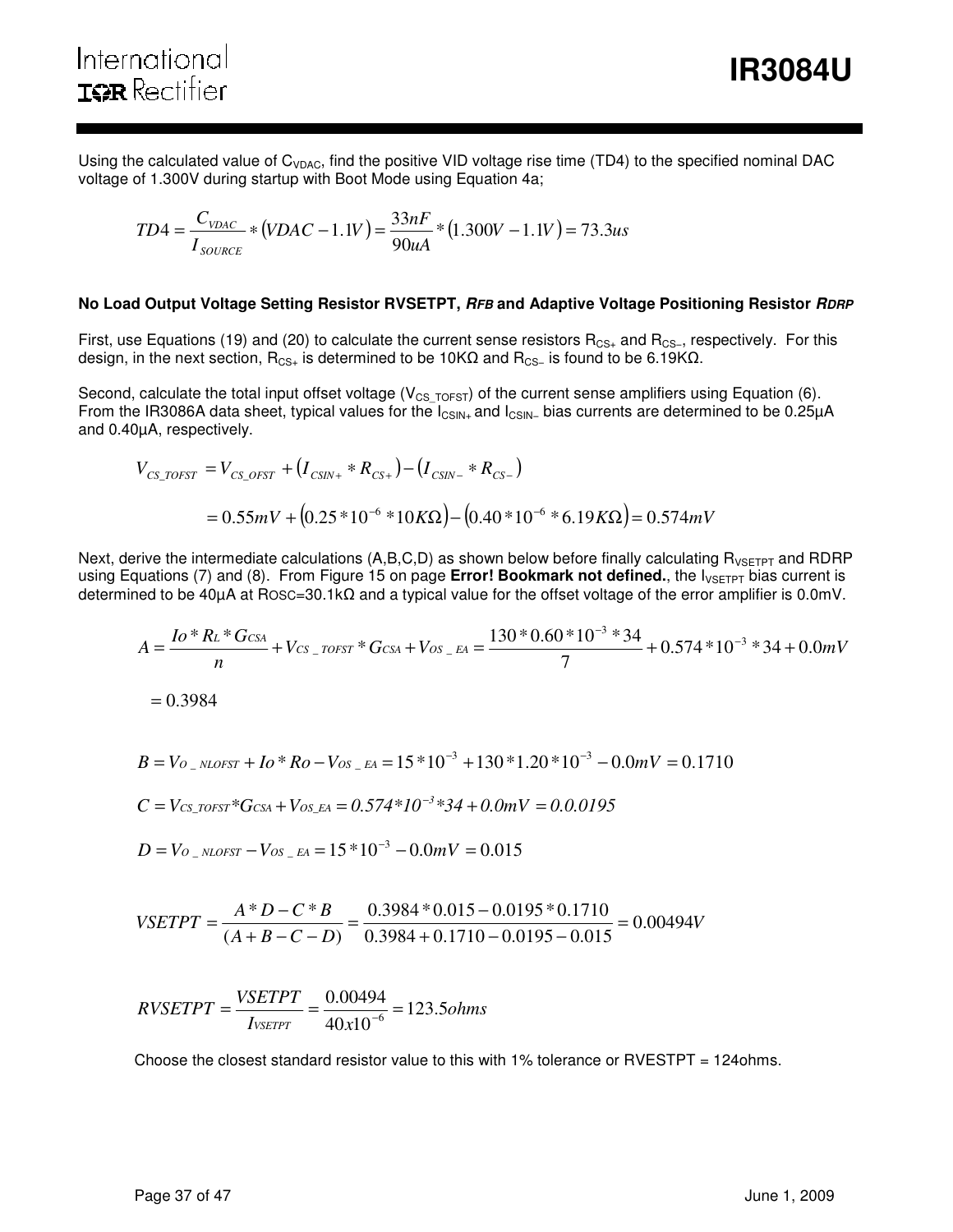Using the calculated value of $C_{VDAC}$, find the positive VID voltage rise time (TD4) to the specified nominal DAC voltage of 1.300V during startup with Boot Mode using Equation 4a;

$$TD4 = \frac{C_{VDAC}}{I_{SOURCE}} * (VDAC - 1.1V) = \frac{33nF}{90uA} * (1.300V - 1.1V) = 73.3us$$

**No Load Output Voltage Setting Resistor RVSETPT, *RFB* and Adaptive Voltage Positioning Resistor *RDRP***

First, use Equations (19) and (20) to calculate the current sense resistors $R_{CS+}$ and $R_{CS-}$, respectively. For this design, in the next section, $R_{CS+}$ is determined to be 10KΩ and $R_{CS-}$ is found to be 6.19KΩ.

Second, calculate the total input offset voltage ($V_{CS\_TOFST}$) of the current sense amplifiers using Equation (6). From the IR3086A data sheet, typical values for the $I_{CSIN+}$ and $I_{CSIN-}$ bias currents are determined to be 0.25µA and 0.40µA, respectively.

$$V_{CS\_TOFST} = V_{CS\_OFST} + (I_{CSIN+} * R_{CS+}) - (I_{CSIN-} * R_{CS-})$$

$$= 0.55mV + (0.25*10^{-6} * 10K\Omega) - (0.40*10^{-6} * 6.19K\Omega) = 0.574mV$$

Next, derive the intermediate calculations (A,B,C,D) as shown below before finally calculating $R_{VSETPT}$ and RDRP using Equations (7) and (8). From Figure 15 on page **Error! Bookmark not defined.**, the $I_{VSETPT}$ bias current is determined to be 40µA at $R_{OSC}$=30.1kΩ and a typical value for the offset voltage of the error amplifier is 0.0mV.

$$A = \frac{Io * R_L * G_{CSA}}{n} + V_{CS\_TOFST} * G_{CSA} + V_{OS\_EA} = \frac{130 * 0.60 * 10^{-3} * 34}{7} + 0.574*10^{-3} * 34 + 0.0mV$$

$$= 0.3984$$

$$B = V_{O\_NLOFST} + Io * Ro - V_{OS\_EA} = 15*10^{-3} + 130*1.20*10^{-3} - 0.0mV = 0.1710$$

$$C = V_{CS\_TOFST} * G_{CSA} + V_{OS\_EA} = 0.574*10^{-3}*34 + 0.0mV = 0.0.0195$$

$$D = V_{O\_NLOFST} - V_{OS\_EA} = 15*10^{-3} - 0.0mV = 0.015$$

$$VSETPT = \frac{A*D - C*B}{(A+B-C-D)} = \frac{0.3984*0.015 - 0.0195*0.1710}{0.3984 + 0.1710 - 0.0195 - 0.015} = 0.00494V$$

$$RVSETPT = \frac{VSETPT}{I_{VSETPT}} = \frac{0.00494}{40x10^{-6}} = 123.5ohms$$

Choose the closest standard resistor value to this with 1% tolerance or RVESTPT = 124ohms.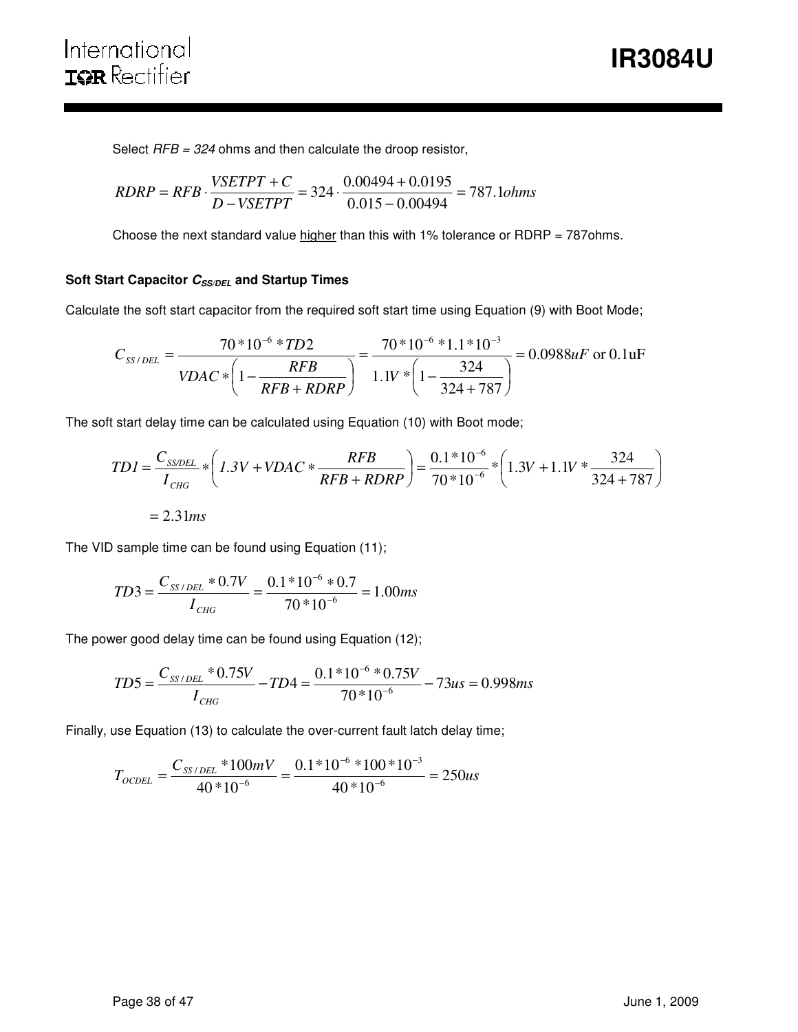Select *RFB = 324* ohms and then calculate the droop resistor,

$$RDRP = RFB \cdot \frac{VSETPT + C}{D - VSETPT} = 324 \cdot \frac{0.00494 + 0.0195}{0.015 - 0.00494} = 787.1 ohms$$

Choose the next standard value <u>higher</u> than this with 1% tolerance or RDRP = 787ohms.

#### Soft Start Capacitor $C_{SS/DEL}$ and Startup Times

Calculate the soft start capacitor from the required soft start time using Equation (9) with Boot Mode;

$$C_{SS/DEL} = \frac{70*10^{-6}*TD2}{VDAC*\left(1 - \frac{RFB}{RFB + RDRP}\right)} = \frac{70*10^{-6}*1.1*10^{-3}}{1.1V*\left(1 - \frac{324}{324 + 787}\right)} = 0.0988uF \text{ or } 0.1\text{uF}$$

The soft start delay time can be calculated using Equation (10) with Boot mode;

$$TD1 = \frac{C_{SS/DEL}}{I_{CHG}} * \left(1.3V + VDAC * \frac{RFB}{RFB + RDRP}\right) = \frac{0.1*10^{-6}}{70*10^{-6}} * \left(1.3V + 1.1V * \frac{324}{324 + 787}\right)$$

$$= 2.31ms$$

The VID sample time can be found using Equation (11);

$$TD3 = \frac{C_{SS/DEL} * 0.7V}{I_{CHG}} = \frac{0.1*10^{-6}*0.7}{70*10^{-6}} = 1.00ms$$

The power good delay time can be found using Equation (12);

$$TD5 = \frac{C_{SS/DEL} * 0.75V}{I_{CHG}} - TD4 = \frac{0.1*10^{-6}*0.75V}{70*10^{-6}} - 73us = 0.998ms$$

Finally, use Equation (13) to calculate the over-current fault latch delay time;

$$T_{OCDEL} = \frac{C_{SS/DEL} * 100mV}{40*10^{-6}} = \frac{0.1*10^{-6}*100*10^{-3}}{40*10^{-6}} = 250us$$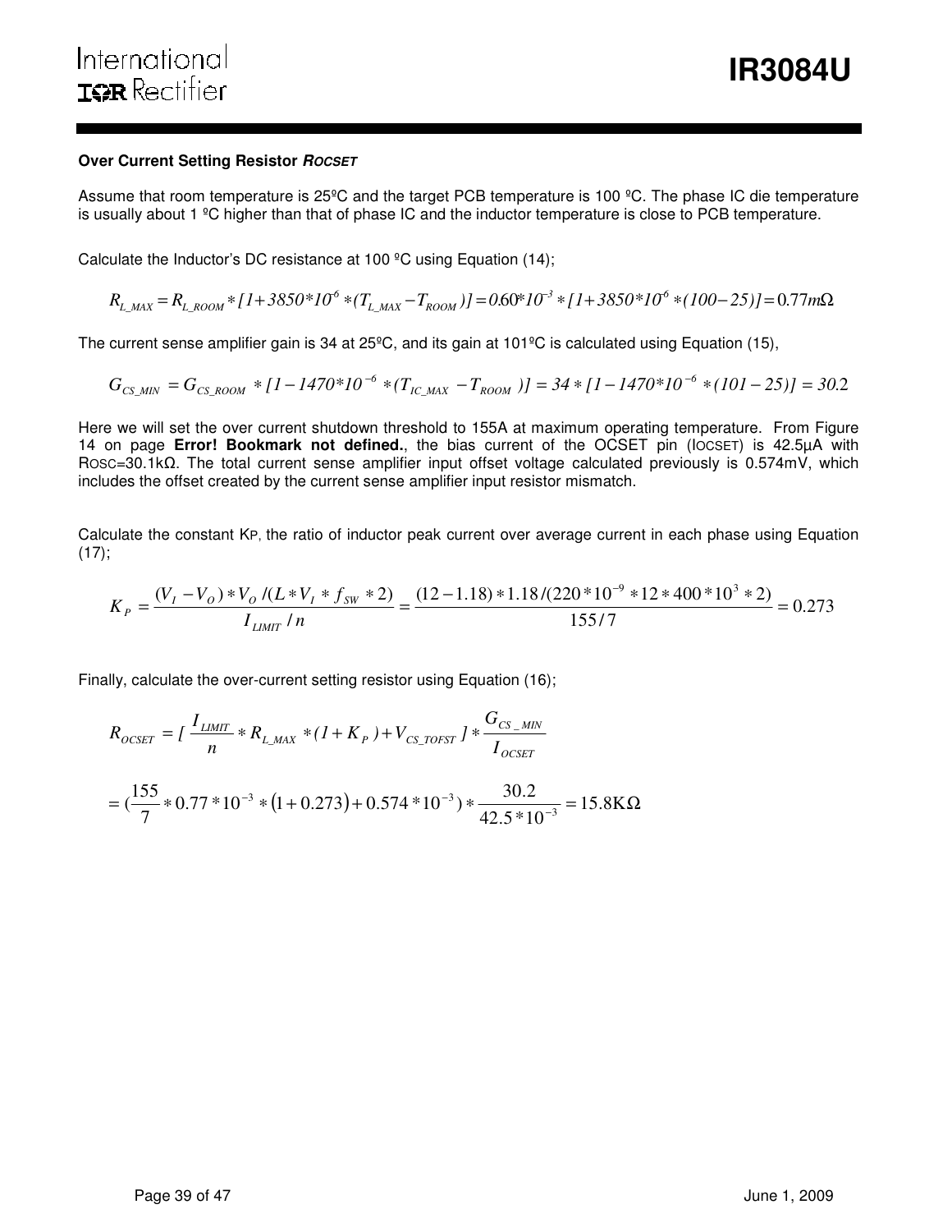### Over Current Setting Resistor $R_{OCSET}$

Assume that room temperature is 25ºC and the target PCB temperature is 100 ºC. The phase IC die temperature is usually about 1 ºC higher than that of phase IC and the inductor temperature is close to PCB temperature.

Calculate the Inductor's DC resistance at 100 ºC using Equation (14);

$$R_{L\_MAX} = R_{L\_ROOM} * [1 + 3850*10^{-6} * (T_{L\_MAX} - T_{ROOM})] = 0.60*10^{-3} * [1 + 3850*10^{-6} * (100 - 25)] = 0.77m\Omega$$

The current sense amplifier gain is 34 at 25ºC, and its gain at 101ºC is calculated using Equation (15),

$$G_{CS\_MIN} = G_{CS\_ROOM} * [1 - 1470*10^{-6} * (T_{IC\_MAX} - T_{ROOM})] = 34 * [1 - 1470*10^{-6} * (101 - 25)] = 30.2$$

Here we will set the over current shutdown threshold to 155A at maximum operating temperature. From Figure 14 on page **Error! Bookmark not defined.**, the bias current of the OCSET pin ($I_{OCSET}$) is 42.5µA with $R_{OSC}$=30.1kΩ. The total current sense amplifier input offset voltage calculated previously is 0.574mV, which includes the offset created by the current sense amplifier input resistor mismatch.

Calculate the constant $K_P$, the ratio of inductor peak current over average current in each phase using Equation (17);

$$K_P = \frac{(V_I - V_O) * V_O / (L * V_I * f_{SW} * 2)}{I_{LIMIT} / n} = \frac{(12 - 1.18) * 1.18 / (220 * 10^{-9} * 12 * 400 * 10^3 * 2)}{155/7} = 0.273$$

Finally, calculate the over-current setting resistor using Equation (16);

$$R_{OCSET} = [\frac{I_{LIMIT}}{n} * R_{L\_MAX} * (1 + K_P) + V_{CS\_TOFST}] * \frac{G_{CS\_MIN}}{I_{OCSET}}$$

$$= (\frac{155}{7} * 0.77 * 10^{-3} * (1 + 0.273) + 0.574 * 10^{-3}) * \frac{30.2}{42.5 * 10^{-3}} = 15.8\text{K}\Omega$$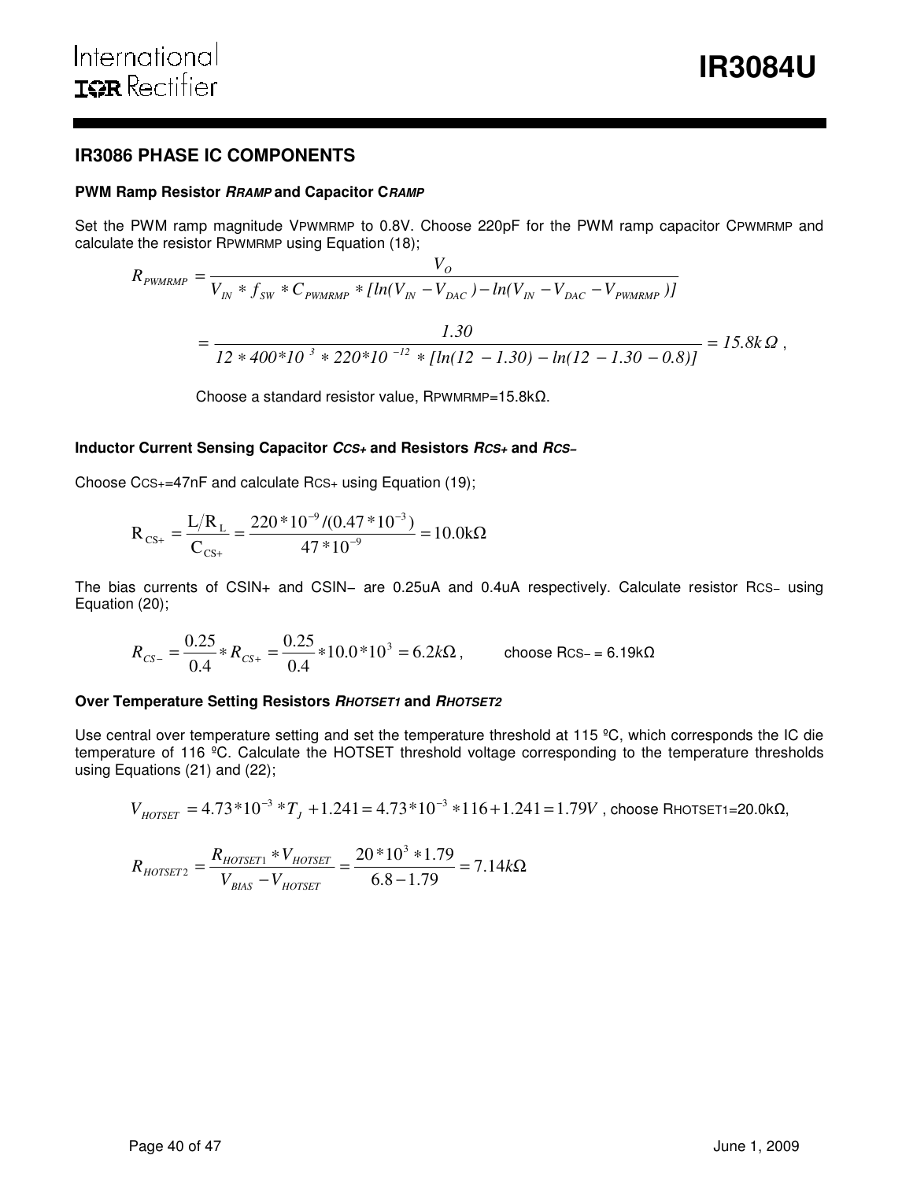## IR3086 PHASE IC COMPONENTS

### PWM Ramp Resistor $R_{RAMP}$ and Capacitor $C_{RAMP}$

Set the PWM ramp magnitude $V_{PWMRMP}$ to 0.8V. Choose 220pF for the PWM ramp capacitor $C_{PWMRMP}$ and calculate the resistor $R_{PWMRMP}$ using Equation (18);

$$R_{PWMRMP} = \frac{V_O}{V_{IN} * f_{SW} * C_{PWMRMP} * [ln(V_{IN} - V_{DAC}) - ln(V_{IN} - V_{DAC} - V_{PWMRMP})]}$$

$$= \frac{1.30}{12 * 400*10^{3} * 220*10^{-12} * [ln(12 - 1.30) - ln(12 - 1.30 - 0.8)]} = 15.8k\Omega \text{ ,}$$

Choose a standard resistor value, $R_{PWMRMP}$=15.8kΩ.

### Inductor Current Sensing Capacitor $C_{CS+}$ and Resistors $R_{CS+}$ and $R_{CS-}$

Choose $C_{CS+}$=47nF and calculate $R_{CS+}$ using Equation (19);

$$R_{CS+} = \frac{L/R_L}{C_{CS+}} = \frac{220*10^{-9}/(0.47*10^{-3})}{47*10^{-9}} = 10.0k\Omega$$

The bias currents of CSIN+ and CSIN− are 0.25uA and 0.4uA respectively. Calculate resistor $R_{CS-}$ using Equation (20);

$$R_{CS-} = \frac{0.25}{0.4} * R_{CS+} = \frac{0.25}{0.4} * 10.0*10^3 = 6.2k\Omega \text{ ,}$$ choose $R_{CS-}$ = 6.19kΩ

### Over Temperature Setting Resistors $R_{HOTSET1}$ and $R_{HOTSET2}$

Use central over temperature setting and set the temperature threshold at 115 ºC, which corresponds the IC die temperature of 116 ºC. Calculate the HOTSET threshold voltage corresponding to the temperature thresholds using Equations (21) and (22);

$$V_{HOTSET} = 4.73*10^{-3} * T_J + 1.241 = 4.73*10^{-3} * 116 + 1.241 = 1.79V$$ , choose $R_{HOTSET1}$=20.0kΩ,

$$R_{HOTSET2} = \frac{R_{HOTSET1} * V_{HOTSET}}{V_{BIAS} - V_{HOTSET}} = \frac{20*10^3 * 1.79}{6.8 - 1.79} = 7.14k\Omega$$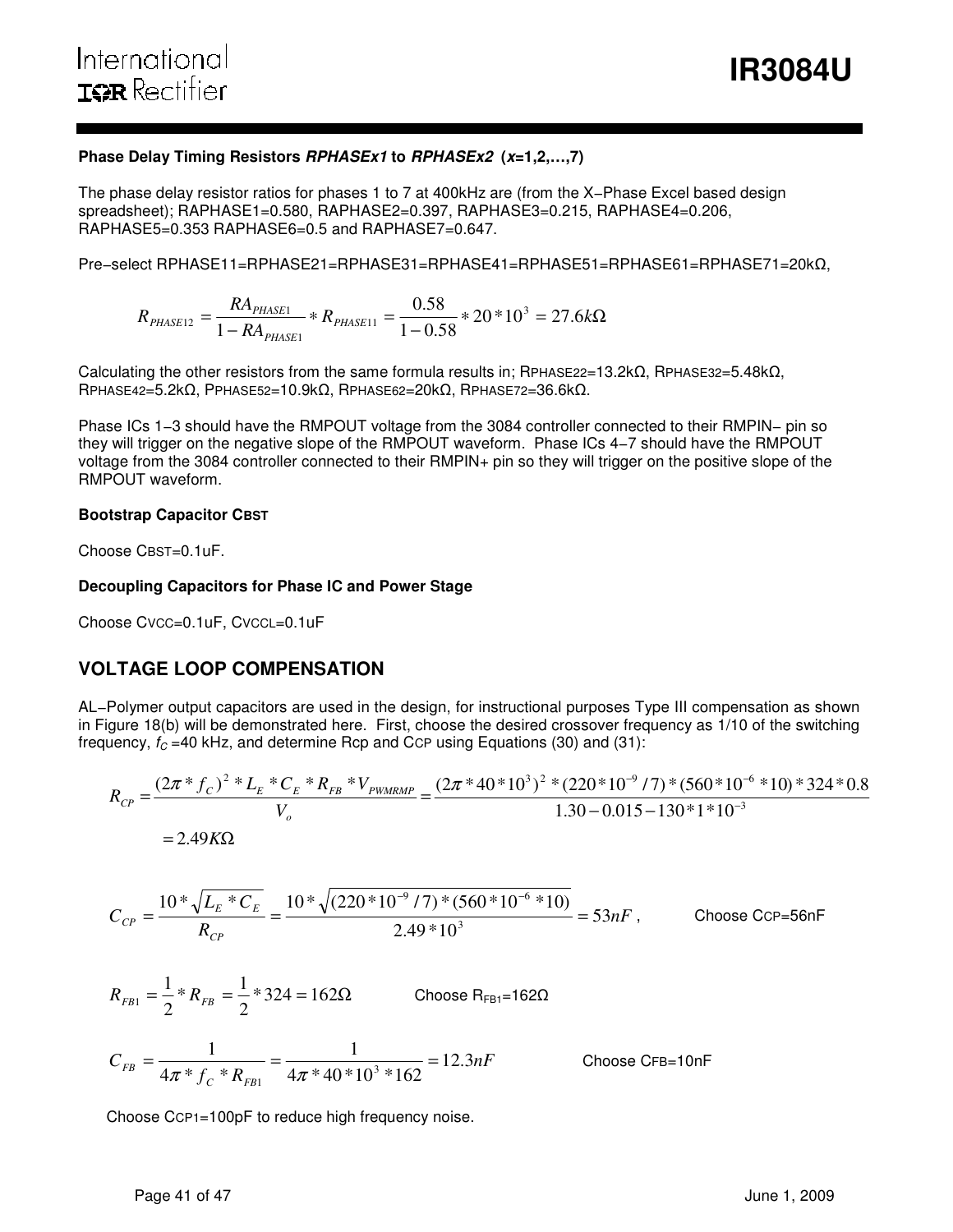#### Phase Delay Timing Resistors *RPHASEx1* to *RPHASEx2* (*x*=1,2,…,7)

The phase delay resistor ratios for phases 1 to 7 at 400kHz are (from the X−Phase Excel based design spreadsheet); RAPHASE1=0.580, RAPHASE2=0.397, RAPHASE3=0.215, RAPHASE4=0.206, RAPHASE5=0.353 RAPHASE6=0.5 and RAPHASE7=0.647.

Pre−select RPHASE11=RPHASE21=RPHASE31=RPHASE41=RPHASE51=RPHASE61=RPHASE71=20kΩ,

$$R_{PHASE12} = \frac{RA_{PHASE1}}{1 - RA_{PHASE1}} * R_{PHASE11} = \frac{0.58}{1 - 0.58} * 20 * 10^3 = 27.6k\Omega$$

Calculating the other resistors from the same formula results in; $R_{PHASE22}$=13.2kΩ, $R_{PHASE32}$=5.48kΩ, $R_{PHASE42}$=5.2kΩ, $P_{PHASE52}$=10.9kΩ, $R_{PHASE62}$=20kΩ, $R_{PHASE72}$=36.6kΩ.

Phase ICs 1−3 should have the RMPOUT voltage from the 3084 controller connected to their RMPIN− pin so they will trigger on the negative slope of the RMPOUT waveform. Phase ICs 4−7 should have the RMPOUT voltage from the 3084 controller connected to their RMPIN+ pin so they will trigger on the positive slope of the RMPOUT waveform.

#### Bootstrap Capacitor $C_{BST}$

Choose $C_{BST}$=0.1uF.

#### Decoupling Capacitors for Phase IC and Power Stage

Choose $C_{VCC}$=0.1uF, $C_{VCCL}$=0.1uF

## VOLTAGE LOOP COMPENSATION

AL−Polymer output capacitors are used in the design, for instructional purposes Type III compensation as shown in Figure 18(b) will be demonstrated here. First, choose the desired crossover frequency as 1/10 of the switching frequency, $f_C$ =40 kHz, and determine Rcp and $C_{CP}$ using Equations (30) and (31):

$$R_{CP} = \frac{(2\pi * f_C)^2 * L_E * C_E * R_{FB} * V_{PWMRMP}}{V_o} = \frac{(2\pi * 40 * 10^3)^2 * (220 * 10^{-9} / 7) * (560 * 10^{-6} * 10) * 324 * 0.8}{1.30 - 0.015 - 130 * 1 * 10^{-3}}$$
$$= 2.49K\Omega$$

$$C_{CP} = \frac{10 * \sqrt{L_E * C_E}}{R_{CP}} = \frac{10 * \sqrt{(220 * 10^{-9} / 7) * (560 * 10^{-6} * 10)}}{2.49 * 10^3} = 53nF$$, Choose $C_{CP}$=56nF

$$R_{FB1} = \frac{1}{2} * R_{FB} = \frac{1}{2} * 324 = 162\Omega$$ Choose $R_{FB1}$=162Ω

$$C_{FB} = \frac{1}{4\pi * f_C * R_{FB1}} = \frac{1}{4\pi * 40 * 10^3 * 162} = 12.3nF$$ Choose $C_{FB}$=10nF

Choose $C_{CP1}$=100pF to reduce high frequency noise.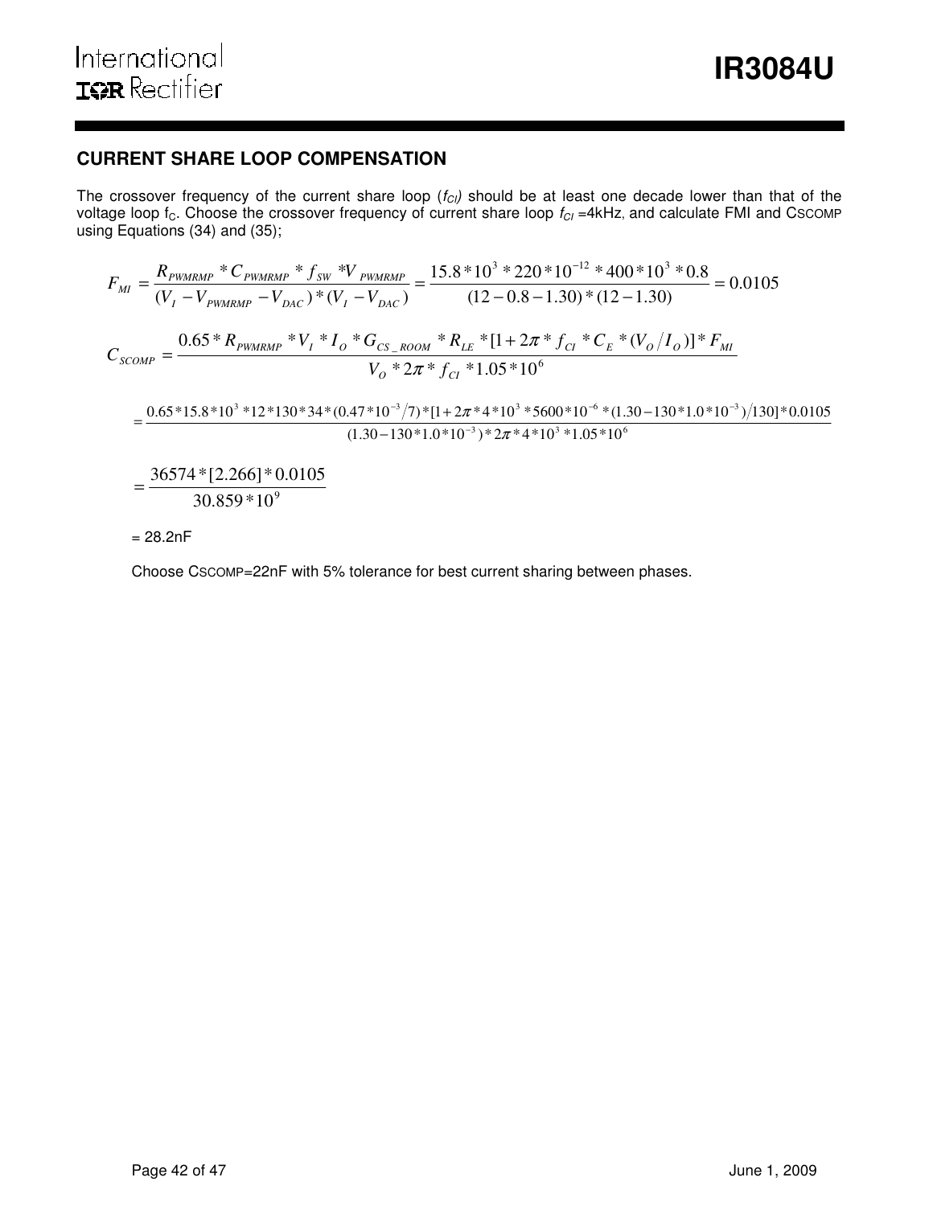## CURRENT SHARE LOOP COMPENSATION

The crossover frequency of the current share loop ($f_{CI}$) should be at least one decade lower than that of the voltage loop $f_C$. Choose the crossover frequency of current share loop $f_{CI}$ =4kHz, and calculate FMI and CSCOMP using Equations (34) and (35);

$$F_{MI} = \frac{R_{PWMRMP} * C_{PWMRMP} * f_{SW} * V_{PWMRMP}}{(V_I - V_{PWMRMP} - V_{DAC}) * (V_I - V_{DAC})} = \frac{15.8*10^3 * 220*10^{-12} * 400*10^3 * 0.8}{(12-0.8-1.30)*(12-1.30)} = 0.0105$$

$$C_{SCOMP} = \frac{0.65 * R_{PWMRMP} * V_I * I_O * G_{CS\_ROOM} * R_{LE} * [1 + 2\pi * f_{CI} * C_E * (V_O / I_O)] * F_{MI}}{V_O * 2\pi * f_{CI} * 1.05*10^6}$$

$$= \frac{0.65*15.8*10^3 *12*130*34*(0.47*10^{-3}/7)*[1+2\pi*4*10^3*5600*10^{-6}*(1.30-130*1.0*10^{-3})/130]*0.0105}{(1.30-130*1.0*10^{-3})*2\pi*4*10^3*1.05*10^6}$$

$$= \frac{36574*[2.266]*0.0105}{30.859*10^9}$$

= 28.2nF

Choose CSCOMP=22nF with 5% tolerance for best current sharing between phases.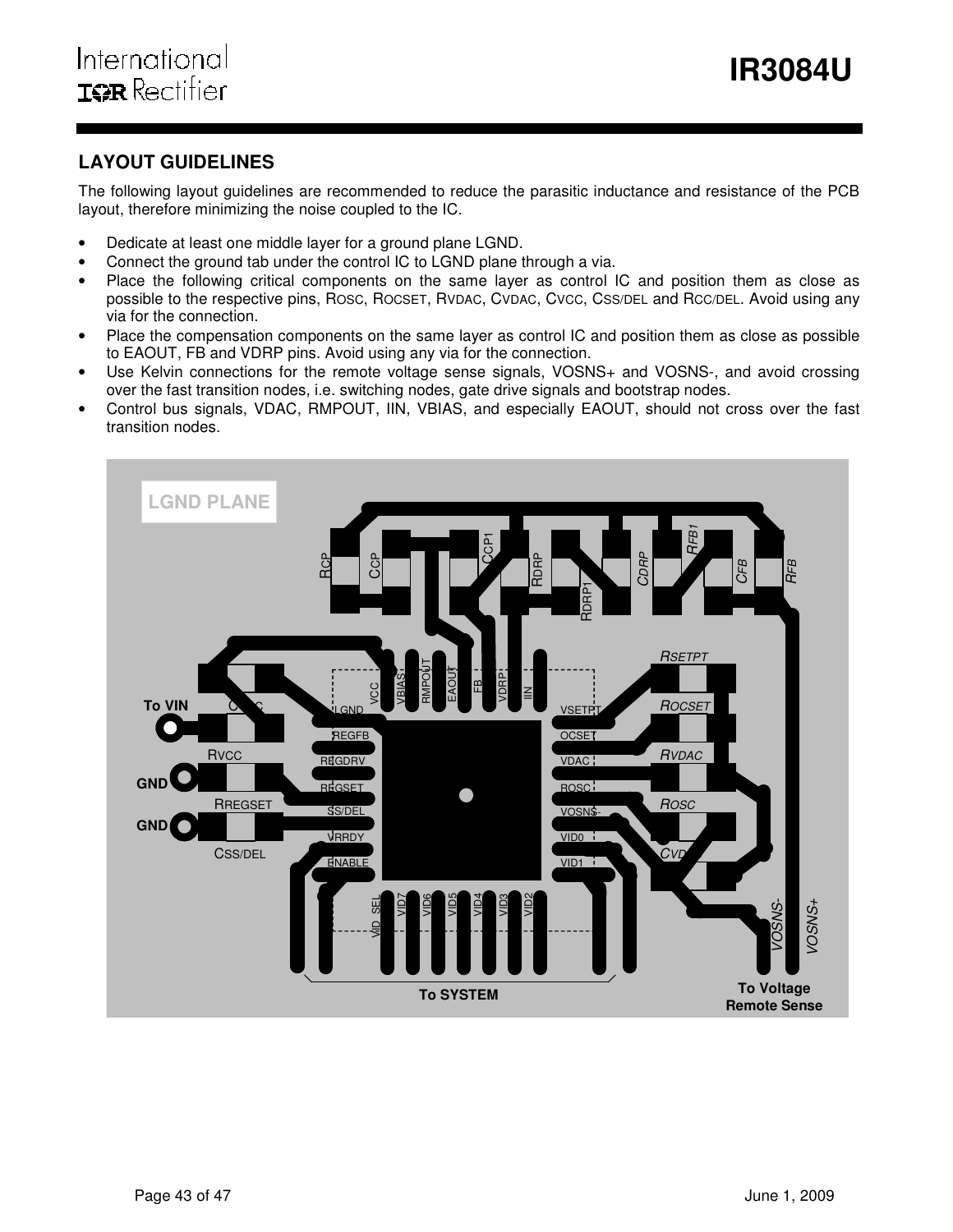## LAYOUT GUIDELINES

The following layout guidelines are recommended to reduce the parasitic inductance and resistance of the PCB layout, therefore minimizing the noise coupled to the IC.

- Dedicate at least one middle layer for a ground plane LGND.
- Connect the ground tab under the control IC to LGND plane through a via.
- Place the following critical components on the same layer as control IC and position them as close as possible to the respective pins, $R_{OSC}$, $R_{OCSET}$, $R_{VDAC}$, $C_{VDAC}$, $C_{VCC}$, $C_{SS/DEL}$ and $R_{CC/DEL}$. Avoid using any via for the connection.
- Place the compensation components on the same layer as control IC and position them as close as possible to EAOUT, FB and VDRP pins. Avoid using any via for the connection.
- Use Kelvin connections for the remote voltage sense signals, VOSNS+ and VOSNS-, and avoid crossing over the fast transition nodes, i.e. switching nodes, gate drive signals and bootstrap nodes.
- Control bus signals, VDAC, RMPOUT, IIN, VBIAS, and especially EAOUT, should not cross over the fast transition nodes.

LGND PLANE

$R_{CP}$ $C_{CP}$ $C_{CP1}$ $R_{DRP}$ $R_{DRP1}$ $C_{DRP}$ $R_{FB1}$ $C_{FB}$ $R_{FB}$

VCC VBIAS RMPOUT EAOUT FB VDRP IIN

To VIN $C_{VCC}$ $R_{VCC}$ GND $R_{REGSET}$ GND $C_{SS/DEL}$

LGND REGFB REGDRV REGSET SS/DEL VRRDY ENABLE

VSETPT OCSET VDAC ROSC VOSNS- VID0 VID1

$R_{SETPT}$ $R_{OCSET}$ $R_{VDAC}$ $R_{OSC}$ $C_{VDAC}$

VID_SEL VID7 VID6 VID5 VID4 VID3 VID2

VOSNS- VOSNS+

To SYSTEM

To Voltage Remote Sense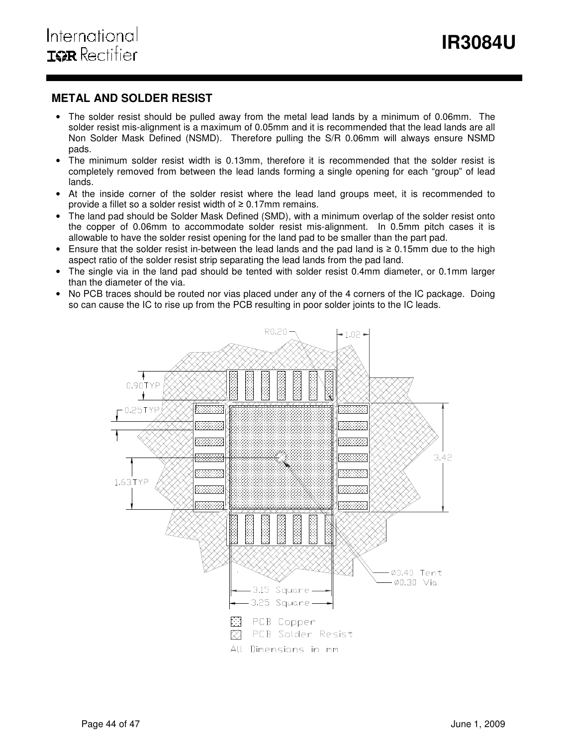## METAL AND SOLDER RESIST

- The solder resist should be pulled away from the metal lead lands by a minimum of 0.06mm. The solder resist mis-alignment is a maximum of 0.05mm and it is recommended that the lead lands are all Non Solder Mask Defined (NSMD). Therefore pulling the S/R 0.06mm will always ensure NSMD pads.
- The minimum solder resist width is 0.13mm, therefore it is recommended that the solder resist is completely removed from between the lead lands forming a single opening for each "group" of lead lands.
- At the inside corner of the solder resist where the lead land groups meet, it is recommended to provide a fillet so a solder resist width of ≥ 0.17mm remains.
- The land pad should be Solder Mask Defined (SMD), with a minimum overlap of the solder resist onto the copper of 0.06mm to accommodate solder resist mis-alignment. In 0.5mm pitch cases it is allowable to have the solder resist opening for the land pad to be smaller than the part pad.
- Ensure that the solder resist in-between the lead lands and the pad land is ≥ 0.15mm due to the high aspect ratio of the solder resist strip separating the lead lands from the pad land.
- The single via in the land pad should be tented with solder resist 0.4mm diameter, or 0.1mm larger than the diameter of the via.
- No PCB traces should be routed nor vias placed under any of the 4 corners of the IC package. Doing so can cause the IC to rise up from the PCB resulting in poor solder joints to the IC leads.

R0.20
1.02
0.90TYP
0.25TYP
1.63TYP
3.42
Ø0.40 Tent
Ø0.30 Via
3.15 Square
3.25 Square
PCB Copper
PCB Solder Resist
All Dimensions in mm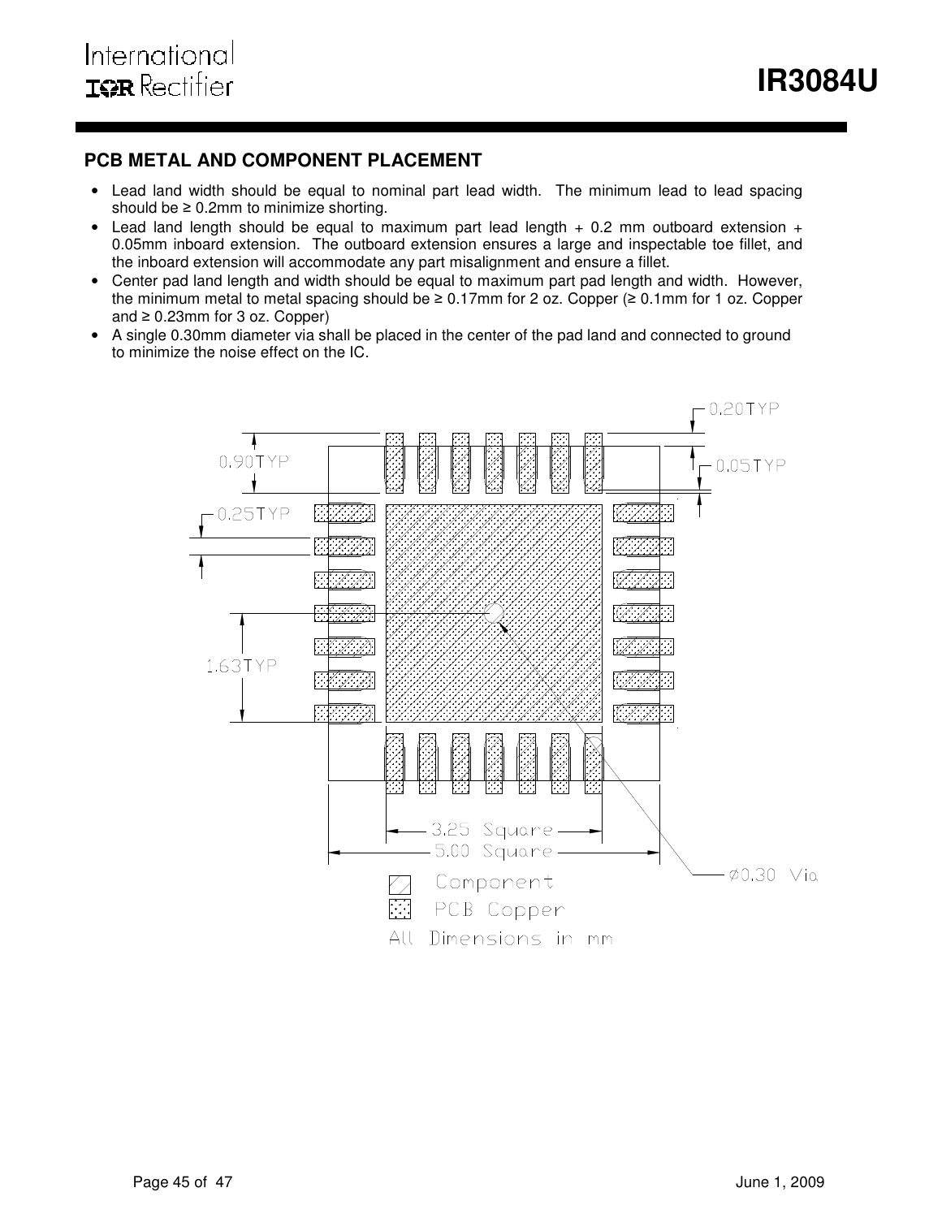## PCB METAL AND COMPONENT PLACEMENT

- Lead land width should be equal to nominal part lead width. The minimum lead to lead spacing should be ≥ 0.2mm to minimize shorting.
- Lead land length should be equal to maximum part lead length + 0.2 mm outboard extension + 0.05mm inboard extension. The outboard extension ensures a large and inspectable toe fillet, and the inboard extension will accommodate any part misalignment and ensure a fillet.
- Center pad land length and width should be equal to maximum part pad length and width. However, the minimum metal to metal spacing should be ≥ 0.17mm for 2 oz. Copper (≥ 0.1mm for 1 oz. Copper and ≥ 0.23mm for 3 oz. Copper)
- A single 0.30mm diameter via shall be placed in the center of the pad land and connected to ground to minimize the noise effect on the IC.

0.90TYP
0.25TYP
1.63TYP
0.20TYP
0.05TYP
3.25 Square
5.00 Square
Ø0.30 Via
Component
PCB Copper
All Dimensions in mm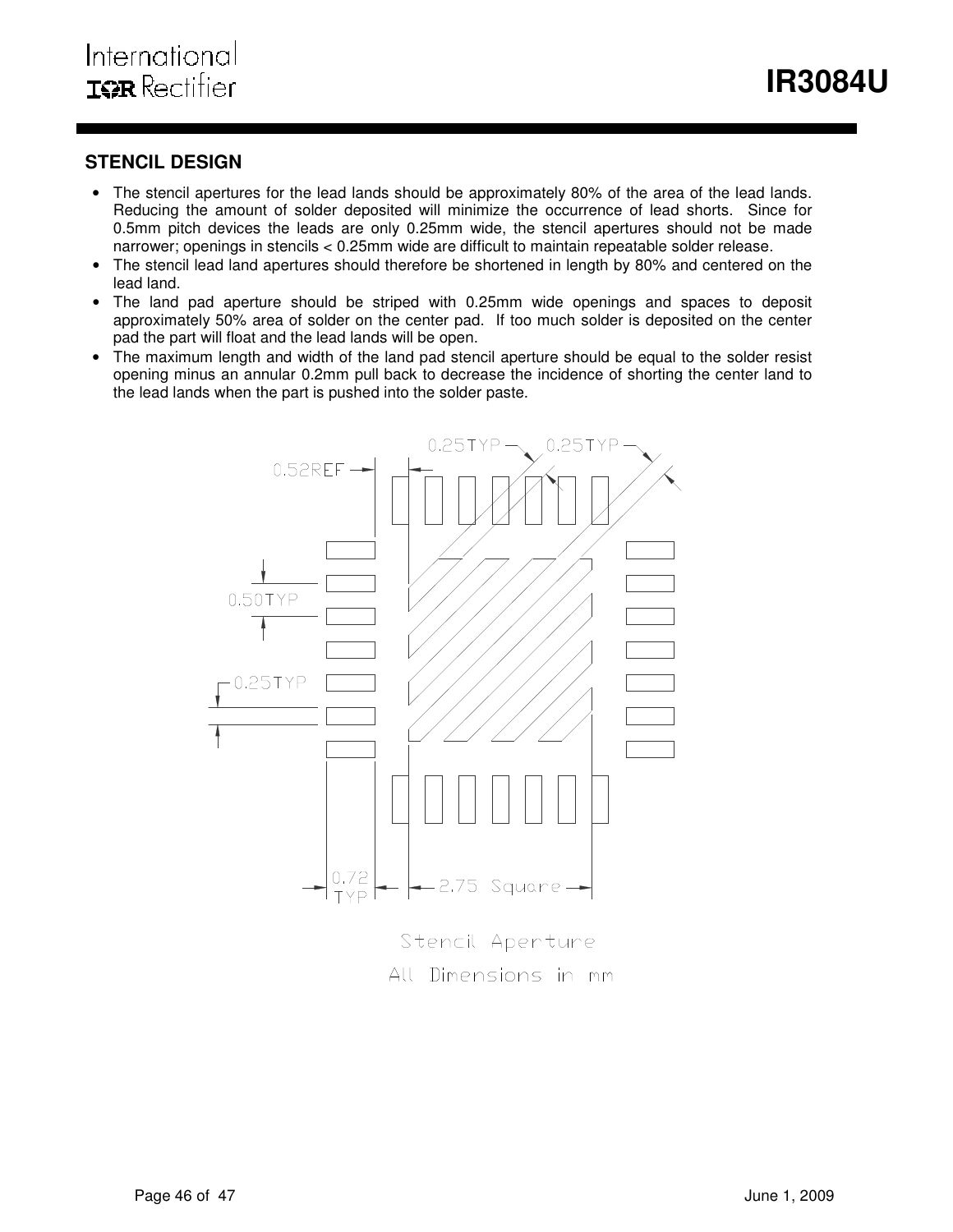## STENCIL DESIGN

- The stencil apertures for the lead lands should be approximately 80% of the area of the lead lands. Reducing the amount of solder deposited will minimize the occurrence of lead shorts. Since for 0.5mm pitch devices the leads are only 0.25mm wide, the stencil apertures should not be made narrower; openings in stencils < 0.25mm wide are difficult to maintain repeatable solder release.
- The stencil lead land apertures should therefore be shortened in length by 80% and centered on the lead land.
- The land pad aperture should be striped with 0.25mm wide openings and spaces to deposit approximately 50% area of solder on the center pad. If too much solder is deposited on the center pad the part will float and the lead lands will be open.
- The maximum length and width of the land pad stencil aperture should be equal to the solder resist opening minus an annular 0.2mm pull back to decrease the incidence of shorting the center land to the lead lands when the part is pushed into the solder paste.

0.52REF 0.25TYP 0.25TYP 0.50TYP 0.25TYP 0.72 TYP 2.75 Square

Stencil Aperture
All Dimensions in mm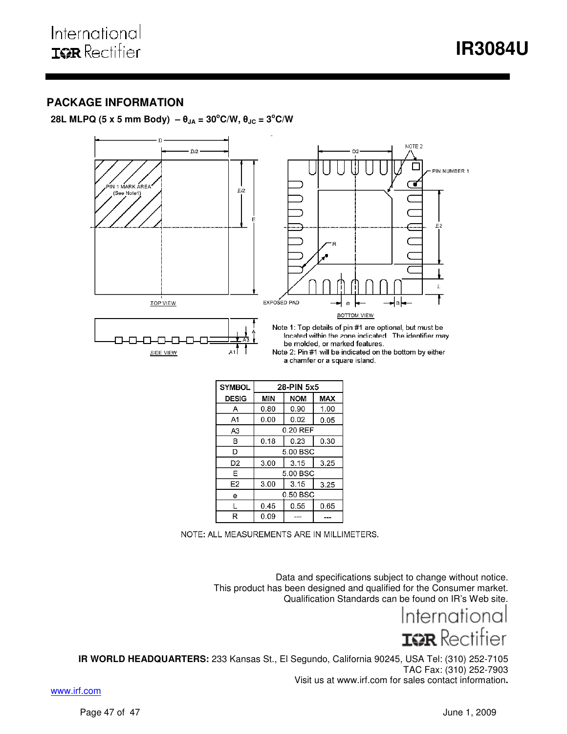## PACKAGE INFORMATION

**28L MLPQ (5 x 5 mm Body) – $\theta_{JA}$ = 30°C/W, $\theta_{JC}$ = 3°C/W**

D

D/2

PIN 1 MARK AREA (See Note1)

E/2

E

TOP VIEW

D2

NOTE 2

PIN NUMBER 1

E2

R

L

EXPOSED PAD

e

B

BOTTOM VIEW

A

A3

A1

SIDE VIEW

Note 1: Top details of pin #1 are optional, but must be located within the zone indicated. The identifier may be molded, or marked features.

Note 2: Pin #1 will be indicated on the bottom by either a chamfer or a square island.

| SYMBOL | 28-PIN 5x5 | | |
|---|---|---|---|
| DESIG | MIN | NOM | MAX |
| A | 0.80 | 0.90 | 1.00 |
| A1 | 0.00 | 0.02 | 0.05 |
| A3 | 0.20 REF | | |
| B | 0.18 | 0.23 | 0.30 |
| D | 5.00 BSC | | |
| D2 | 3.00 | 3.15 | 3.25 |
| E | 5.00 BSC | | |
| E2 | 3.00 | 3.15 | 3.25 |
| e | 0.50 BSC | | |
| L | 0.45 | 0.55 | 0.65 |
| R | 0.09 | --- | --- |

NOTE: ALL MEASUREMENTS ARE IN MILLIMETERS.

Data and specifications subject to change without notice.
This product has been designed and qualified for the Consumer market.
Qualification Standards can be found on IR's Web site.

International
IOR Rectifier

**IR WORLD HEADQUARTERS:** 233 Kansas St., El Segundo, California 90245, USA Tel: (310) 252-7105
TAC Fax: (310) 252-7903
Visit us at www.irf.com for sales contact information**.**

www.irf.com